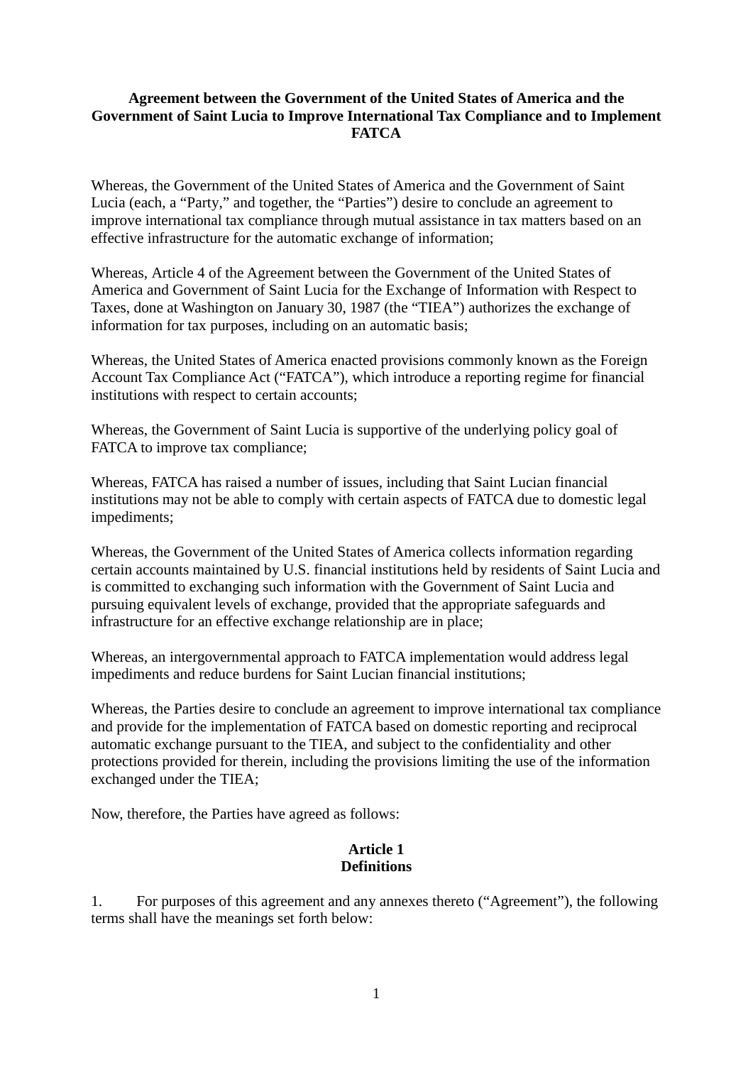**Agreement between the Government of the United States of America and the Government of Saint Lucia to Improve International Tax Compliance and to Implement FATCA**

Whereas, the Government of the United States of America and the Government of Saint Lucia (each, a "Party," and together, the "Parties") desire to conclude an agreement to improve international tax compliance through mutual assistance in tax matters based on an effective infrastructure for the automatic exchange of information;

Whereas, Article 4 of the Agreement between the Government of the United States of America and Government of Saint Lucia for the Exchange of Information with Respect to Taxes, done at Washington on January 30, 1987 (the "TIEA") authorizes the exchange of information for tax purposes, including on an automatic basis;

Whereas, the United States of America enacted provisions commonly known as the Foreign Account Tax Compliance Act ("FATCA"), which introduce a reporting regime for financial institutions with respect to certain accounts;

Whereas, the Government of Saint Lucia is supportive of the underlying policy goal of FATCA to improve tax compliance;

Whereas, FATCA has raised a number of issues, including that Saint Lucian financial institutions may not be able to comply with certain aspects of FATCA due to domestic legal impediments;

Whereas, the Government of the United States of America collects information regarding certain accounts maintained by U.S. financial institutions held by residents of Saint Lucia and is committed to exchanging such information with the Government of Saint Lucia and pursuing equivalent levels of exchange, provided that the appropriate safeguards and infrastructure for an effective exchange relationship are in place;

Whereas, an intergovernmental approach to FATCA implementation would address legal impediments and reduce burdens for Saint Lucian financial institutions;

Whereas, the Parties desire to conclude an agreement to improve international tax compliance and provide for the implementation of FATCA based on domestic reporting and reciprocal automatic exchange pursuant to the TIEA, and subject to the confidentiality and other protections provided for therein, including the provisions limiting the use of the information exchanged under the TIEA;

Now, therefore, the Parties have agreed as follows:

**Article 1**
**Definitions**

1. For purposes of this agreement and any annexes thereto ("Agreement"), the following terms shall have the meanings set forth below: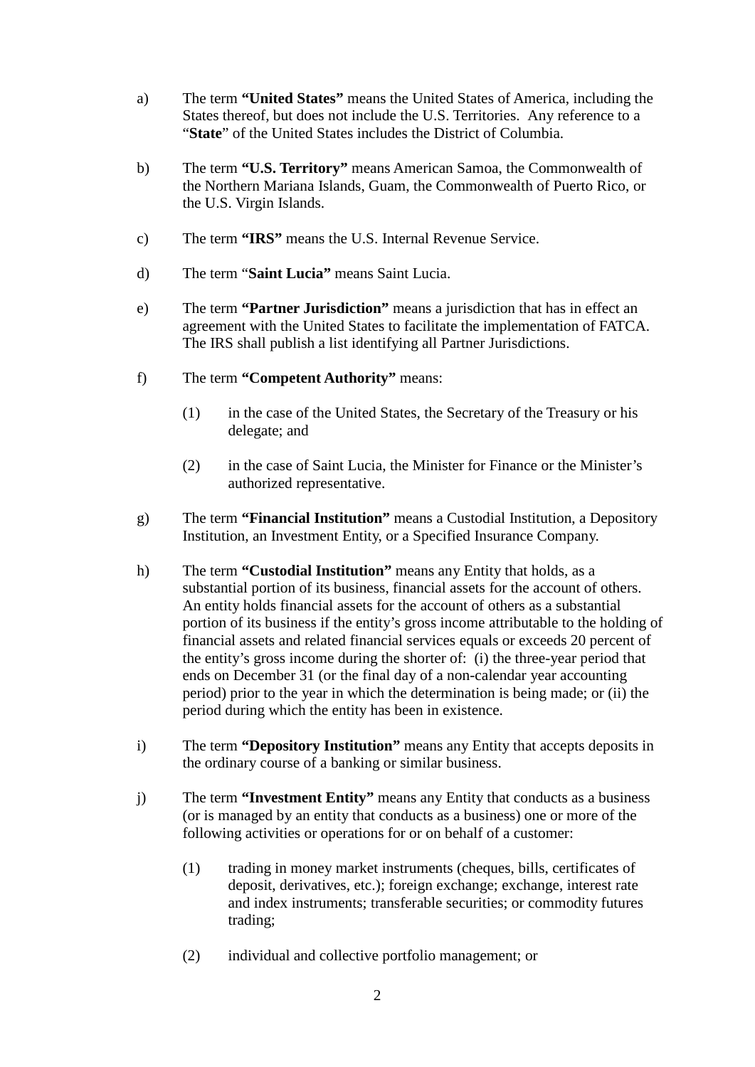a) The term **"United States"** means the United States of America, including the States thereof, but does not include the U.S. Territories. Any reference to a "**State**" of the United States includes the District of Columbia.

b) The term **"U.S. Territory"** means American Samoa, the Commonwealth of the Northern Mariana Islands, Guam, the Commonwealth of Puerto Rico, or the U.S. Virgin Islands.

c) The term **"IRS"** means the U.S. Internal Revenue Service.

d) The term "**Saint Lucia"** means Saint Lucia.

e) The term **"Partner Jurisdiction"** means a jurisdiction that has in effect an agreement with the United States to facilitate the implementation of FATCA. The IRS shall publish a list identifying all Partner Jurisdictions.

f) The term **"Competent Authority"** means:

   (1) in the case of the United States, the Secretary of the Treasury or his delegate; and

   (2) in the case of Saint Lucia, the Minister for Finance or the Minister's authorized representative.

g) The term **"Financial Institution"** means a Custodial Institution, a Depository Institution, an Investment Entity, or a Specified Insurance Company.

h) The term **"Custodial Institution"** means any Entity that holds, as a substantial portion of its business, financial assets for the account of others. An entity holds financial assets for the account of others as a substantial portion of its business if the entity's gross income attributable to the holding of financial assets and related financial services equals or exceeds 20 percent of the entity's gross income during the shorter of: (i) the three-year period that ends on December 31 (or the final day of a non-calendar year accounting period) prior to the year in which the determination is being made; or (ii) the period during which the entity has been in existence.

i) The term **"Depository Institution"** means any Entity that accepts deposits in the ordinary course of a banking or similar business.

j) The term **"Investment Entity"** means any Entity that conducts as a business (or is managed by an entity that conducts as a business) one or more of the following activities or operations for or on behalf of a customer:

   (1) trading in money market instruments (cheques, bills, certificates of deposit, derivatives, etc.); foreign exchange; exchange, interest rate and index instruments; transferable securities; or commodity futures trading;

   (2) individual and collective portfolio management; or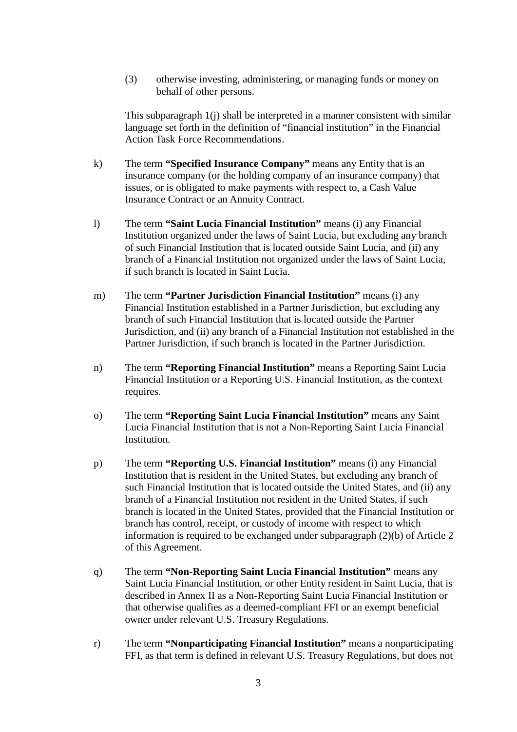(3) otherwise investing, administering, or managing funds or money on behalf of other persons.

This subparagraph 1(j) shall be interpreted in a manner consistent with similar language set forth in the definition of "financial institution" in the Financial Action Task Force Recommendations.

k) The term **"Specified Insurance Company"** means any Entity that is an insurance company (or the holding company of an insurance company) that issues, or is obligated to make payments with respect to, a Cash Value Insurance Contract or an Annuity Contract.

l) The term **"Saint Lucia Financial Institution"** means (i) any Financial Institution organized under the laws of Saint Lucia, but excluding any branch of such Financial Institution that is located outside Saint Lucia, and (ii) any branch of a Financial Institution not organized under the laws of Saint Lucia, if such branch is located in Saint Lucia.

m) The term **"Partner Jurisdiction Financial Institution"** means (i) any Financial Institution established in a Partner Jurisdiction, but excluding any branch of such Financial Institution that is located outside the Partner Jurisdiction, and (ii) any branch of a Financial Institution not established in the Partner Jurisdiction, if such branch is located in the Partner Jurisdiction.

n) The term **"Reporting Financial Institution"** means a Reporting Saint Lucia Financial Institution or a Reporting U.S. Financial Institution, as the context requires.

o) The term **"Reporting Saint Lucia Financial Institution"** means any Saint Lucia Financial Institution that is not a Non-Reporting Saint Lucia Financial Institution.

p) The term **"Reporting U.S. Financial Institution"** means (i) any Financial Institution that is resident in the United States, but excluding any branch of such Financial Institution that is located outside the United States, and (ii) any branch of a Financial Institution not resident in the United States, if such branch is located in the United States, provided that the Financial Institution or branch has control, receipt, or custody of income with respect to which information is required to be exchanged under subparagraph (2)(b) of Article 2 of this Agreement.

q) The term **"Non-Reporting Saint Lucia Financial Institution"** means any Saint Lucia Financial Institution, or other Entity resident in Saint Lucia, that is described in Annex II as a Non-Reporting Saint Lucia Financial Institution or that otherwise qualifies as a deemed-compliant FFI or an exempt beneficial owner under relevant U.S. Treasury Regulations.

r) The term **"Nonparticipating Financial Institution"** means a nonparticipating FFI, as that term is defined in relevant U.S. Treasury Regulations, but does not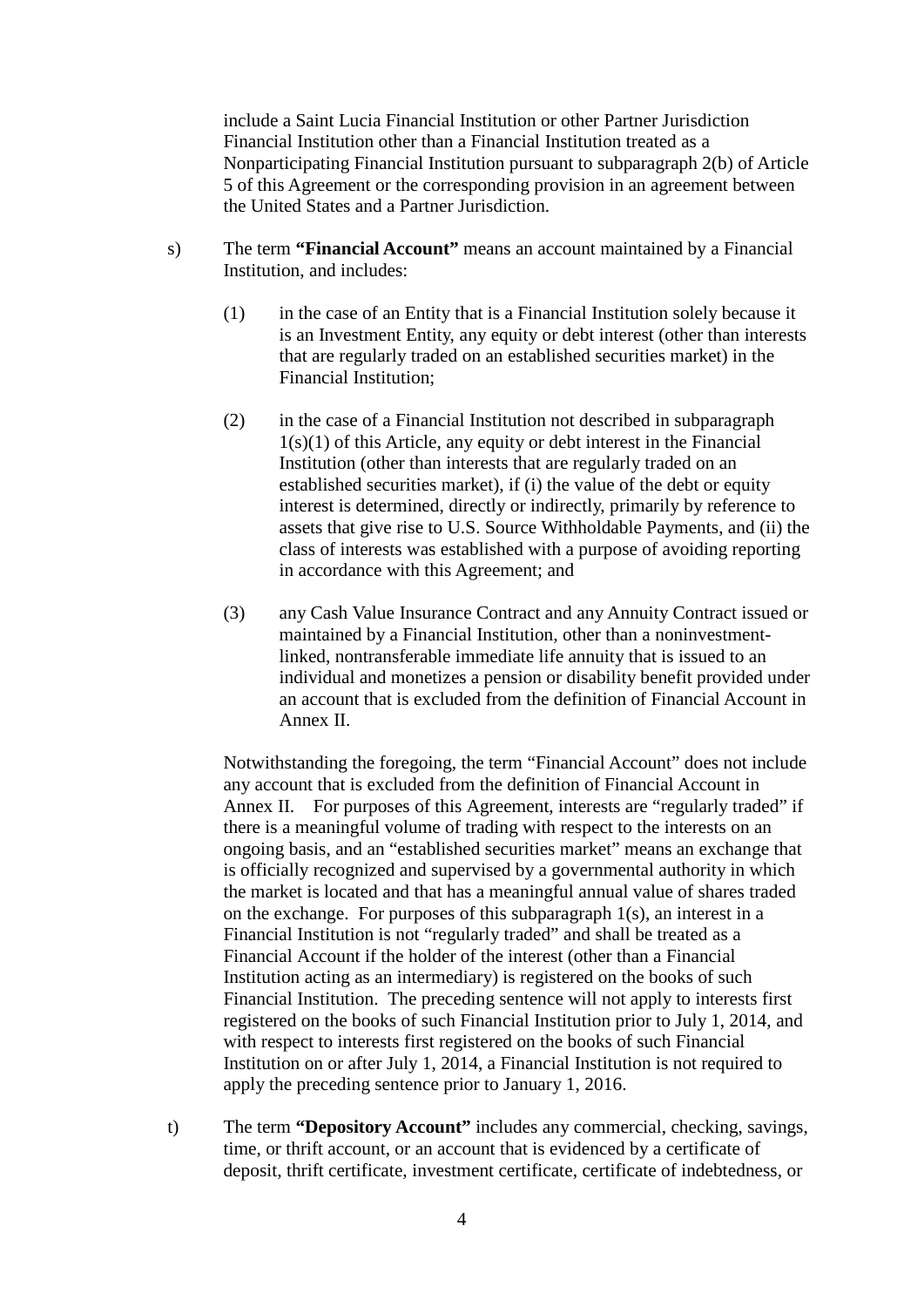include a Saint Lucia Financial Institution or other Partner Jurisdiction Financial Institution other than a Financial Institution treated as a Nonparticipating Financial Institution pursuant to subparagraph 2(b) of Article 5 of this Agreement or the corresponding provision in an agreement between the United States and a Partner Jurisdiction.

s) The term **"Financial Account"** means an account maintained by a Financial Institution, and includes:

(1) in the case of an Entity that is a Financial Institution solely because it is an Investment Entity, any equity or debt interest (other than interests that are regularly traded on an established securities market) in the Financial Institution;

(2) in the case of a Financial Institution not described in subparagraph 1(s)(1) of this Article, any equity or debt interest in the Financial Institution (other than interests that are regularly traded on an established securities market), if (i) the value of the debt or equity interest is determined, directly or indirectly, primarily by reference to assets that give rise to U.S. Source Withholdable Payments, and (ii) the class of interests was established with a purpose of avoiding reporting in accordance with this Agreement; and

(3) any Cash Value Insurance Contract and any Annuity Contract issued or maintained by a Financial Institution, other than a noninvestment-linked, nontransferable immediate life annuity that is issued to an individual and monetizes a pension or disability benefit provided under an account that is excluded from the definition of Financial Account in Annex II.

Notwithstanding the foregoing, the term "Financial Account" does not include any account that is excluded from the definition of Financial Account in Annex II. For purposes of this Agreement, interests are "regularly traded" if there is a meaningful volume of trading with respect to the interests on an ongoing basis, and an "established securities market" means an exchange that is officially recognized and supervised by a governmental authority in which the market is located and that has a meaningful annual value of shares traded on the exchange. For purposes of this subparagraph 1(s), an interest in a Financial Institution is not "regularly traded" and shall be treated as a Financial Account if the holder of the interest (other than a Financial Institution acting as an intermediary) is registered on the books of such Financial Institution. The preceding sentence will not apply to interests first registered on the books of such Financial Institution prior to July 1, 2014, and with respect to interests first registered on the books of such Financial Institution on or after July 1, 2014, a Financial Institution is not required to apply the preceding sentence prior to January 1, 2016.

t) The term **"Depository Account"** includes any commercial, checking, savings, time, or thrift account, or an account that is evidenced by a certificate of deposit, thrift certificate, investment certificate, certificate of indebtedness, or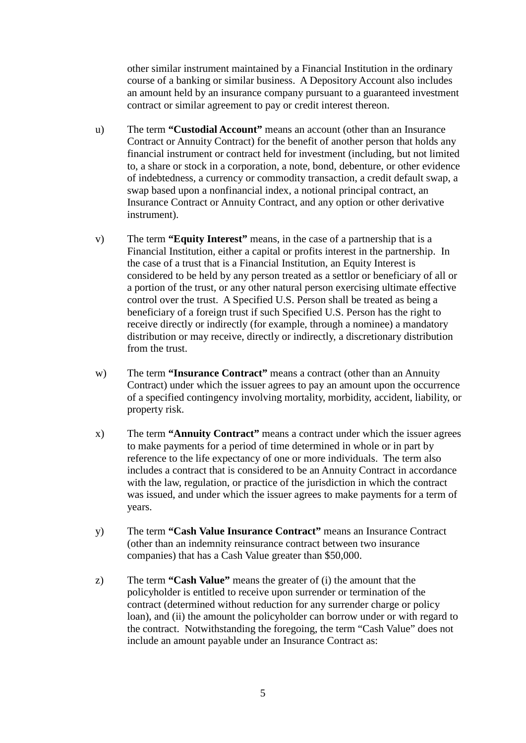other similar instrument maintained by a Financial Institution in the ordinary course of a banking or similar business. A Depository Account also includes an amount held by an insurance company pursuant to a guaranteed investment contract or similar agreement to pay or credit interest thereon.

u) The term **"Custodial Account"** means an account (other than an Insurance Contract or Annuity Contract) for the benefit of another person that holds any financial instrument or contract held for investment (including, but not limited to, a share or stock in a corporation, a note, bond, debenture, or other evidence of indebtedness, a currency or commodity transaction, a credit default swap, a swap based upon a nonfinancial index, a notional principal contract, an Insurance Contract or Annuity Contract, and any option or other derivative instrument).

v) The term **"Equity Interest"** means, in the case of a partnership that is a Financial Institution, either a capital or profits interest in the partnership. In the case of a trust that is a Financial Institution, an Equity Interest is considered to be held by any person treated as a settlor or beneficiary of all or a portion of the trust, or any other natural person exercising ultimate effective control over the trust. A Specified U.S. Person shall be treated as being a beneficiary of a foreign trust if such Specified U.S. Person has the right to receive directly or indirectly (for example, through a nominee) a mandatory distribution or may receive, directly or indirectly, a discretionary distribution from the trust.

w) The term **"Insurance Contract"** means a contract (other than an Annuity Contract) under which the issuer agrees to pay an amount upon the occurrence of a specified contingency involving mortality, morbidity, accident, liability, or property risk.

x) The term **"Annuity Contract"** means a contract under which the issuer agrees to make payments for a period of time determined in whole or in part by reference to the life expectancy of one or more individuals. The term also includes a contract that is considered to be an Annuity Contract in accordance with the law, regulation, or practice of the jurisdiction in which the contract was issued, and under which the issuer agrees to make payments for a term of years.

y) The term **"Cash Value Insurance Contract"** means an Insurance Contract (other than an indemnity reinsurance contract between two insurance companies) that has a Cash Value greater than $50,000.

z) The term **"Cash Value"** means the greater of (i) the amount that the policyholder is entitled to receive upon surrender or termination of the contract (determined without reduction for any surrender charge or policy loan), and (ii) the amount the policyholder can borrow under or with regard to the contract. Notwithstanding the foregoing, the term "Cash Value" does not include an amount payable under an Insurance Contract as: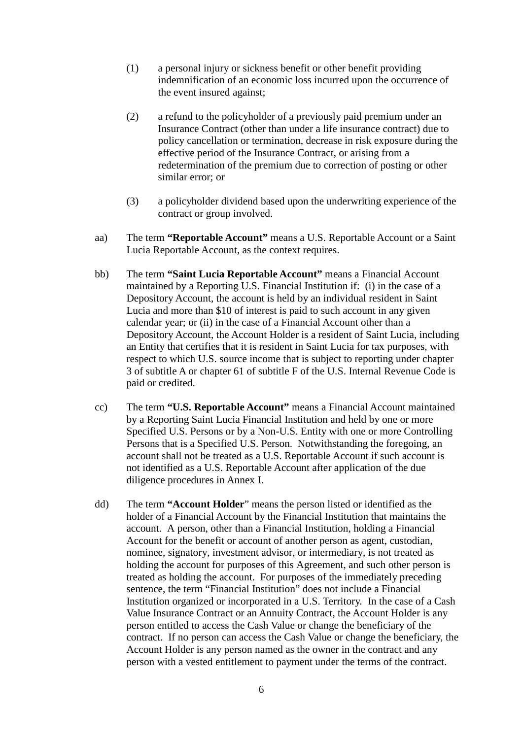(1) a personal injury or sickness benefit or other benefit providing indemnification of an economic loss incurred upon the occurrence of the event insured against;

(2) a refund to the policyholder of a previously paid premium under an Insurance Contract (other than under a life insurance contract) due to policy cancellation or termination, decrease in risk exposure during the effective period of the Insurance Contract, or arising from a redetermination of the premium due to correction of posting or other similar error; or

(3) a policyholder dividend based upon the underwriting experience of the contract or group involved.

aa) The term **"Reportable Account"** means a U.S. Reportable Account or a Saint Lucia Reportable Account, as the context requires.

bb) The term **"Saint Lucia Reportable Account"** means a Financial Account maintained by a Reporting U.S. Financial Institution if: (i) in the case of a Depository Account, the account is held by an individual resident in Saint Lucia and more than $10 of interest is paid to such account in any given calendar year; or (ii) in the case of a Financial Account other than a Depository Account, the Account Holder is a resident of Saint Lucia, including an Entity that certifies that it is resident in Saint Lucia for tax purposes, with respect to which U.S. source income that is subject to reporting under chapter 3 of subtitle A or chapter 61 of subtitle F of the U.S. Internal Revenue Code is paid or credited.

cc) The term **"U.S. Reportable Account"** means a Financial Account maintained by a Reporting Saint Lucia Financial Institution and held by one or more Specified U.S. Persons or by a Non-U.S. Entity with one or more Controlling Persons that is a Specified U.S. Person. Notwithstanding the foregoing, an account shall not be treated as a U.S. Reportable Account if such account is not identified as a U.S. Reportable Account after application of the due diligence procedures in Annex I.

dd) The term **"Account Holder"** means the person listed or identified as the holder of a Financial Account by the Financial Institution that maintains the account. A person, other than a Financial Institution, holding a Financial Account for the benefit or account of another person as agent, custodian, nominee, signatory, investment advisor, or intermediary, is not treated as holding the account for purposes of this Agreement, and such other person is treated as holding the account. For purposes of the immediately preceding sentence, the term "Financial Institution" does not include a Financial Institution organized or incorporated in a U.S. Territory. In the case of a Cash Value Insurance Contract or an Annuity Contract, the Account Holder is any person entitled to access the Cash Value or change the beneficiary of the contract. If no person can access the Cash Value or change the beneficiary, the Account Holder is any person named as the owner in the contract and any person with a vested entitlement to payment under the terms of the contract.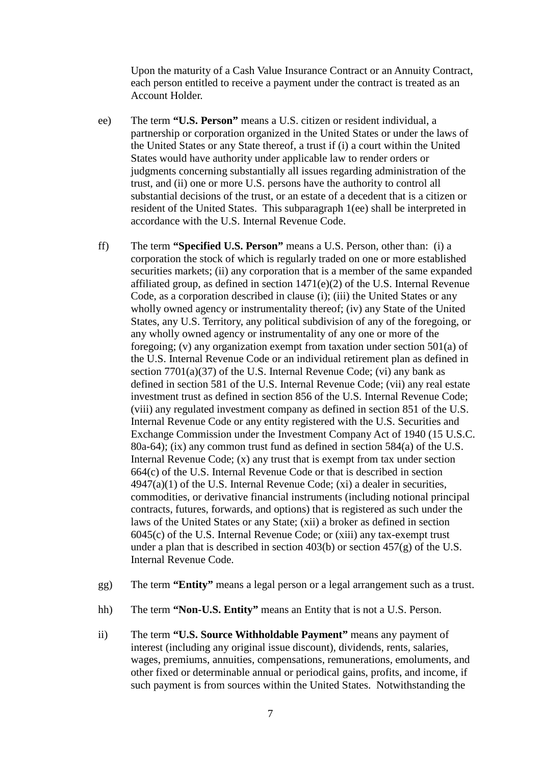Upon the maturity of a Cash Value Insurance Contract or an Annuity Contract, each person entitled to receive a payment under the contract is treated as an Account Holder.

ee) The term **"U.S. Person"** means a U.S. citizen or resident individual, a partnership or corporation organized in the United States or under the laws of the United States or any State thereof, a trust if (i) a court within the United States would have authority under applicable law to render orders or judgments concerning substantially all issues regarding administration of the trust, and (ii) one or more U.S. persons have the authority to control all substantial decisions of the trust, or an estate of a decedent that is a citizen or resident of the United States. This subparagraph 1(ee) shall be interpreted in accordance with the U.S. Internal Revenue Code.

ff) The term **"Specified U.S. Person"** means a U.S. Person, other than: (i) a corporation the stock of which is regularly traded on one or more established securities markets; (ii) any corporation that is a member of the same expanded affiliated group, as defined in section 1471(e)(2) of the U.S. Internal Revenue Code, as a corporation described in clause (i); (iii) the United States or any wholly owned agency or instrumentality thereof; (iv) any State of the United States, any U.S. Territory, any political subdivision of any of the foregoing, or any wholly owned agency or instrumentality of any one or more of the foregoing; (v) any organization exempt from taxation under section 501(a) of the U.S. Internal Revenue Code or an individual retirement plan as defined in section 7701(a)(37) of the U.S. Internal Revenue Code; (vi) any bank as defined in section 581 of the U.S. Internal Revenue Code; (vii) any real estate investment trust as defined in section 856 of the U.S. Internal Revenue Code; (viii) any regulated investment company as defined in section 851 of the U.S. Internal Revenue Code or any entity registered with the U.S. Securities and Exchange Commission under the Investment Company Act of 1940 (15 U.S.C. 80a-64); (ix) any common trust fund as defined in section 584(a) of the U.S. Internal Revenue Code; (x) any trust that is exempt from tax under section 664(c) of the U.S. Internal Revenue Code or that is described in section 4947(a)(1) of the U.S. Internal Revenue Code; (xi) a dealer in securities, commodities, or derivative financial instruments (including notional principal contracts, futures, forwards, and options) that is registered as such under the laws of the United States or any State; (xii) a broker as defined in section 6045(c) of the U.S. Internal Revenue Code; or (xiii) any tax-exempt trust under a plan that is described in section 403(b) or section 457(g) of the U.S. Internal Revenue Code.

gg) The term **"Entity"** means a legal person or a legal arrangement such as a trust.

hh) The term **"Non-U.S. Entity"** means an Entity that is not a U.S. Person.

ii) The term **"U.S. Source Withholdable Payment"** means any payment of interest (including any original issue discount), dividends, rents, salaries, wages, premiums, annuities, compensations, remunerations, emoluments, and other fixed or determinable annual or periodical gains, profits, and income, if such payment is from sources within the United States. Notwithstanding the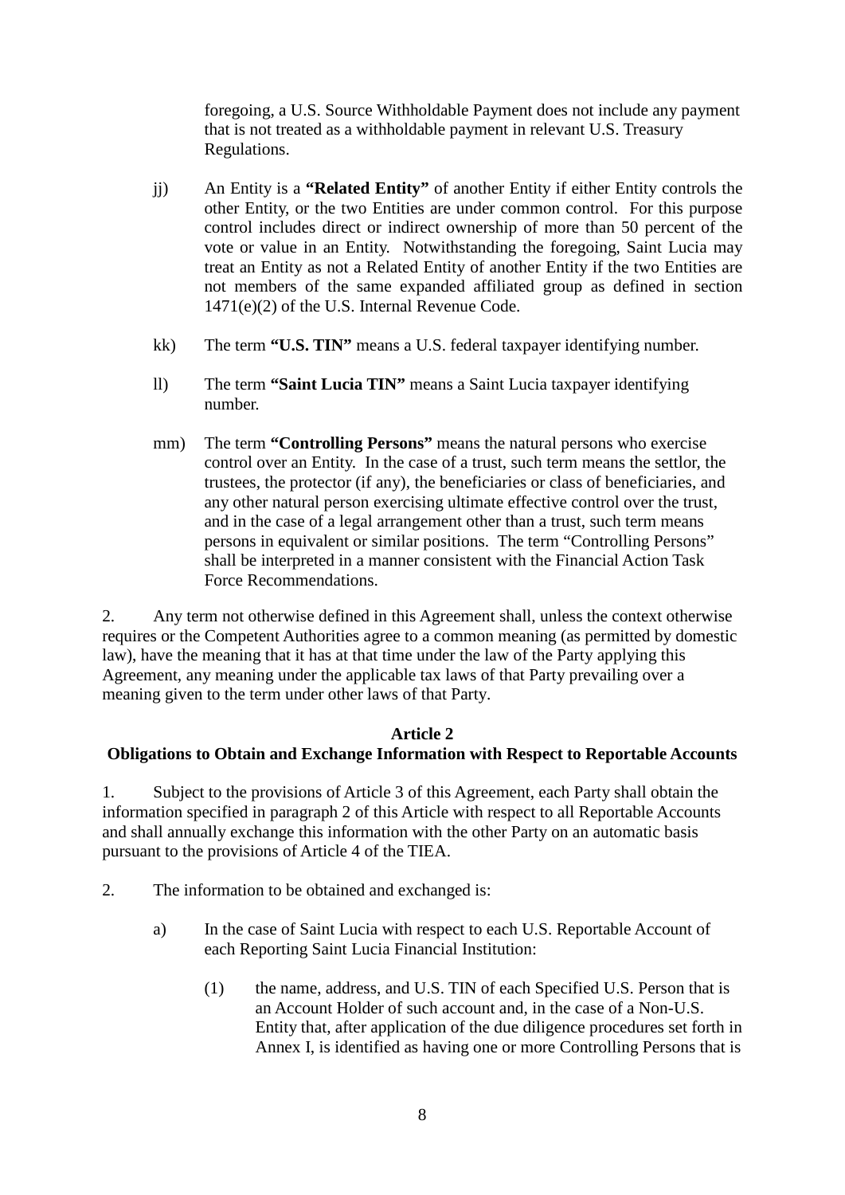foregoing, a U.S. Source Withholdable Payment does not include any payment that is not treated as a withholdable payment in relevant U.S. Treasury Regulations.

jj) An Entity is a **"Related Entity"** of another Entity if either Entity controls the other Entity, or the two Entities are under common control. For this purpose control includes direct or indirect ownership of more than 50 percent of the vote or value in an Entity. Notwithstanding the foregoing, Saint Lucia may treat an Entity as not a Related Entity of another Entity if the two Entities are not members of the same expanded affiliated group as defined in section 1471(e)(2) of the U.S. Internal Revenue Code.

kk) The term **"U.S. TIN"** means a U.S. federal taxpayer identifying number.

ll) The term **"Saint Lucia TIN"** means a Saint Lucia taxpayer identifying number.

mm) The term **"Controlling Persons"** means the natural persons who exercise control over an Entity. In the case of a trust, such term means the settlor, the trustees, the protector (if any), the beneficiaries or class of beneficiaries, and any other natural person exercising ultimate effective control over the trust, and in the case of a legal arrangement other than a trust, such term means persons in equivalent or similar positions. The term "Controlling Persons" shall be interpreted in a manner consistent with the Financial Action Task Force Recommendations.

2. Any term not otherwise defined in this Agreement shall, unless the context otherwise requires or the Competent Authorities agree to a common meaning (as permitted by domestic law), have the meaning that it has at that time under the law of the Party applying this Agreement, any meaning under the applicable tax laws of that Party prevailing over a meaning given to the term under other laws of that Party.

## Article 2
## Obligations to Obtain and Exchange Information with Respect to Reportable Accounts

1. Subject to the provisions of Article 3 of this Agreement, each Party shall obtain the information specified in paragraph 2 of this Article with respect to all Reportable Accounts and shall annually exchange this information with the other Party on an automatic basis pursuant to the provisions of Article 4 of the TIEA.

2. The information to be obtained and exchanged is:

a) In the case of Saint Lucia with respect to each U.S. Reportable Account of each Reporting Saint Lucia Financial Institution:

(1) the name, address, and U.S. TIN of each Specified U.S. Person that is an Account Holder of such account and, in the case of a Non-U.S. Entity that, after application of the due diligence procedures set forth in Annex I, is identified as having one or more Controlling Persons that is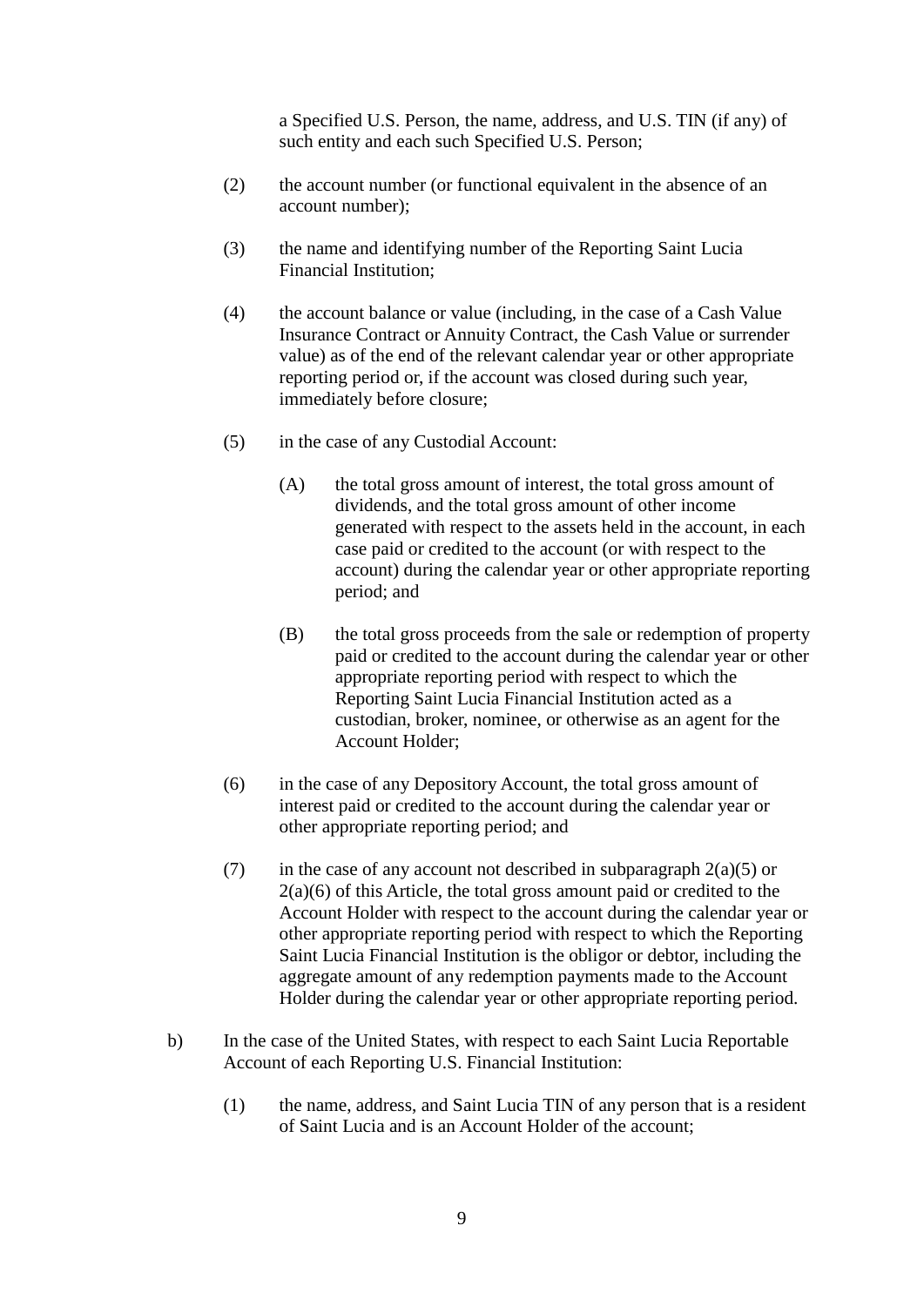a Specified U.S. Person, the name, address, and U.S. TIN (if any) of such entity and each such Specified U.S. Person;

(2) the account number (or functional equivalent in the absence of an account number);

(3) the name and identifying number of the Reporting Saint Lucia Financial Institution;

(4) the account balance or value (including, in the case of a Cash Value Insurance Contract or Annuity Contract, the Cash Value or surrender value) as of the end of the relevant calendar year or other appropriate reporting period or, if the account was closed during such year, immediately before closure;

(5) in the case of any Custodial Account:

(A) the total gross amount of interest, the total gross amount of dividends, and the total gross amount of other income generated with respect to the assets held in the account, in each case paid or credited to the account (or with respect to the account) during the calendar year or other appropriate reporting period; and

(B) the total gross proceeds from the sale or redemption of property paid or credited to the account during the calendar year or other appropriate reporting period with respect to which the Reporting Saint Lucia Financial Institution acted as a custodian, broker, nominee, or otherwise as an agent for the Account Holder;

(6) in the case of any Depository Account, the total gross amount of interest paid or credited to the account during the calendar year or other appropriate reporting period; and

(7) in the case of any account not described in subparagraph 2(a)(5) or 2(a)(6) of this Article, the total gross amount paid or credited to the Account Holder with respect to the account during the calendar year or other appropriate reporting period with respect to which the Reporting Saint Lucia Financial Institution is the obligor or debtor, including the aggregate amount of any redemption payments made to the Account Holder during the calendar year or other appropriate reporting period.

b) In the case of the United States, with respect to each Saint Lucia Reportable Account of each Reporting U.S. Financial Institution:

(1) the name, address, and Saint Lucia TIN of any person that is a resident of Saint Lucia and is an Account Holder of the account;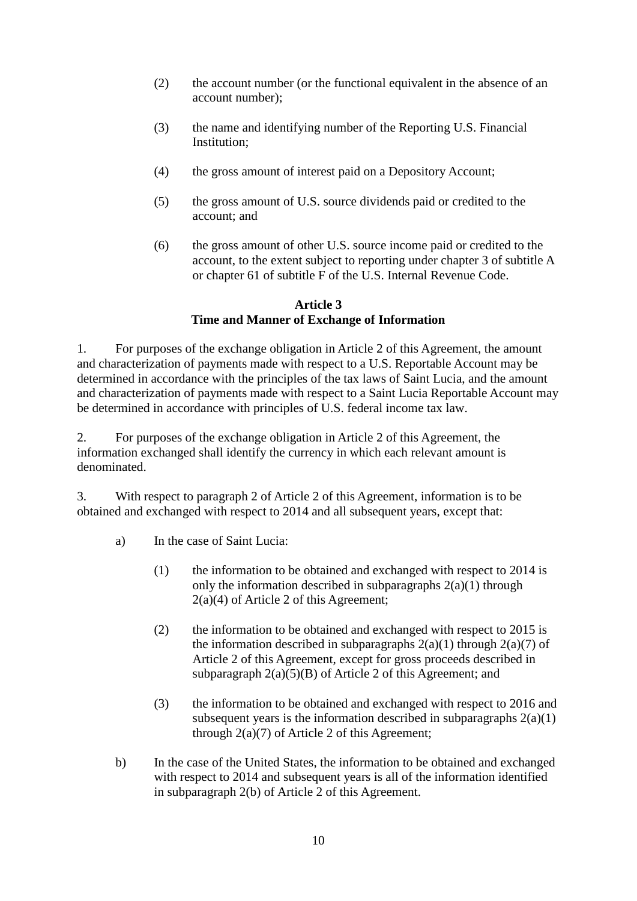(2) the account number (or the functional equivalent in the absence of an account number);

(3) the name and identifying number of the Reporting U.S. Financial Institution;

(4) the gross amount of interest paid on a Depository Account;

(5) the gross amount of U.S. source dividends paid or credited to the account; and

(6) the gross amount of other U.S. source income paid or credited to the account, to the extent subject to reporting under chapter 3 of subtitle A or chapter 61 of subtitle F of the U.S. Internal Revenue Code.

**Article 3**
**Time and Manner of Exchange of Information**

1. For purposes of the exchange obligation in Article 2 of this Agreement, the amount and characterization of payments made with respect to a U.S. Reportable Account may be determined in accordance with the principles of the tax laws of Saint Lucia, and the amount and characterization of payments made with respect to a Saint Lucia Reportable Account may be determined in accordance with principles of U.S. federal income tax law.

2. For purposes of the exchange obligation in Article 2 of this Agreement, the information exchanged shall identify the currency in which each relevant amount is denominated.

3. With respect to paragraph 2 of Article 2 of this Agreement, information is to be obtained and exchanged with respect to 2014 and all subsequent years, except that:

a) In the case of Saint Lucia:

(1) the information to be obtained and exchanged with respect to 2014 is only the information described in subparagraphs 2(a)(1) through 2(a)(4) of Article 2 of this Agreement;

(2) the information to be obtained and exchanged with respect to 2015 is the information described in subparagraphs 2(a)(1) through 2(a)(7) of Article 2 of this Agreement, except for gross proceeds described in subparagraph 2(a)(5)(B) of Article 2 of this Agreement; and

(3) the information to be obtained and exchanged with respect to 2016 and subsequent years is the information described in subparagraphs 2(a)(1) through 2(a)(7) of Article 2 of this Agreement;

b) In the case of the United States, the information to be obtained and exchanged with respect to 2014 and subsequent years is all of the information identified in subparagraph 2(b) of Article 2 of this Agreement.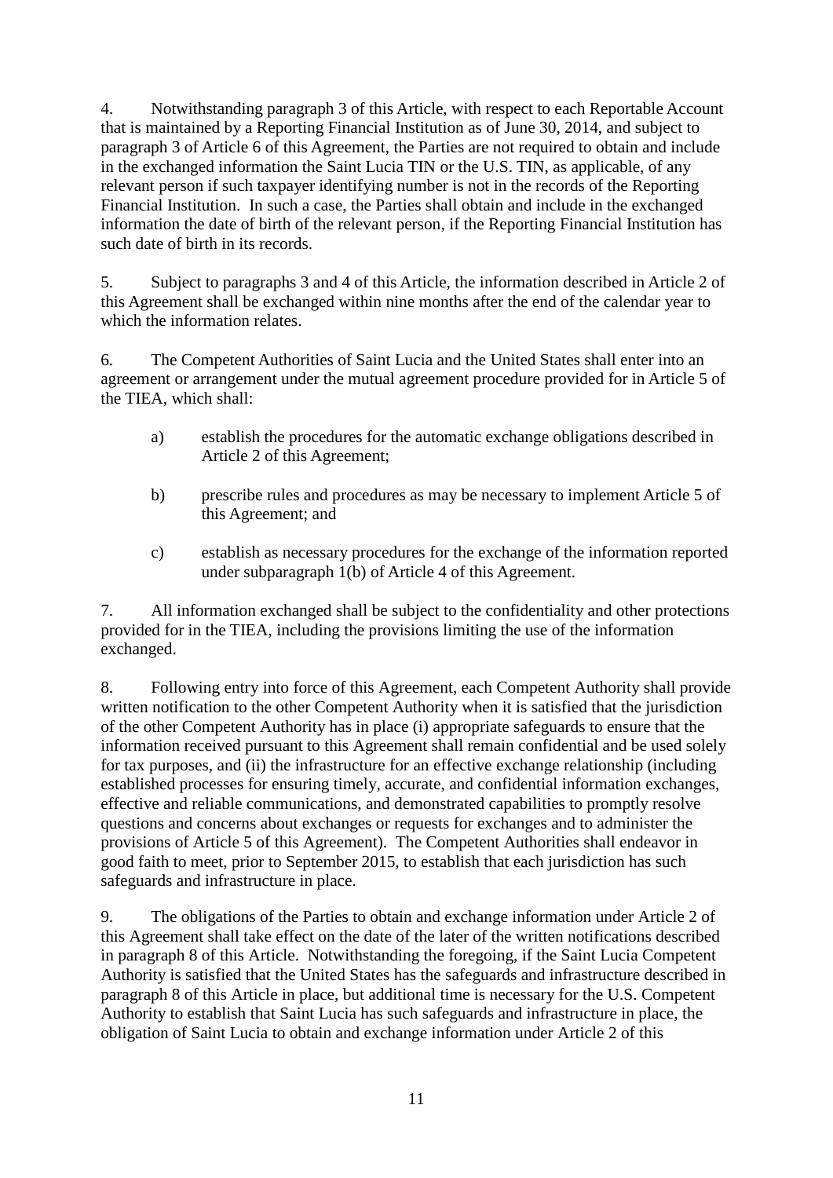4. Notwithstanding paragraph 3 of this Article, with respect to each Reportable Account that is maintained by a Reporting Financial Institution as of June 30, 2014, and subject to paragraph 3 of Article 6 of this Agreement, the Parties are not required to obtain and include in the exchanged information the Saint Lucia TIN or the U.S. TIN, as applicable, of any relevant person if such taxpayer identifying number is not in the records of the Reporting Financial Institution. In such a case, the Parties shall obtain and include in the exchanged information the date of birth of the relevant person, if the Reporting Financial Institution has such date of birth in its records.

5. Subject to paragraphs 3 and 4 of this Article, the information described in Article 2 of this Agreement shall be exchanged within nine months after the end of the calendar year to which the information relates.

6. The Competent Authorities of Saint Lucia and the United States shall enter into an agreement or arrangement under the mutual agreement procedure provided for in Article 5 of the TIEA, which shall:

   a) establish the procedures for the automatic exchange obligations described in Article 2 of this Agreement;

   b) prescribe rules and procedures as may be necessary to implement Article 5 of this Agreement; and

   c) establish as necessary procedures for the exchange of the information reported under subparagraph 1(b) of Article 4 of this Agreement.

7. All information exchanged shall be subject to the confidentiality and other protections provided for in the TIEA, including the provisions limiting the use of the information exchanged.

8. Following entry into force of this Agreement, each Competent Authority shall provide written notification to the other Competent Authority when it is satisfied that the jurisdiction of the other Competent Authority has in place (i) appropriate safeguards to ensure that the information received pursuant to this Agreement shall remain confidential and be used solely for tax purposes, and (ii) the infrastructure for an effective exchange relationship (including established processes for ensuring timely, accurate, and confidential information exchanges, effective and reliable communications, and demonstrated capabilities to promptly resolve questions and concerns about exchanges or requests for exchanges and to administer the provisions of Article 5 of this Agreement). The Competent Authorities shall endeavor in good faith to meet, prior to September 2015, to establish that each jurisdiction has such safeguards and infrastructure in place.

9. The obligations of the Parties to obtain and exchange information under Article 2 of this Agreement shall take effect on the date of the later of the written notifications described in paragraph 8 of this Article. Notwithstanding the foregoing, if the Saint Lucia Competent Authority is satisfied that the United States has the safeguards and infrastructure described in paragraph 8 of this Article in place, but additional time is necessary for the U.S. Competent Authority to establish that Saint Lucia has such safeguards and infrastructure in place, the obligation of Saint Lucia to obtain and exchange information under Article 2 of this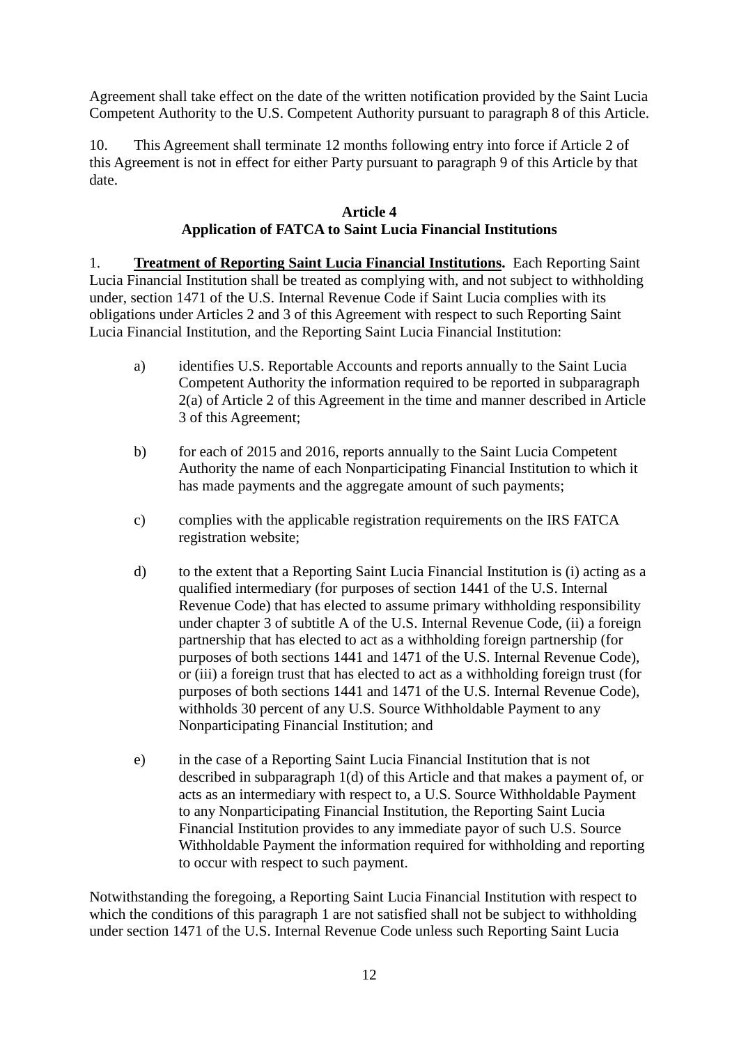Agreement shall take effect on the date of the written notification provided by the Saint Lucia Competent Authority to the U.S. Competent Authority pursuant to paragraph 8 of this Article.

10. This Agreement shall terminate 12 months following entry into force if Article 2 of this Agreement is not in effect for either Party pursuant to paragraph 9 of this Article by that date.

**Article 4**
**Application of FATCA to Saint Lucia Financial Institutions**

1. **Treatment of Reporting Saint Lucia Financial Institutions.** Each Reporting Saint Lucia Financial Institution shall be treated as complying with, and not subject to withholding under, section 1471 of the U.S. Internal Revenue Code if Saint Lucia complies with its obligations under Articles 2 and 3 of this Agreement with respect to such Reporting Saint Lucia Financial Institution, and the Reporting Saint Lucia Financial Institution:

a) identifies U.S. Reportable Accounts and reports annually to the Saint Lucia Competent Authority the information required to be reported in subparagraph 2(a) of Article 2 of this Agreement in the time and manner described in Article 3 of this Agreement;

b) for each of 2015 and 2016, reports annually to the Saint Lucia Competent Authority the name of each Nonparticipating Financial Institution to which it has made payments and the aggregate amount of such payments;

c) complies with the applicable registration requirements on the IRS FATCA registration website;

d) to the extent that a Reporting Saint Lucia Financial Institution is (i) acting as a qualified intermediary (for purposes of section 1441 of the U.S. Internal Revenue Code) that has elected to assume primary withholding responsibility under chapter 3 of subtitle A of the U.S. Internal Revenue Code, (ii) a foreign partnership that has elected to act as a withholding foreign partnership (for purposes of both sections 1441 and 1471 of the U.S. Internal Revenue Code), or (iii) a foreign trust that has elected to act as a withholding foreign trust (for purposes of both sections 1441 and 1471 of the U.S. Internal Revenue Code), withholds 30 percent of any U.S. Source Withholdable Payment to any Nonparticipating Financial Institution; and

e) in the case of a Reporting Saint Lucia Financial Institution that is not described in subparagraph 1(d) of this Article and that makes a payment of, or acts as an intermediary with respect to, a U.S. Source Withholdable Payment to any Nonparticipating Financial Institution, the Reporting Saint Lucia Financial Institution provides to any immediate payor of such U.S. Source Withholdable Payment the information required for withholding and reporting to occur with respect to such payment.

Notwithstanding the foregoing, a Reporting Saint Lucia Financial Institution with respect to which the conditions of this paragraph 1 are not satisfied shall not be subject to withholding under section 1471 of the U.S. Internal Revenue Code unless such Reporting Saint Lucia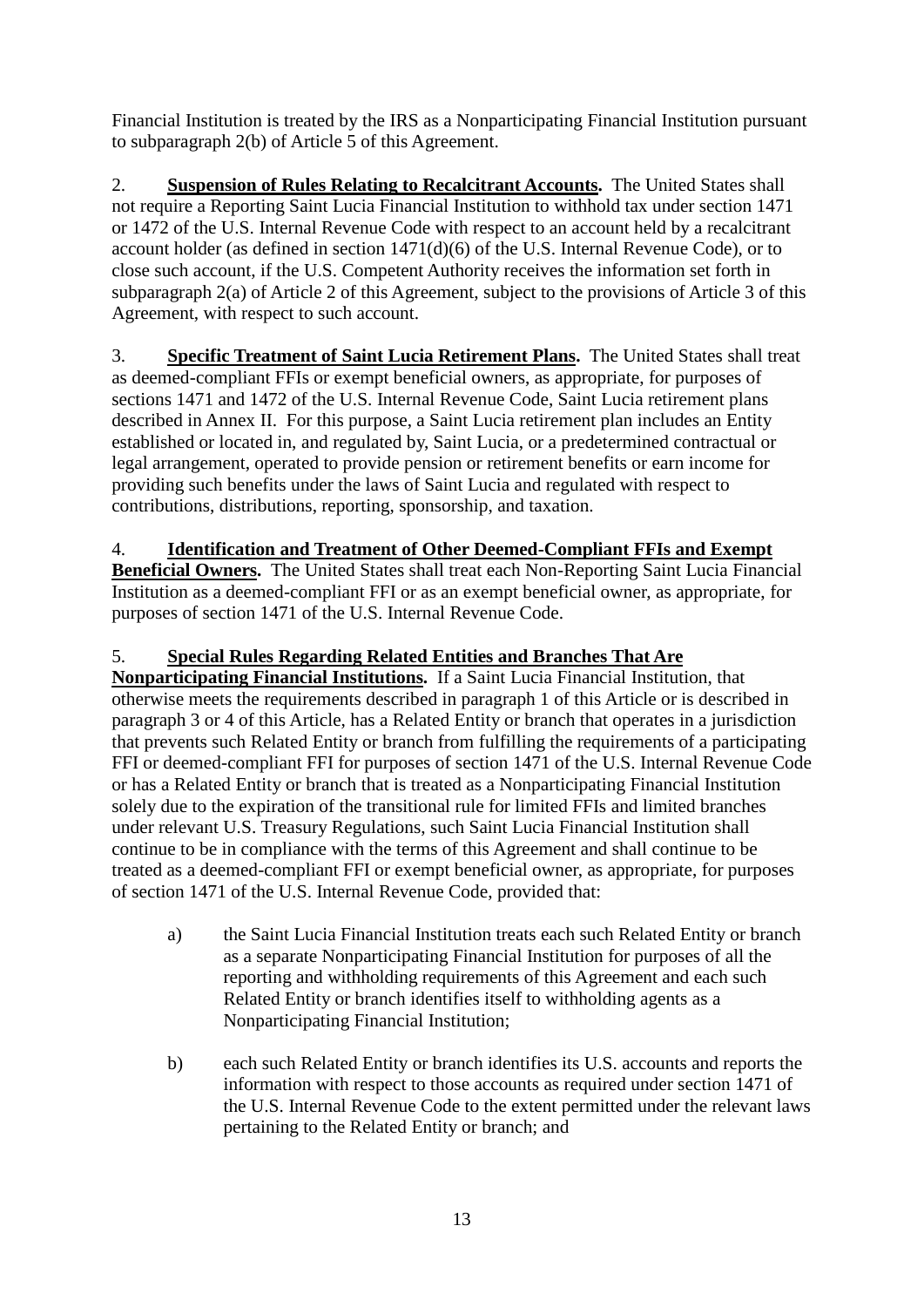Financial Institution is treated by the IRS as a Nonparticipating Financial Institution pursuant to subparagraph 2(b) of Article 5 of this Agreement.

2. **Suspension of Rules Relating to Recalcitrant Accounts.** The United States shall not require a Reporting Saint Lucia Financial Institution to withhold tax under section 1471 or 1472 of the U.S. Internal Revenue Code with respect to an account held by a recalcitrant account holder (as defined in section 1471(d)(6) of the U.S. Internal Revenue Code), or to close such account, if the U.S. Competent Authority receives the information set forth in subparagraph 2(a) of Article 2 of this Agreement, subject to the provisions of Article 3 of this Agreement, with respect to such account.

3. **Specific Treatment of Saint Lucia Retirement Plans.** The United States shall treat as deemed-compliant FFIs or exempt beneficial owners, as appropriate, for purposes of sections 1471 and 1472 of the U.S. Internal Revenue Code, Saint Lucia retirement plans described in Annex II. For this purpose, a Saint Lucia retirement plan includes an Entity established or located in, and regulated by, Saint Lucia, or a predetermined contractual or legal arrangement, operated to provide pension or retirement benefits or earn income for providing such benefits under the laws of Saint Lucia and regulated with respect to contributions, distributions, reporting, sponsorship, and taxation.

4. **Identification and Treatment of Other Deemed-Compliant FFIs and Exempt Beneficial Owners.** The United States shall treat each Non-Reporting Saint Lucia Financial Institution as a deemed-compliant FFI or as an exempt beneficial owner, as appropriate, for purposes of section 1471 of the U.S. Internal Revenue Code.

5. **Special Rules Regarding Related Entities and Branches That Are Nonparticipating Financial Institutions.** If a Saint Lucia Financial Institution, that otherwise meets the requirements described in paragraph 1 of this Article or is described in paragraph 3 or 4 of this Article, has a Related Entity or branch that operates in a jurisdiction that prevents such Related Entity or branch from fulfilling the requirements of a participating FFI or deemed-compliant FFI for purposes of section 1471 of the U.S. Internal Revenue Code or has a Related Entity or branch that is treated as a Nonparticipating Financial Institution solely due to the expiration of the transitional rule for limited FFIs and limited branches under relevant U.S. Treasury Regulations, such Saint Lucia Financial Institution shall continue to be in compliance with the terms of this Agreement and shall continue to be treated as a deemed-compliant FFI or exempt beneficial owner, as appropriate, for purposes of section 1471 of the U.S. Internal Revenue Code, provided that:

   a) the Saint Lucia Financial Institution treats each such Related Entity or branch as a separate Nonparticipating Financial Institution for purposes of all the reporting and withholding requirements of this Agreement and each such Related Entity or branch identifies itself to withholding agents as a Nonparticipating Financial Institution;

   b) each such Related Entity or branch identifies its U.S. accounts and reports the information with respect to those accounts as required under section 1471 of the U.S. Internal Revenue Code to the extent permitted under the relevant laws pertaining to the Related Entity or branch; and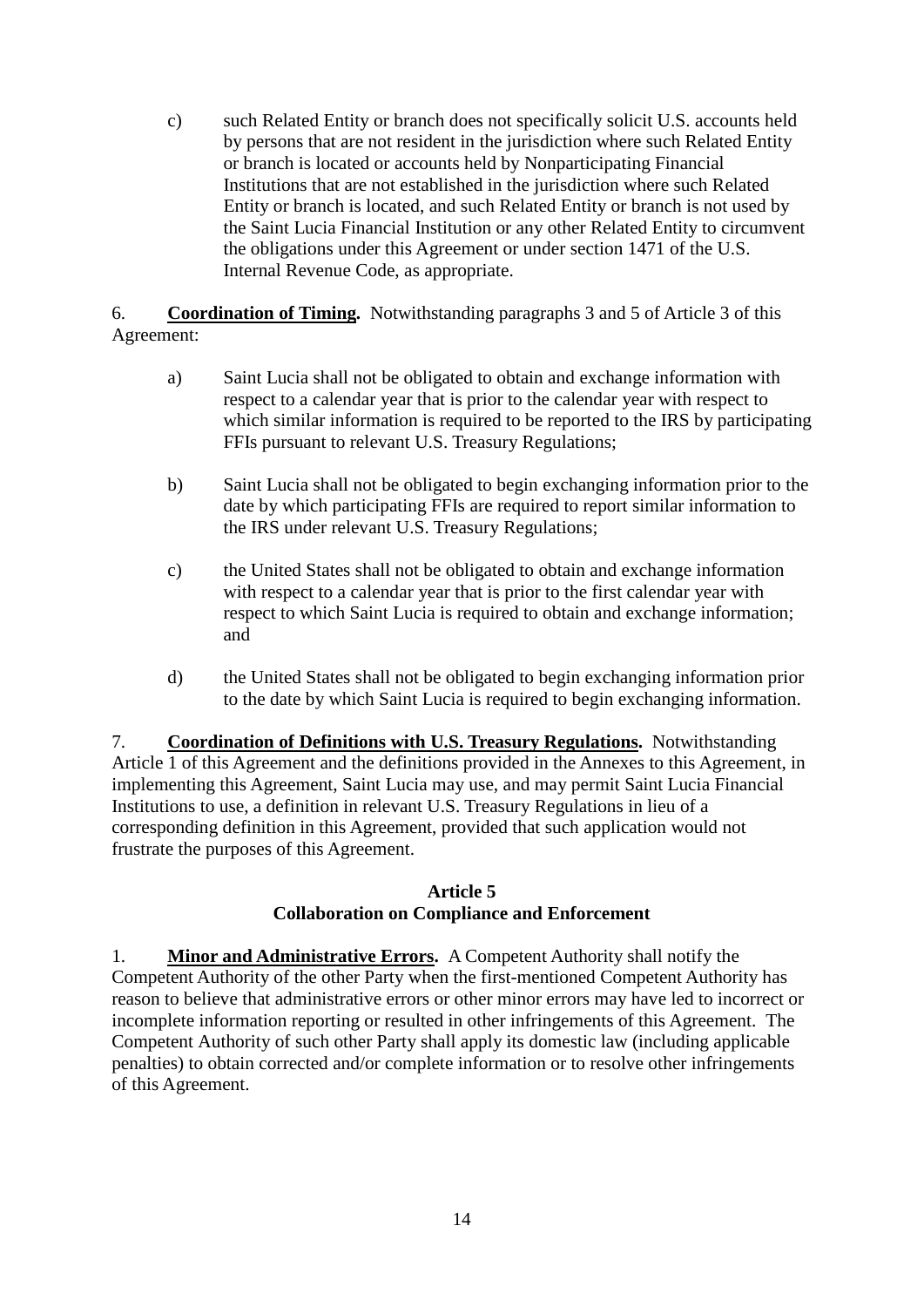c) such Related Entity or branch does not specifically solicit U.S. accounts held by persons that are not resident in the jurisdiction where such Related Entity or branch is located or accounts held by Nonparticipating Financial Institutions that are not established in the jurisdiction where such Related Entity or branch is located, and such Related Entity or branch is not used by the Saint Lucia Financial Institution or any other Related Entity to circumvent the obligations under this Agreement or under section 1471 of the U.S. Internal Revenue Code, as appropriate.

6. **Coordination of Timing.** Notwithstanding paragraphs 3 and 5 of Article 3 of this Agreement:

a) Saint Lucia shall not be obligated to obtain and exchange information with respect to a calendar year that is prior to the calendar year with respect to which similar information is required to be reported to the IRS by participating FFIs pursuant to relevant U.S. Treasury Regulations;

b) Saint Lucia shall not be obligated to begin exchanging information prior to the date by which participating FFIs are required to report similar information to the IRS under relevant U.S. Treasury Regulations;

c) the United States shall not be obligated to obtain and exchange information with respect to a calendar year that is prior to the first calendar year with respect to which Saint Lucia is required to obtain and exchange information; and

d) the United States shall not be obligated to begin exchanging information prior to the date by which Saint Lucia is required to begin exchanging information.

7. **Coordination of Definitions with U.S. Treasury Regulations.** Notwithstanding Article 1 of this Agreement and the definitions provided in the Annexes to this Agreement, in implementing this Agreement, Saint Lucia may use, and may permit Saint Lucia Financial Institutions to use, a definition in relevant U.S. Treasury Regulations in lieu of a corresponding definition in this Agreement, provided that such application would not frustrate the purposes of this Agreement.

## Article 5
## Collaboration on Compliance and Enforcement

1. **Minor and Administrative Errors.** A Competent Authority shall notify the Competent Authority of the other Party when the first-mentioned Competent Authority has reason to believe that administrative errors or other minor errors may have led to incorrect or incomplete information reporting or resulted in other infringements of this Agreement. The Competent Authority of such other Party shall apply its domestic law (including applicable penalties) to obtain corrected and/or complete information or to resolve other infringements of this Agreement.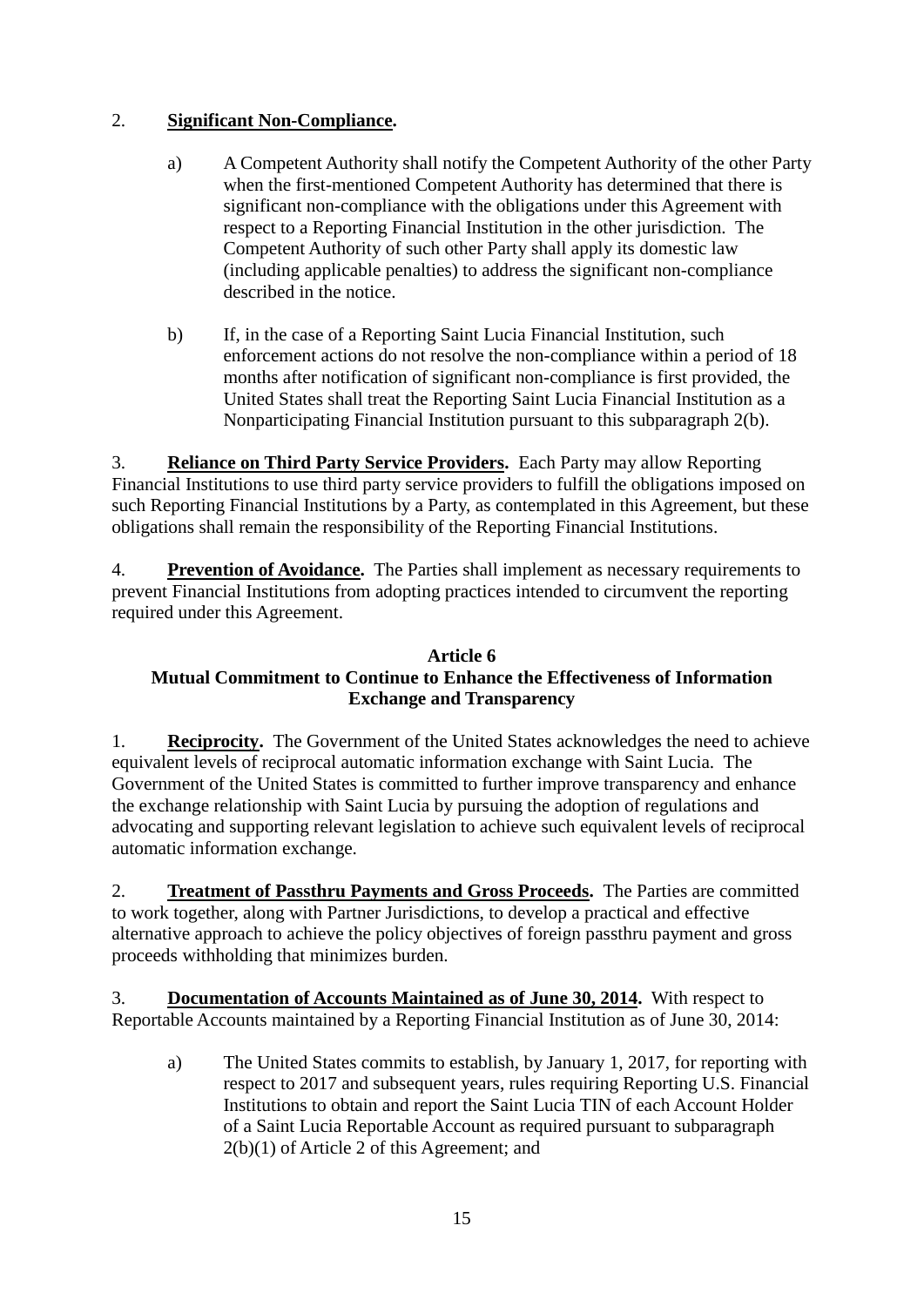2. **Significant Non-Compliance.**

   a) A Competent Authority shall notify the Competent Authority of the other Party when the first-mentioned Competent Authority has determined that there is significant non-compliance with the obligations under this Agreement with respect to a Reporting Financial Institution in the other jurisdiction. The Competent Authority of such other Party shall apply its domestic law (including applicable penalties) to address the significant non-compliance described in the notice.

   b) If, in the case of a Reporting Saint Lucia Financial Institution, such enforcement actions do not resolve the non-compliance within a period of 18 months after notification of significant non-compliance is first provided, the United States shall treat the Reporting Saint Lucia Financial Institution as a Nonparticipating Financial Institution pursuant to this subparagraph 2(b).

3. **Reliance on Third Party Service Providers.** Each Party may allow Reporting Financial Institutions to use third party service providers to fulfill the obligations imposed on such Reporting Financial Institutions by a Party, as contemplated in this Agreement, but these obligations shall remain the responsibility of the Reporting Financial Institutions.

4. **Prevention of Avoidance.** The Parties shall implement as necessary requirements to prevent Financial Institutions from adopting practices intended to circumvent the reporting required under this Agreement.

**Article 6**
**Mutual Commitment to Continue to Enhance the Effectiveness of Information Exchange and Transparency**

1. **Reciprocity.** The Government of the United States acknowledges the need to achieve equivalent levels of reciprocal automatic information exchange with Saint Lucia. The Government of the United States is committed to further improve transparency and enhance the exchange relationship with Saint Lucia by pursuing the adoption of regulations and advocating and supporting relevant legislation to achieve such equivalent levels of reciprocal automatic information exchange.

2. **Treatment of Passthru Payments and Gross Proceeds.** The Parties are committed to work together, along with Partner Jurisdictions, to develop a practical and effective alternative approach to achieve the policy objectives of foreign passthru payment and gross proceeds withholding that minimizes burden.

3. **Documentation of Accounts Maintained as of June 30, 2014.** With respect to Reportable Accounts maintained by a Reporting Financial Institution as of June 30, 2014:

   a) The United States commits to establish, by January 1, 2017, for reporting with respect to 2017 and subsequent years, rules requiring Reporting U.S. Financial Institutions to obtain and report the Saint Lucia TIN of each Account Holder of a Saint Lucia Reportable Account as required pursuant to subparagraph 2(b)(1) of Article 2 of this Agreement; and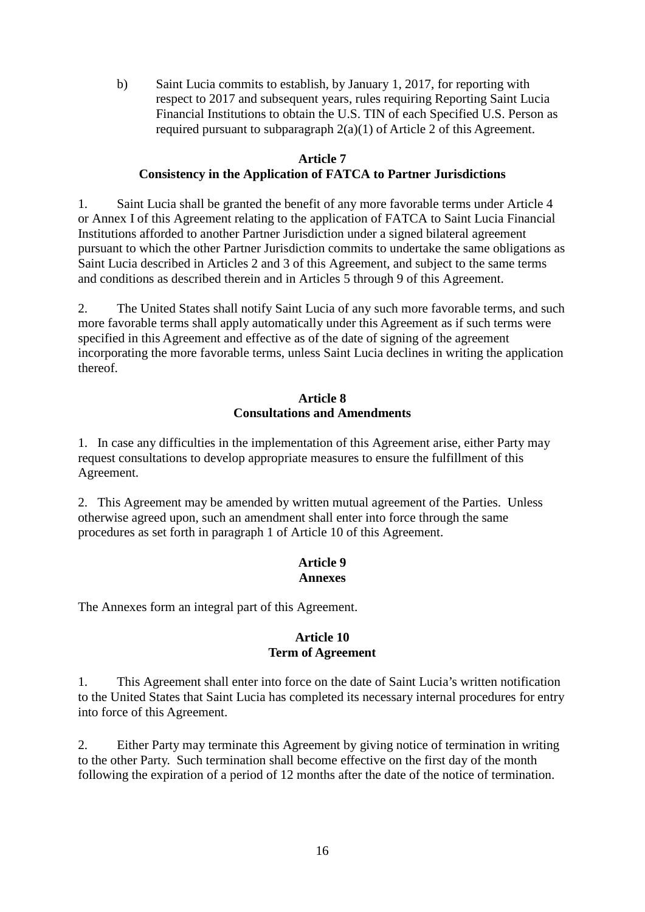b) Saint Lucia commits to establish, by January 1, 2017, for reporting with respect to 2017 and subsequent years, rules requiring Reporting Saint Lucia Financial Institutions to obtain the U.S. TIN of each Specified U.S. Person as required pursuant to subparagraph 2(a)(1) of Article 2 of this Agreement.

**Article 7**
**Consistency in the Application of FATCA to Partner Jurisdictions**

1. Saint Lucia shall be granted the benefit of any more favorable terms under Article 4 or Annex I of this Agreement relating to the application of FATCA to Saint Lucia Financial Institutions afforded to another Partner Jurisdiction under a signed bilateral agreement pursuant to which the other Partner Jurisdiction commits to undertake the same obligations as Saint Lucia described in Articles 2 and 3 of this Agreement, and subject to the same terms and conditions as described therein and in Articles 5 through 9 of this Agreement.

2. The United States shall notify Saint Lucia of any such more favorable terms, and such more favorable terms shall apply automatically under this Agreement as if such terms were specified in this Agreement and effective as of the date of signing of the agreement incorporating the more favorable terms, unless Saint Lucia declines in writing the application thereof.

**Article 8**
**Consultations and Amendments**

1. In case any difficulties in the implementation of this Agreement arise, either Party may request consultations to develop appropriate measures to ensure the fulfillment of this Agreement.

2. This Agreement may be amended by written mutual agreement of the Parties. Unless otherwise agreed upon, such an amendment shall enter into force through the same procedures as set forth in paragraph 1 of Article 10 of this Agreement.

**Article 9**
**Annexes**

The Annexes form an integral part of this Agreement.

**Article 10**
**Term of Agreement**

1. This Agreement shall enter into force on the date of Saint Lucia's written notification to the United States that Saint Lucia has completed its necessary internal procedures for entry into force of this Agreement.

2. Either Party may terminate this Agreement by giving notice of termination in writing to the other Party. Such termination shall become effective on the first day of the month following the expiration of a period of 12 months after the date of the notice of termination.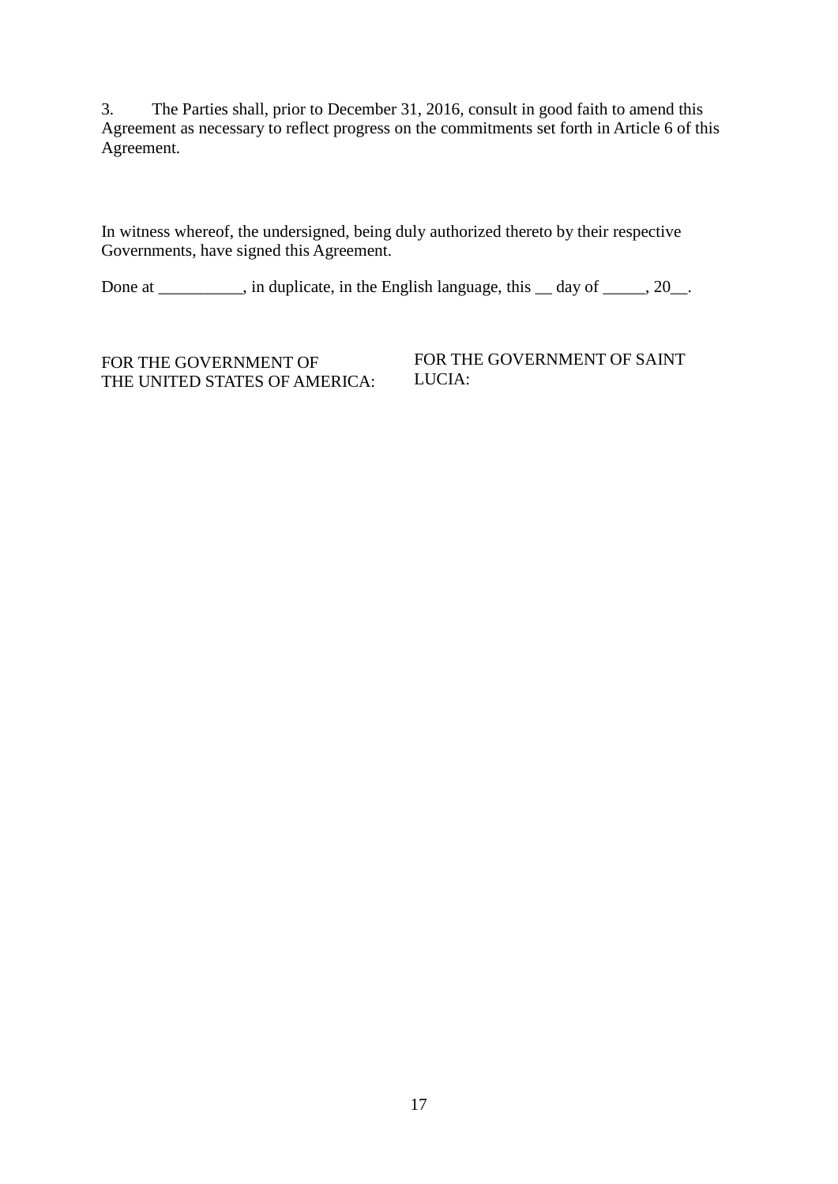3. The Parties shall, prior to December 31, 2016, consult in good faith to amend this Agreement as necessary to reflect progress on the commitments set forth in Article 6 of this Agreement.

In witness whereof, the undersigned, being duly authorized thereto by their respective Governments, have signed this Agreement.

Done at __________, in duplicate, in the English language, this __ day of _____, 20__.

| FOR THE GOVERNMENT OF THE UNITED STATES OF AMERICA: | FOR THE GOVERNMENT OF SAINT LUCIA: |
| --- | --- |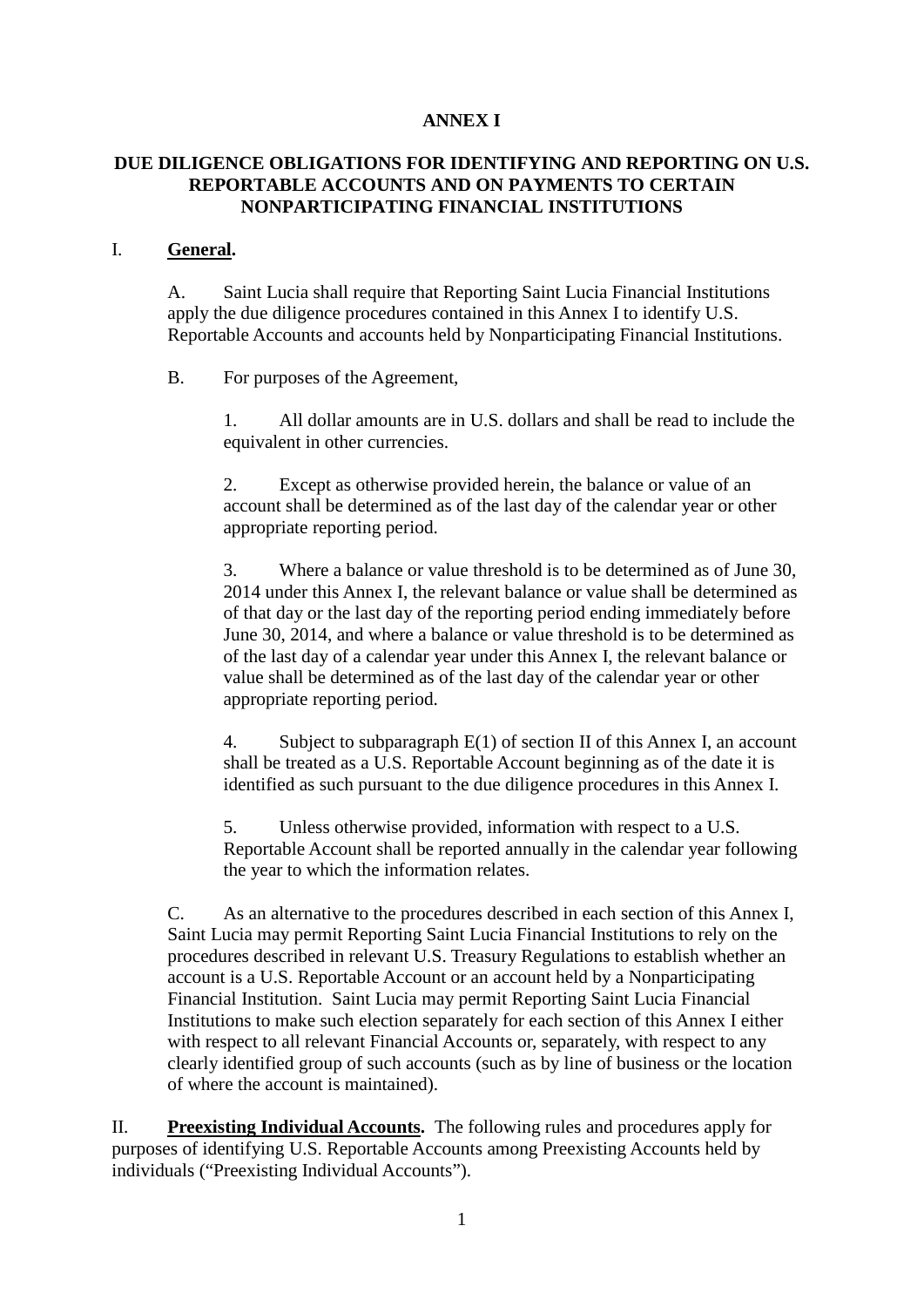# ANNEX I

## DUE DILIGENCE OBLIGATIONS FOR IDENTIFYING AND REPORTING ON U.S. REPORTABLE ACCOUNTS AND ON PAYMENTS TO CERTAIN NONPARTICIPATING FINANCIAL INSTITUTIONS

I. **General.**

A. Saint Lucia shall require that Reporting Saint Lucia Financial Institutions apply the due diligence procedures contained in this Annex I to identify U.S. Reportable Accounts and accounts held by Nonparticipating Financial Institutions.

B. For purposes of the Agreement,

1. All dollar amounts are in U.S. dollars and shall be read to include the equivalent in other currencies.

2. Except as otherwise provided herein, the balance or value of an account shall be determined as of the last day of the calendar year or other appropriate reporting period.

3. Where a balance or value threshold is to be determined as of June 30, 2014 under this Annex I, the relevant balance or value shall be determined as of that day or the last day of the reporting period ending immediately before June 30, 2014, and where a balance or value threshold is to be determined as of the last day of a calendar year under this Annex I, the relevant balance or value shall be determined as of the last day of the calendar year or other appropriate reporting period.

4. Subject to subparagraph E(1) of section II of this Annex I, an account shall be treated as a U.S. Reportable Account beginning as of the date it is identified as such pursuant to the due diligence procedures in this Annex I.

5. Unless otherwise provided, information with respect to a U.S. Reportable Account shall be reported annually in the calendar year following the year to which the information relates.

C. As an alternative to the procedures described in each section of this Annex I, Saint Lucia may permit Reporting Saint Lucia Financial Institutions to rely on the procedures described in relevant U.S. Treasury Regulations to establish whether an account is a U.S. Reportable Account or an account held by a Nonparticipating Financial Institution. Saint Lucia may permit Reporting Saint Lucia Financial Institutions to make such election separately for each section of this Annex I either with respect to all relevant Financial Accounts or, separately, with respect to any clearly identified group of such accounts (such as by line of business or the location of where the account is maintained).

II. **Preexisting Individual Accounts.** The following rules and procedures apply for purposes of identifying U.S. Reportable Accounts among Preexisting Accounts held by individuals ("Preexisting Individual Accounts").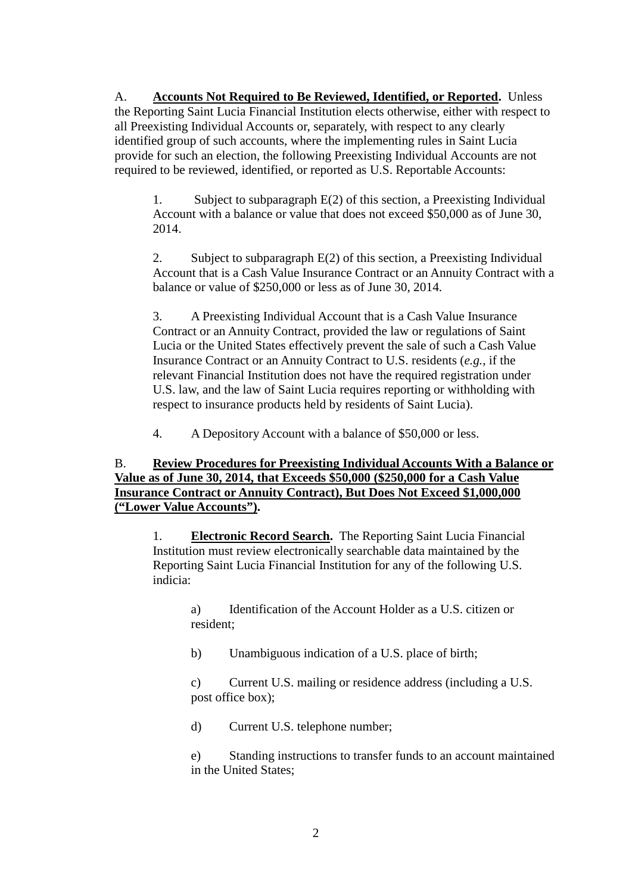A. **Accounts Not Required to Be Reviewed, Identified, or Reported.** Unless the Reporting Saint Lucia Financial Institution elects otherwise, either with respect to all Preexisting Individual Accounts or, separately, with respect to any clearly identified group of such accounts, where the implementing rules in Saint Lucia provide for such an election, the following Preexisting Individual Accounts are not required to be reviewed, identified, or reported as U.S. Reportable Accounts:

1. Subject to subparagraph E(2) of this section, a Preexisting Individual Account with a balance or value that does not exceed $50,000 as of June 30, 2014.

2. Subject to subparagraph E(2) of this section, a Preexisting Individual Account that is a Cash Value Insurance Contract or an Annuity Contract with a balance or value of $250,000 or less as of June 30, 2014.

3. A Preexisting Individual Account that is a Cash Value Insurance Contract or an Annuity Contract, provided the law or regulations of Saint Lucia or the United States effectively prevent the sale of such a Cash Value Insurance Contract or an Annuity Contract to U.S. residents (*e.g.*, if the relevant Financial Institution does not have the required registration under U.S. law, and the law of Saint Lucia requires reporting or withholding with respect to insurance products held by residents of Saint Lucia).

4. A Depository Account with a balance of $50,000 or less.

B. **Review Procedures for Preexisting Individual Accounts With a Balance or Value as of June 30, 2014, that Exceeds $50,000 ($250,000 for a Cash Value Insurance Contract or Annuity Contract), But Does Not Exceed $1,000,000 ("Lower Value Accounts").**

1. **Electronic Record Search.** The Reporting Saint Lucia Financial Institution must review electronically searchable data maintained by the Reporting Saint Lucia Financial Institution for any of the following U.S. indicia:

a) Identification of the Account Holder as a U.S. citizen or resident;

b) Unambiguous indication of a U.S. place of birth;

c) Current U.S. mailing or residence address (including a U.S. post office box);

d) Current U.S. telephone number;

e) Standing instructions to transfer funds to an account maintained in the United States;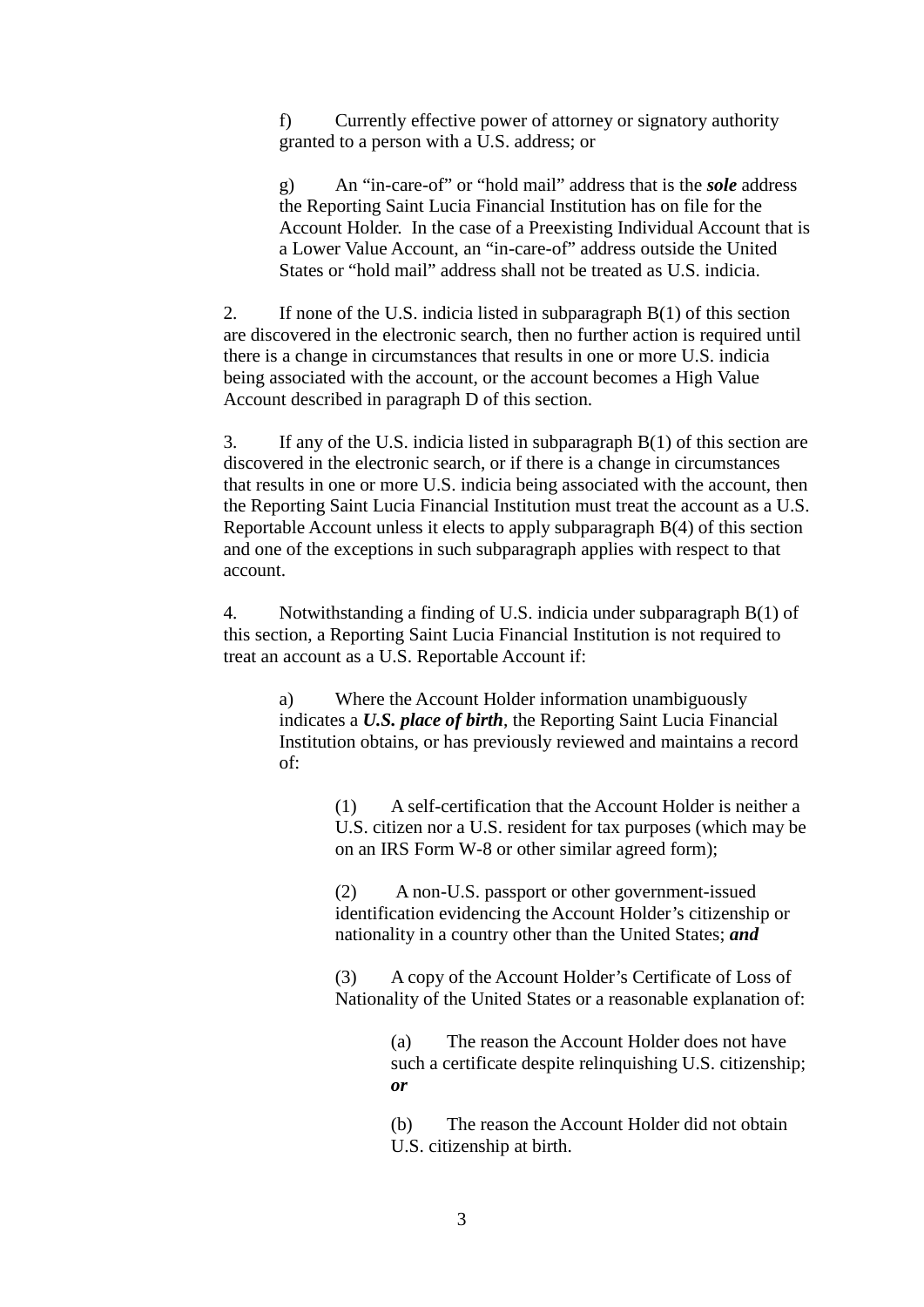f) Currently effective power of attorney or signatory authority granted to a person with a U.S. address; or

g) An “in-care-of” or “hold mail” address that is the ***sole*** address the Reporting Saint Lucia Financial Institution has on file for the Account Holder. In the case of a Preexisting Individual Account that is a Lower Value Account, an “in-care-of” address outside the United States or “hold mail” address shall not be treated as U.S. indicia.

2. If none of the U.S. indicia listed in subparagraph B(1) of this section are discovered in the electronic search, then no further action is required until there is a change in circumstances that results in one or more U.S. indicia being associated with the account, or the account becomes a High Value Account described in paragraph D of this section.

3. If any of the U.S. indicia listed in subparagraph B(1) of this section are discovered in the electronic search, or if there is a change in circumstances that results in one or more U.S. indicia being associated with the account, then the Reporting Saint Lucia Financial Institution must treat the account as a U.S. Reportable Account unless it elects to apply subparagraph B(4) of this section and one of the exceptions in such subparagraph applies with respect to that account.

4. Notwithstanding a finding of U.S. indicia under subparagraph B(1) of this section, a Reporting Saint Lucia Financial Institution is not required to treat an account as a U.S. Reportable Account if:

a) Where the Account Holder information unambiguously indicates a ***U.S. place of birth***, the Reporting Saint Lucia Financial Institution obtains, or has previously reviewed and maintains a record of:

(1) A self-certification that the Account Holder is neither a U.S. citizen nor a U.S. resident for tax purposes (which may be on an IRS Form W-8 or other similar agreed form);

(2) A non-U.S. passport or other government-issued identification evidencing the Account Holder’s citizenship or nationality in a country other than the United States; ***and***

(3) A copy of the Account Holder’s Certificate of Loss of Nationality of the United States or a reasonable explanation of:

(a) The reason the Account Holder does not have such a certificate despite relinquishing U.S. citizenship; ***or***

(b) The reason the Account Holder did not obtain U.S. citizenship at birth.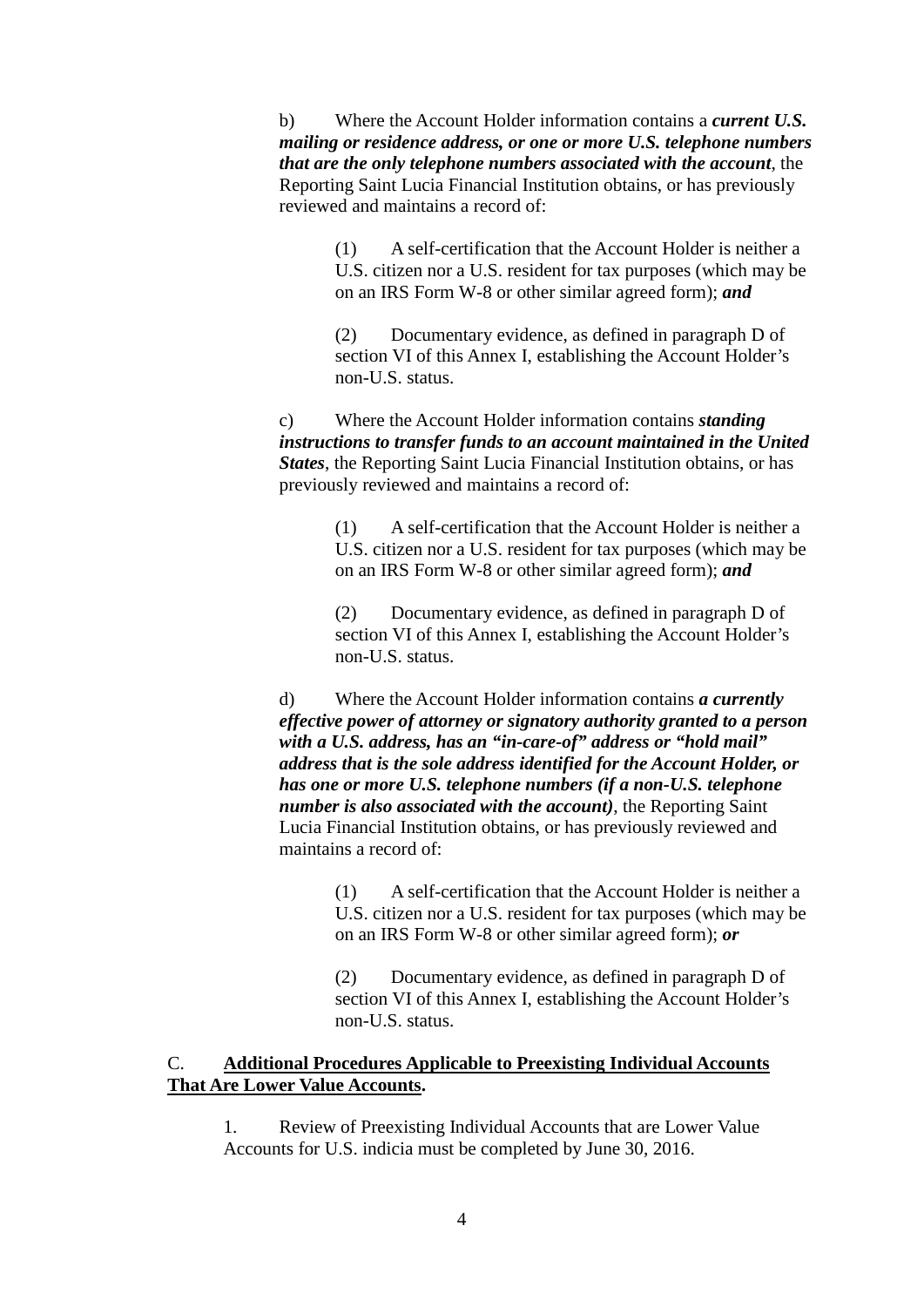b) Where the Account Holder information contains a ***current U.S. mailing or residence address, or one or more U.S. telephone numbers that are the only telephone numbers associated with the account***, the Reporting Saint Lucia Financial Institution obtains, or has previously reviewed and maintains a record of:

(1) A self-certification that the Account Holder is neither a U.S. citizen nor a U.S. resident for tax purposes (which may be on an IRS Form W-8 or other similar agreed form); ***and***

(2) Documentary evidence, as defined in paragraph D of section VI of this Annex I, establishing the Account Holder's non-U.S. status.

c) Where the Account Holder information contains ***standing instructions to transfer funds to an account maintained in the United States***, the Reporting Saint Lucia Financial Institution obtains, or has previously reviewed and maintains a record of:

(1) A self-certification that the Account Holder is neither a U.S. citizen nor a U.S. resident for tax purposes (which may be on an IRS Form W-8 or other similar agreed form); ***and***

(2) Documentary evidence, as defined in paragraph D of section VI of this Annex I, establishing the Account Holder's non-U.S. status.

d) Where the Account Holder information contains ***a currently effective power of attorney or signatory authority granted to a person with a U.S. address, has an "in-care-of" address or "hold mail" address that is the sole address identified for the Account Holder, or has one or more U.S. telephone numbers (if a non-U.S. telephone number is also associated with the account)***, the Reporting Saint Lucia Financial Institution obtains, or has previously reviewed and maintains a record of:

(1) A self-certification that the Account Holder is neither a U.S. citizen nor a U.S. resident for tax purposes (which may be on an IRS Form W-8 or other similar agreed form); ***or***

(2) Documentary evidence, as defined in paragraph D of section VI of this Annex I, establishing the Account Holder's non-U.S. status.

C. **Additional Procedures Applicable to Preexisting Individual Accounts That Are Lower Value Accounts.**

1. Review of Preexisting Individual Accounts that are Lower Value Accounts for U.S. indicia must be completed by June 30, 2016.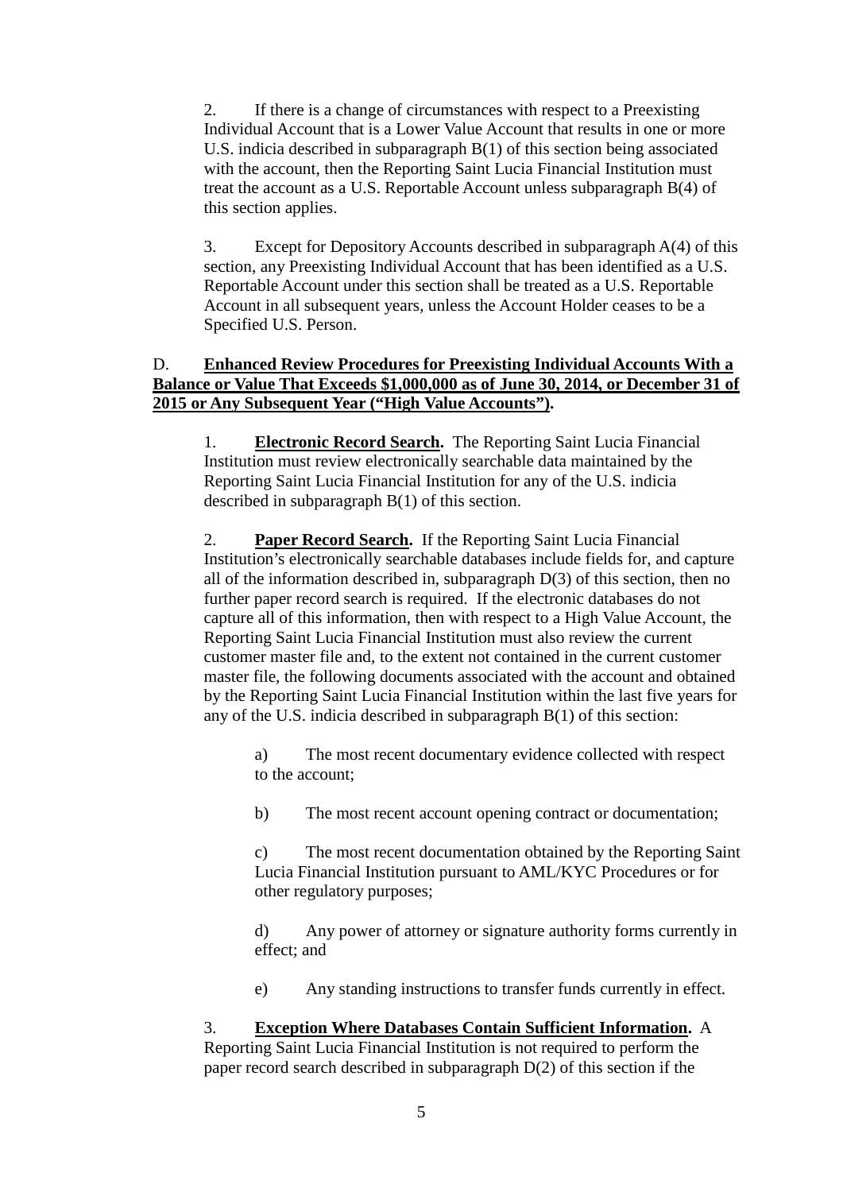2. If there is a change of circumstances with respect to a Preexisting Individual Account that is a Lower Value Account that results in one or more U.S. indicia described in subparagraph B(1) of this section being associated with the account, then the Reporting Saint Lucia Financial Institution must treat the account as a U.S. Reportable Account unless subparagraph B(4) of this section applies.

3. Except for Depository Accounts described in subparagraph A(4) of this section, any Preexisting Individual Account that has been identified as a U.S. Reportable Account under this section shall be treated as a U.S. Reportable Account in all subsequent years, unless the Account Holder ceases to be a Specified U.S. Person.

D. **Enhanced Review Procedures for Preexisting Individual Accounts With a Balance or Value That Exceeds $1,000,000 as of June 30, 2014, or December 31 of 2015 or Any Subsequent Year ("High Value Accounts").**

1. **Electronic Record Search.** The Reporting Saint Lucia Financial Institution must review electronically searchable data maintained by the Reporting Saint Lucia Financial Institution for any of the U.S. indicia described in subparagraph B(1) of this section.

2. **Paper Record Search.** If the Reporting Saint Lucia Financial Institution's electronically searchable databases include fields for, and capture all of the information described in, subparagraph D(3) of this section, then no further paper record search is required. If the electronic databases do not capture all of this information, then with respect to a High Value Account, the Reporting Saint Lucia Financial Institution must also review the current customer master file and, to the extent not contained in the current customer master file, the following documents associated with the account and obtained by the Reporting Saint Lucia Financial Institution within the last five years for any of the U.S. indicia described in subparagraph B(1) of this section:

a) The most recent documentary evidence collected with respect to the account;

b) The most recent account opening contract or documentation;

c) The most recent documentation obtained by the Reporting Saint Lucia Financial Institution pursuant to AML/KYC Procedures or for other regulatory purposes;

d) Any power of attorney or signature authority forms currently in effect; and

e) Any standing instructions to transfer funds currently in effect.

3. **Exception Where Databases Contain Sufficient Information.** A Reporting Saint Lucia Financial Institution is not required to perform the paper record search described in subparagraph D(2) of this section if the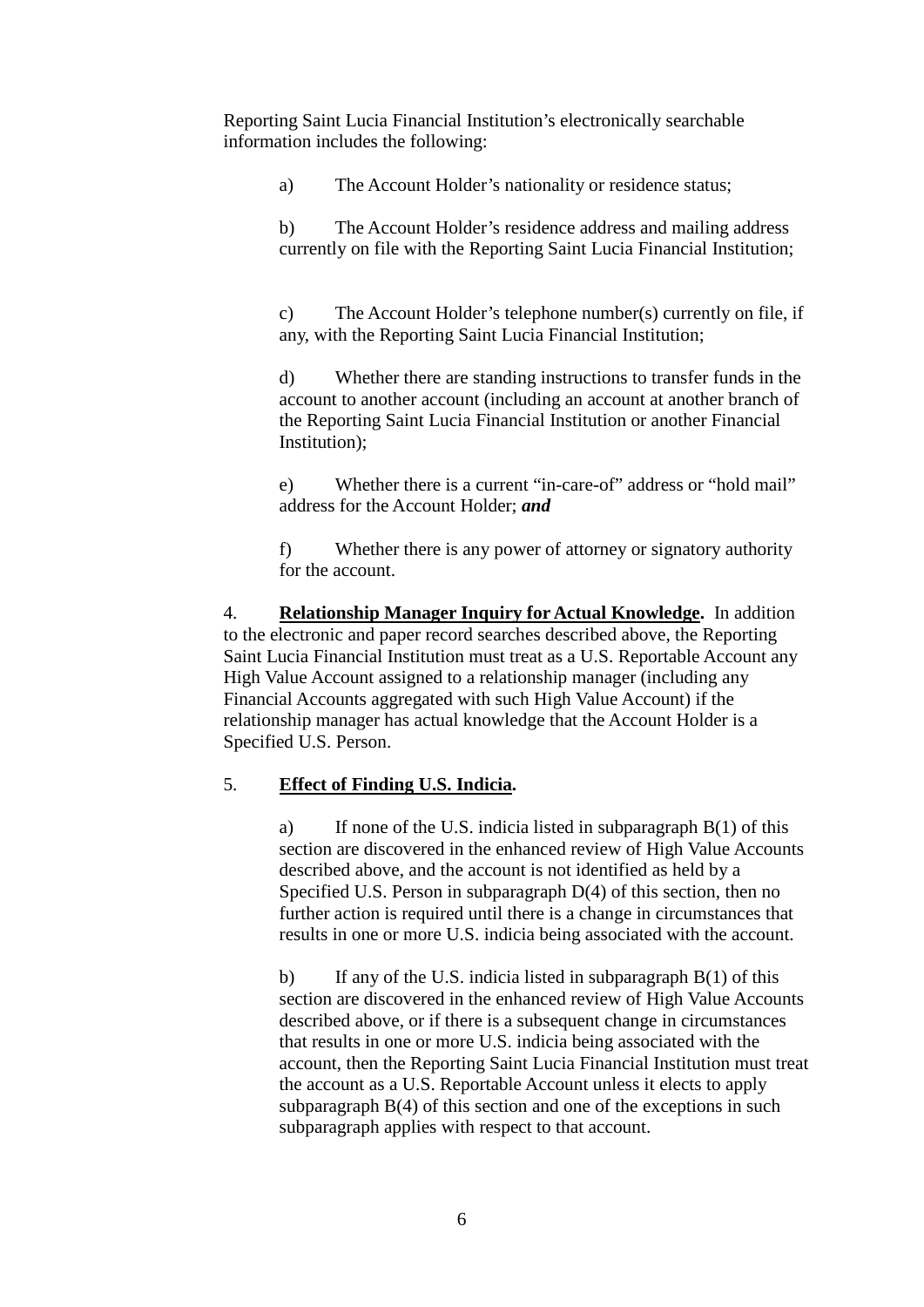Reporting Saint Lucia Financial Institution's electronically searchable information includes the following:

a) The Account Holder's nationality or residence status;

b) The Account Holder's residence address and mailing address currently on file with the Reporting Saint Lucia Financial Institution;

c) The Account Holder's telephone number(s) currently on file, if any, with the Reporting Saint Lucia Financial Institution;

d) Whether there are standing instructions to transfer funds in the account to another account (including an account at another branch of the Reporting Saint Lucia Financial Institution or another Financial Institution);

e) Whether there is a current "in-care-of" address or "hold mail" address for the Account Holder; ***and***

f) Whether there is any power of attorney or signatory authority for the account.

4. **Relationship Manager Inquiry for Actual Knowledge.** In addition to the electronic and paper record searches described above, the Reporting Saint Lucia Financial Institution must treat as a U.S. Reportable Account any High Value Account assigned to a relationship manager (including any Financial Accounts aggregated with such High Value Account) if the relationship manager has actual knowledge that the Account Holder is a Specified U.S. Person.

5. **Effect of Finding U.S. Indicia.**

a) If none of the U.S. indicia listed in subparagraph B(1) of this section are discovered in the enhanced review of High Value Accounts described above, and the account is not identified as held by a Specified U.S. Person in subparagraph D(4) of this section, then no further action is required until there is a change in circumstances that results in one or more U.S. indicia being associated with the account.

b) If any of the U.S. indicia listed in subparagraph B(1) of this section are discovered in the enhanced review of High Value Accounts described above, or if there is a subsequent change in circumstances that results in one or more U.S. indicia being associated with the account, then the Reporting Saint Lucia Financial Institution must treat the account as a U.S. Reportable Account unless it elects to apply subparagraph B(4) of this section and one of the exceptions in such subparagraph applies with respect to that account.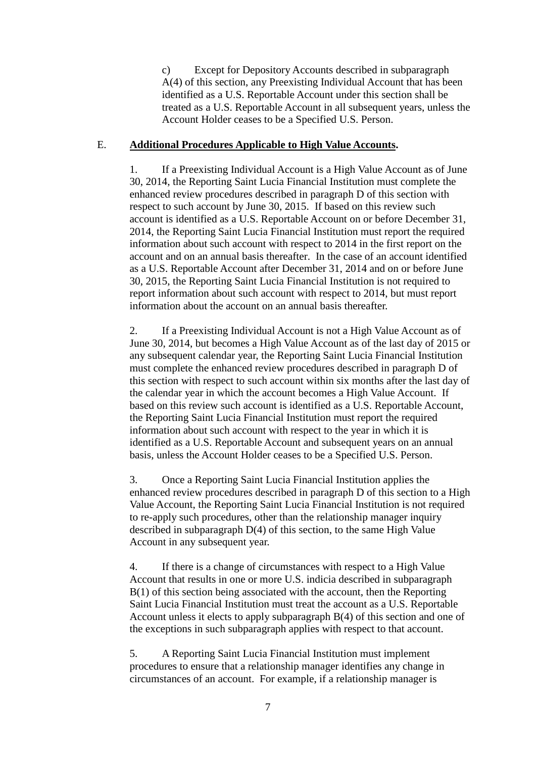c) Except for Depository Accounts described in subparagraph A(4) of this section, any Preexisting Individual Account that has been identified as a U.S. Reportable Account under this section shall be treated as a U.S. Reportable Account in all subsequent years, unless the Account Holder ceases to be a Specified U.S. Person.

E. **Additional Procedures Applicable to High Value Accounts.**

1. If a Preexisting Individual Account is a High Value Account as of June 30, 2014, the Reporting Saint Lucia Financial Institution must complete the enhanced review procedures described in paragraph D of this section with respect to such account by June 30, 2015. If based on this review such account is identified as a U.S. Reportable Account on or before December 31, 2014, the Reporting Saint Lucia Financial Institution must report the required information about such account with respect to 2014 in the first report on the account and on an annual basis thereafter. In the case of an account identified as a U.S. Reportable Account after December 31, 2014 and on or before June 30, 2015, the Reporting Saint Lucia Financial Institution is not required to report information about such account with respect to 2014, but must report information about the account on an annual basis thereafter.

2. If a Preexisting Individual Account is not a High Value Account as of June 30, 2014, but becomes a High Value Account as of the last day of 2015 or any subsequent calendar year, the Reporting Saint Lucia Financial Institution must complete the enhanced review procedures described in paragraph D of this section with respect to such account within six months after the last day of the calendar year in which the account becomes a High Value Account. If based on this review such account is identified as a U.S. Reportable Account, the Reporting Saint Lucia Financial Institution must report the required information about such account with respect to the year in which it is identified as a U.S. Reportable Account and subsequent years on an annual basis, unless the Account Holder ceases to be a Specified U.S. Person.

3. Once a Reporting Saint Lucia Financial Institution applies the enhanced review procedures described in paragraph D of this section to a High Value Account, the Reporting Saint Lucia Financial Institution is not required to re-apply such procedures, other than the relationship manager inquiry described in subparagraph D(4) of this section, to the same High Value Account in any subsequent year.

4. If there is a change of circumstances with respect to a High Value Account that results in one or more U.S. indicia described in subparagraph B(1) of this section being associated with the account, then the Reporting Saint Lucia Financial Institution must treat the account as a U.S. Reportable Account unless it elects to apply subparagraph B(4) of this section and one of the exceptions in such subparagraph applies with respect to that account.

5. A Reporting Saint Lucia Financial Institution must implement procedures to ensure that a relationship manager identifies any change in circumstances of an account. For example, if a relationship manager is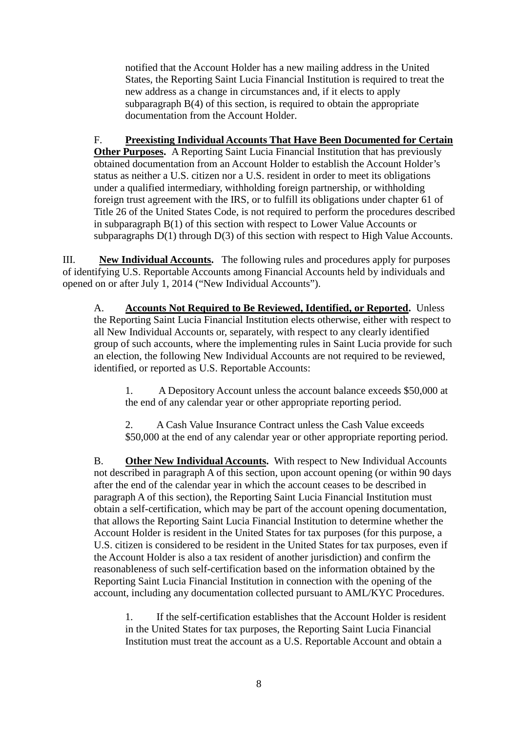notified that the Account Holder has a new mailing address in the United States, the Reporting Saint Lucia Financial Institution is required to treat the new address as a change in circumstances and, if it elects to apply subparagraph B(4) of this section, is required to obtain the appropriate documentation from the Account Holder.

F. **Preexisting Individual Accounts That Have Been Documented for Certain Other Purposes.** A Reporting Saint Lucia Financial Institution that has previously obtained documentation from an Account Holder to establish the Account Holder's status as neither a U.S. citizen nor a U.S. resident in order to meet its obligations under a qualified intermediary, withholding foreign partnership, or withholding foreign trust agreement with the IRS, or to fulfill its obligations under chapter 61 of Title 26 of the United States Code, is not required to perform the procedures described in subparagraph B(1) of this section with respect to Lower Value Accounts or subparagraphs D(1) through D(3) of this section with respect to High Value Accounts.

III. **New Individual Accounts.** The following rules and procedures apply for purposes of identifying U.S. Reportable Accounts among Financial Accounts held by individuals and opened on or after July 1, 2014 ("New Individual Accounts").

A. **Accounts Not Required to Be Reviewed, Identified, or Reported.** Unless the Reporting Saint Lucia Financial Institution elects otherwise, either with respect to all New Individual Accounts or, separately, with respect to any clearly identified group of such accounts, where the implementing rules in Saint Lucia provide for such an election, the following New Individual Accounts are not required to be reviewed, identified, or reported as U.S. Reportable Accounts:

1. A Depository Account unless the account balance exceeds $50,000 at the end of any calendar year or other appropriate reporting period.

2. A Cash Value Insurance Contract unless the Cash Value exceeds $50,000 at the end of any calendar year or other appropriate reporting period.

B. **Other New Individual Accounts.** With respect to New Individual Accounts not described in paragraph A of this section, upon account opening (or within 90 days after the end of the calendar year in which the account ceases to be described in paragraph A of this section), the Reporting Saint Lucia Financial Institution must obtain a self-certification, which may be part of the account opening documentation, that allows the Reporting Saint Lucia Financial Institution to determine whether the Account Holder is resident in the United States for tax purposes (for this purpose, a U.S. citizen is considered to be resident in the United States for tax purposes, even if the Account Holder is also a tax resident of another jurisdiction) and confirm the reasonableness of such self-certification based on the information obtained by the Reporting Saint Lucia Financial Institution in connection with the opening of the account, including any documentation collected pursuant to AML/KYC Procedures.

1. If the self-certification establishes that the Account Holder is resident in the United States for tax purposes, the Reporting Saint Lucia Financial Institution must treat the account as a U.S. Reportable Account and obtain a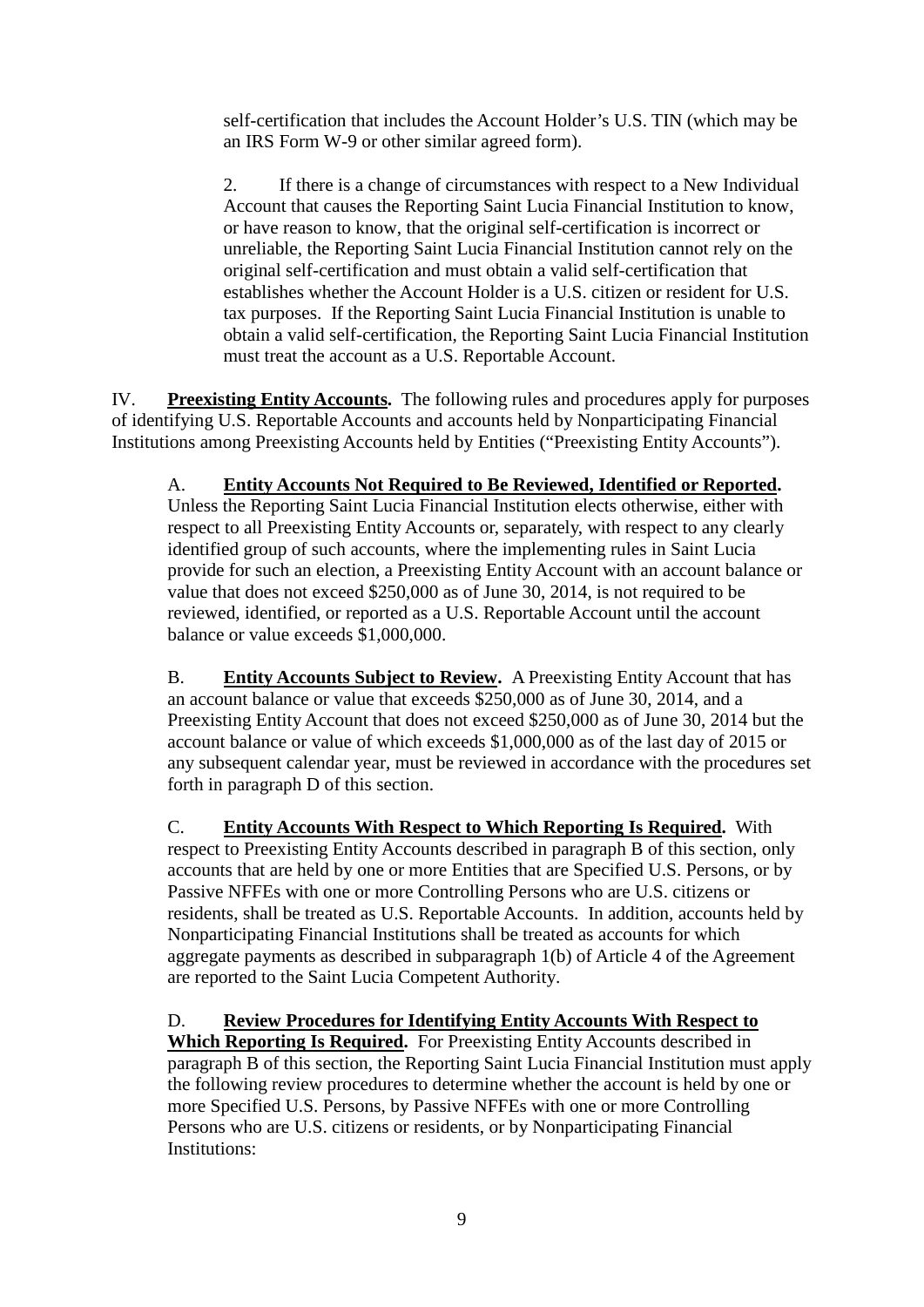self-certification that includes the Account Holder's U.S. TIN (which may be an IRS Form W-9 or other similar agreed form).

2. If there is a change of circumstances with respect to a New Individual Account that causes the Reporting Saint Lucia Financial Institution to know, or have reason to know, that the original self-certification is incorrect or unreliable, the Reporting Saint Lucia Financial Institution cannot rely on the original self-certification and must obtain a valid self-certification that establishes whether the Account Holder is a U.S. citizen or resident for U.S. tax purposes. If the Reporting Saint Lucia Financial Institution is unable to obtain a valid self-certification, the Reporting Saint Lucia Financial Institution must treat the account as a U.S. Reportable Account.

IV. **Preexisting Entity Accounts.** The following rules and procedures apply for purposes of identifying U.S. Reportable Accounts and accounts held by Nonparticipating Financial Institutions among Preexisting Accounts held by Entities ("Preexisting Entity Accounts").

A. **Entity Accounts Not Required to Be Reviewed, Identified or Reported.** Unless the Reporting Saint Lucia Financial Institution elects otherwise, either with respect to all Preexisting Entity Accounts or, separately, with respect to any clearly identified group of such accounts, where the implementing rules in Saint Lucia provide for such an election, a Preexisting Entity Account with an account balance or value that does not exceed $250,000 as of June 30, 2014, is not required to be reviewed, identified, or reported as a U.S. Reportable Account until the account balance or value exceeds $1,000,000.

B. **Entity Accounts Subject to Review.** A Preexisting Entity Account that has an account balance or value that exceeds $250,000 as of June 30, 2014, and a Preexisting Entity Account that does not exceed $250,000 as of June 30, 2014 but the account balance or value of which exceeds $1,000,000 as of the last day of 2015 or any subsequent calendar year, must be reviewed in accordance with the procedures set forth in paragraph D of this section.

C. **Entity Accounts With Respect to Which Reporting Is Required.** With respect to Preexisting Entity Accounts described in paragraph B of this section, only accounts that are held by one or more Entities that are Specified U.S. Persons, or by Passive NFFEs with one or more Controlling Persons who are U.S. citizens or residents, shall be treated as U.S. Reportable Accounts. In addition, accounts held by Nonparticipating Financial Institutions shall be treated as accounts for which aggregate payments as described in subparagraph 1(b) of Article 4 of the Agreement are reported to the Saint Lucia Competent Authority.

D. **Review Procedures for Identifying Entity Accounts With Respect to Which Reporting Is Required.** For Preexisting Entity Accounts described in paragraph B of this section, the Reporting Saint Lucia Financial Institution must apply the following review procedures to determine whether the account is held by one or more Specified U.S. Persons, by Passive NFFEs with one or more Controlling Persons who are U.S. citizens or residents, or by Nonparticipating Financial Institutions: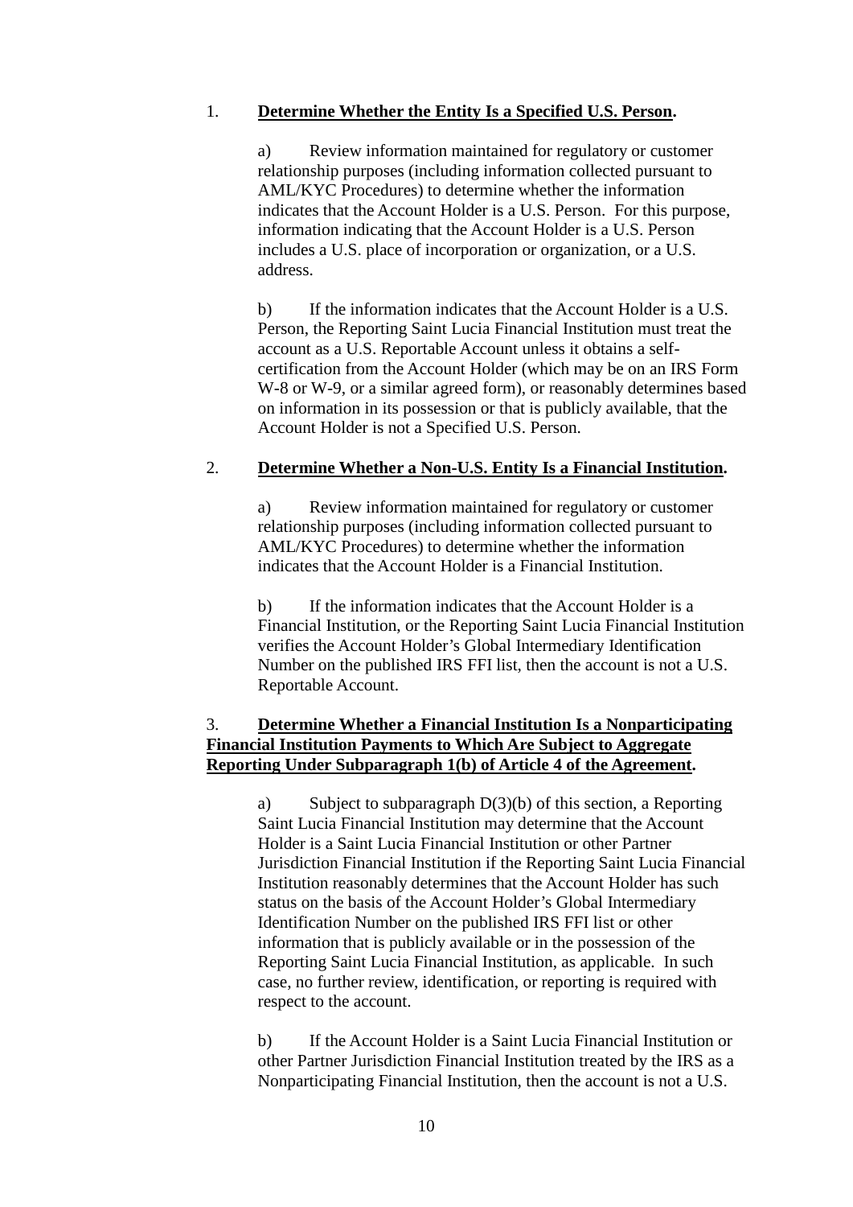1. **<u>Determine Whether the Entity Is a Specified U.S. Person</u>.**

    a) Review information maintained for regulatory or customer relationship purposes (including information collected pursuant to AML/KYC Procedures) to determine whether the information indicates that the Account Holder is a U.S. Person. For this purpose, information indicating that the Account Holder is a U.S. Person includes a U.S. place of incorporation or organization, or a U.S. address.

    b) If the information indicates that the Account Holder is a U.S. Person, the Reporting Saint Lucia Financial Institution must treat the account as a U.S. Reportable Account unless it obtains a self-certification from the Account Holder (which may be on an IRS Form W-8 or W-9, or a similar agreed form), or reasonably determines based on information in its possession or that is publicly available, that the Account Holder is not a Specified U.S. Person.

2. **<u>Determine Whether a Non-U.S. Entity Is a Financial Institution</u>.**

    a) Review information maintained for regulatory or customer relationship purposes (including information collected pursuant to AML/KYC Procedures) to determine whether the information indicates that the Account Holder is a Financial Institution.

    b) If the information indicates that the Account Holder is a Financial Institution, or the Reporting Saint Lucia Financial Institution verifies the Account Holder's Global Intermediary Identification Number on the published IRS FFI list, then the account is not a U.S. Reportable Account.

3. **<u>Determine Whether a Financial Institution Is a Nonparticipating Financial Institution Payments to Which Are Subject to Aggregate Reporting Under Subparagraph 1(b) of Article 4 of the Agreement</u>.**

    a) Subject to subparagraph D(3)(b) of this section, a Reporting Saint Lucia Financial Institution may determine that the Account Holder is a Saint Lucia Financial Institution or other Partner Jurisdiction Financial Institution if the Reporting Saint Lucia Financial Institution reasonably determines that the Account Holder has such status on the basis of the Account Holder's Global Intermediary Identification Number on the published IRS FFI list or other information that is publicly available or in the possession of the Reporting Saint Lucia Financial Institution, as applicable. In such case, no further review, identification, or reporting is required with respect to the account.

    b) If the Account Holder is a Saint Lucia Financial Institution or other Partner Jurisdiction Financial Institution treated by the IRS as a Nonparticipating Financial Institution, then the account is not a U.S.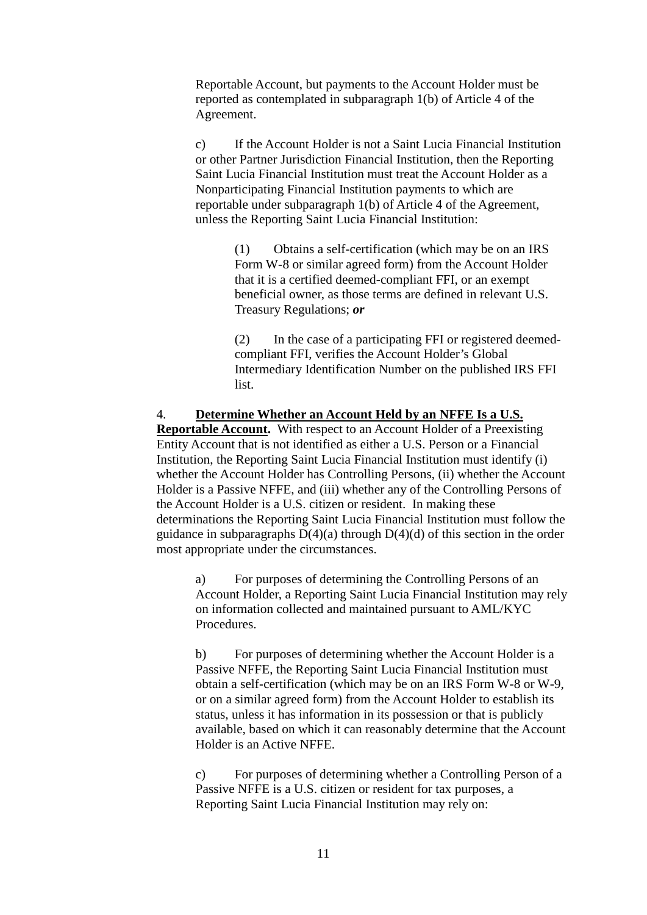Reportable Account, but payments to the Account Holder must be reported as contemplated in subparagraph 1(b) of Article 4 of the Agreement.

c) If the Account Holder is not a Saint Lucia Financial Institution or other Partner Jurisdiction Financial Institution, then the Reporting Saint Lucia Financial Institution must treat the Account Holder as a Nonparticipating Financial Institution payments to which are reportable under subparagraph 1(b) of Article 4 of the Agreement, unless the Reporting Saint Lucia Financial Institution:

(1) Obtains a self-certification (which may be on an IRS Form W-8 or similar agreed form) from the Account Holder that it is a certified deemed-compliant FFI, or an exempt beneficial owner, as those terms are defined in relevant U.S. Treasury Regulations; ***or***

(2) In the case of a participating FFI or registered deemed-compliant FFI, verifies the Account Holder's Global Intermediary Identification Number on the published IRS FFI list.

4. **Determine Whether an Account Held by an NFFE Is a U.S. Reportable Account.** With respect to an Account Holder of a Preexisting Entity Account that is not identified as either a U.S. Person or a Financial Institution, the Reporting Saint Lucia Financial Institution must identify (i) whether the Account Holder has Controlling Persons, (ii) whether the Account Holder is a Passive NFFE, and (iii) whether any of the Controlling Persons of the Account Holder is a U.S. citizen or resident. In making these determinations the Reporting Saint Lucia Financial Institution must follow the guidance in subparagraphs D(4)(a) through D(4)(d) of this section in the order most appropriate under the circumstances.

a) For purposes of determining the Controlling Persons of an Account Holder, a Reporting Saint Lucia Financial Institution may rely on information collected and maintained pursuant to AML/KYC Procedures.

b) For purposes of determining whether the Account Holder is a Passive NFFE, the Reporting Saint Lucia Financial Institution must obtain a self-certification (which may be on an IRS Form W-8 or W-9, or on a similar agreed form) from the Account Holder to establish its status, unless it has information in its possession or that is publicly available, based on which it can reasonably determine that the Account Holder is an Active NFFE.

c) For purposes of determining whether a Controlling Person of a Passive NFFE is a U.S. citizen or resident for tax purposes, a Reporting Saint Lucia Financial Institution may rely on: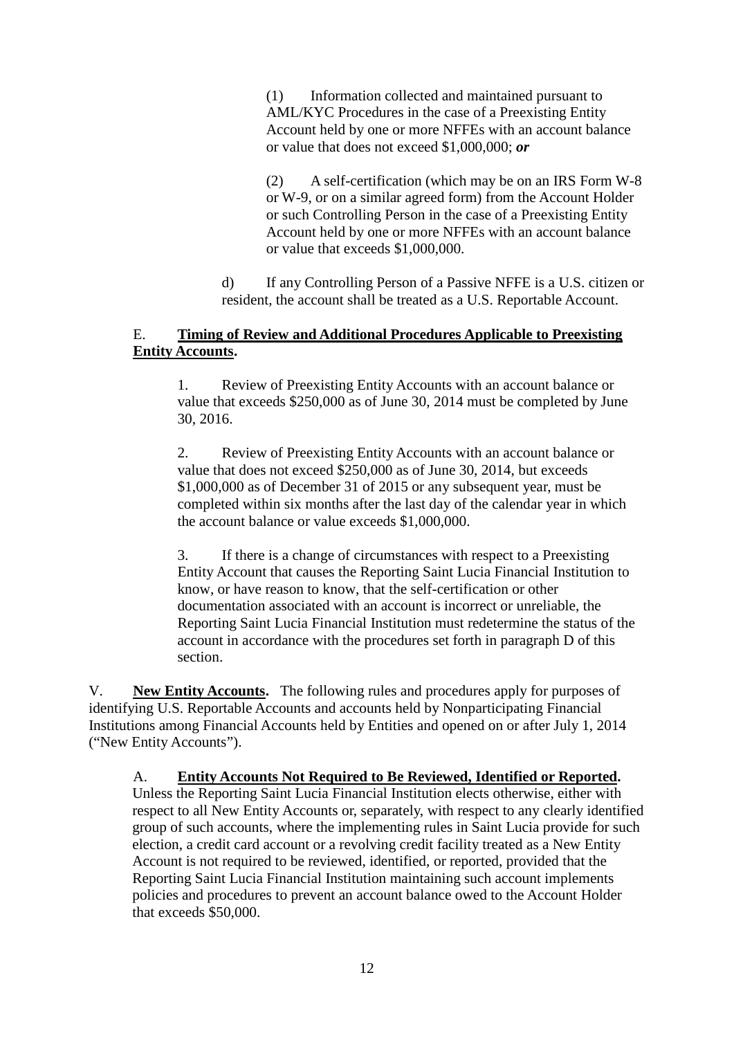(1) Information collected and maintained pursuant to AML/KYC Procedures in the case of a Preexisting Entity Account held by one or more NFFEs with an account balance or value that does not exceed $1,000,000; ***or***

(2) A self-certification (which may be on an IRS Form W-8 or W-9, or on a similar agreed form) from the Account Holder or such Controlling Person in the case of a Preexisting Entity Account held by one or more NFFEs with an account balance or value that exceeds $1,000,000.

d) If any Controlling Person of a Passive NFFE is a U.S. citizen or resident, the account shall be treated as a U.S. Reportable Account.

E. **Timing of Review and Additional Procedures Applicable to Preexisting Entity Accounts.**

1. Review of Preexisting Entity Accounts with an account balance or value that exceeds $250,000 as of June 30, 2014 must be completed by June 30, 2016.

2. Review of Preexisting Entity Accounts with an account balance or value that does not exceed $250,000 as of June 30, 2014, but exceeds $1,000,000 as of December 31 of 2015 or any subsequent year, must be completed within six months after the last day of the calendar year in which the account balance or value exceeds $1,000,000.

3. If there is a change of circumstances with respect to a Preexisting Entity Account that causes the Reporting Saint Lucia Financial Institution to know, or have reason to know, that the self-certification or other documentation associated with an account is incorrect or unreliable, the Reporting Saint Lucia Financial Institution must redetermine the status of the account in accordance with the procedures set forth in paragraph D of this section.

V. **New Entity Accounts.** The following rules and procedures apply for purposes of identifying U.S. Reportable Accounts and accounts held by Nonparticipating Financial Institutions among Financial Accounts held by Entities and opened on or after July 1, 2014 ("New Entity Accounts").

A. **Entity Accounts Not Required to Be Reviewed, Identified or Reported.** Unless the Reporting Saint Lucia Financial Institution elects otherwise, either with respect to all New Entity Accounts or, separately, with respect to any clearly identified group of such accounts, where the implementing rules in Saint Lucia provide for such election, a credit card account or a revolving credit facility treated as a New Entity Account is not required to be reviewed, identified, or reported, provided that the Reporting Saint Lucia Financial Institution maintaining such account implements policies and procedures to prevent an account balance owed to the Account Holder that exceeds $50,000.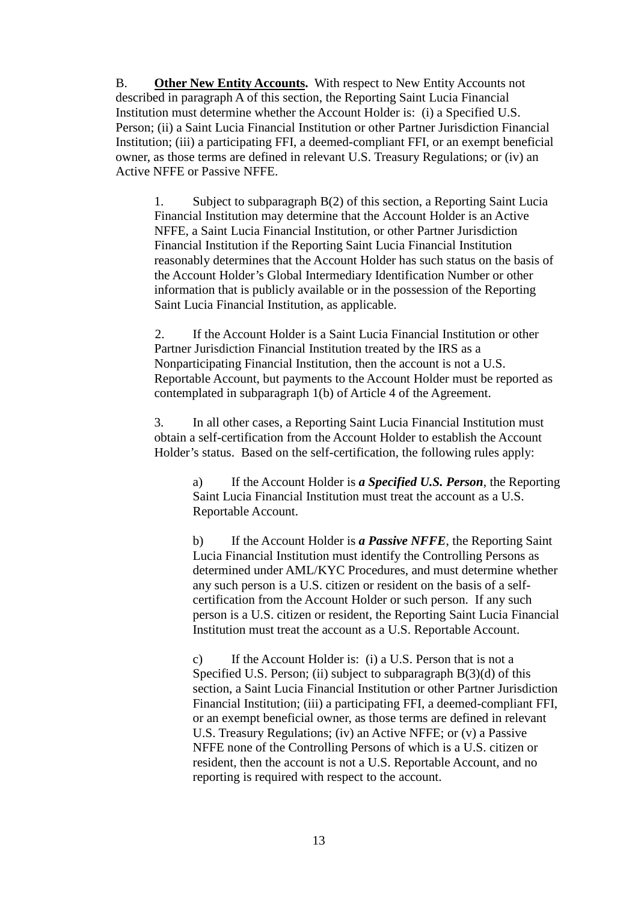B. **<u>Other New Entity Accounts</u>.** With respect to New Entity Accounts not described in paragraph A of this section, the Reporting Saint Lucia Financial Institution must determine whether the Account Holder is: (i) a Specified U.S. Person; (ii) a Saint Lucia Financial Institution or other Partner Jurisdiction Financial Institution; (iii) a participating FFI, a deemed-compliant FFI, or an exempt beneficial owner, as those terms are defined in relevant U.S. Treasury Regulations; or (iv) an Active NFFE or Passive NFFE.

1. Subject to subparagraph B(2) of this section, a Reporting Saint Lucia Financial Institution may determine that the Account Holder is an Active NFFE, a Saint Lucia Financial Institution, or other Partner Jurisdiction Financial Institution if the Reporting Saint Lucia Financial Institution reasonably determines that the Account Holder has such status on the basis of the Account Holder's Global Intermediary Identification Number or other information that is publicly available or in the possession of the Reporting Saint Lucia Financial Institution, as applicable.

2. If the Account Holder is a Saint Lucia Financial Institution or other Partner Jurisdiction Financial Institution treated by the IRS as a Nonparticipating Financial Institution, then the account is not a U.S. Reportable Account, but payments to the Account Holder must be reported as contemplated in subparagraph 1(b) of Article 4 of the Agreement.

3. In all other cases, a Reporting Saint Lucia Financial Institution must obtain a self-certification from the Account Holder to establish the Account Holder's status. Based on the self-certification, the following rules apply:

a) If the Account Holder is ***a Specified U.S. Person***, the Reporting Saint Lucia Financial Institution must treat the account as a U.S. Reportable Account.

b) If the Account Holder is ***a Passive NFFE***, the Reporting Saint Lucia Financial Institution must identify the Controlling Persons as determined under AML/KYC Procedures, and must determine whether any such person is a U.S. citizen or resident on the basis of a self-certification from the Account Holder or such person. If any such person is a U.S. citizen or resident, the Reporting Saint Lucia Financial Institution must treat the account as a U.S. Reportable Account.

c) If the Account Holder is: (i) a U.S. Person that is not a Specified U.S. Person; (ii) subject to subparagraph B(3)(d) of this section, a Saint Lucia Financial Institution or other Partner Jurisdiction Financial Institution; (iii) a participating FFI, a deemed-compliant FFI, or an exempt beneficial owner, as those terms are defined in relevant U.S. Treasury Regulations; (iv) an Active NFFE; or (v) a Passive NFFE none of the Controlling Persons of which is a U.S. citizen or resident, then the account is not a U.S. Reportable Account, and no reporting is required with respect to the account.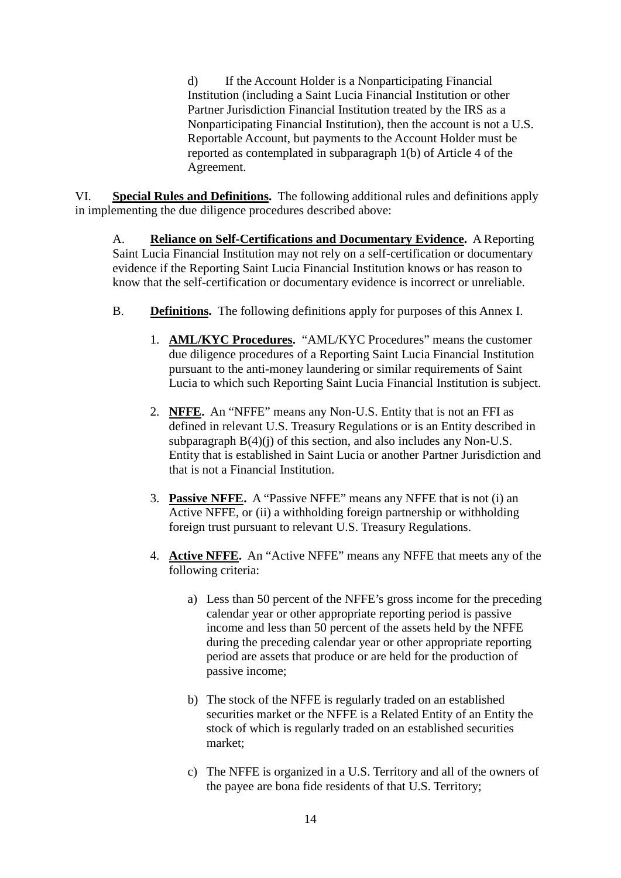d) If the Account Holder is a Nonparticipating Financial Institution (including a Saint Lucia Financial Institution or other Partner Jurisdiction Financial Institution treated by the IRS as a Nonparticipating Financial Institution), then the account is not a U.S. Reportable Account, but payments to the Account Holder must be reported as contemplated in subparagraph 1(b) of Article 4 of the Agreement.

VI. **Special Rules and Definitions.** The following additional rules and definitions apply in implementing the due diligence procedures described above:

A. **Reliance on Self-Certifications and Documentary Evidence.** A Reporting Saint Lucia Financial Institution may not rely on a self-certification or documentary evidence if the Reporting Saint Lucia Financial Institution knows or has reason to know that the self-certification or documentary evidence is incorrect or unreliable.

B. **Definitions.** The following definitions apply for purposes of this Annex I.

1. **AML/KYC Procedures.** "AML/KYC Procedures" means the customer due diligence procedures of a Reporting Saint Lucia Financial Institution pursuant to the anti-money laundering or similar requirements of Saint Lucia to which such Reporting Saint Lucia Financial Institution is subject.

2. **NFFE.** An "NFFE" means any Non-U.S. Entity that is not an FFI as defined in relevant U.S. Treasury Regulations or is an Entity described in subparagraph B(4)(j) of this section, and also includes any Non-U.S. Entity that is established in Saint Lucia or another Partner Jurisdiction and that is not a Financial Institution.

3. **Passive NFFE.** A "Passive NFFE" means any NFFE that is not (i) an Active NFFE, or (ii) a withholding foreign partnership or withholding foreign trust pursuant to relevant U.S. Treasury Regulations.

4. **Active NFFE.** An "Active NFFE" means any NFFE that meets any of the following criteria:

   a) Less than 50 percent of the NFFE's gross income for the preceding calendar year or other appropriate reporting period is passive income and less than 50 percent of the assets held by the NFFE during the preceding calendar year or other appropriate reporting period are assets that produce or are held for the production of passive income;

   b) The stock of the NFFE is regularly traded on an established securities market or the NFFE is a Related Entity of an Entity the stock of which is regularly traded on an established securities market;

   c) The NFFE is organized in a U.S. Territory and all of the owners of the payee are bona fide residents of that U.S. Territory;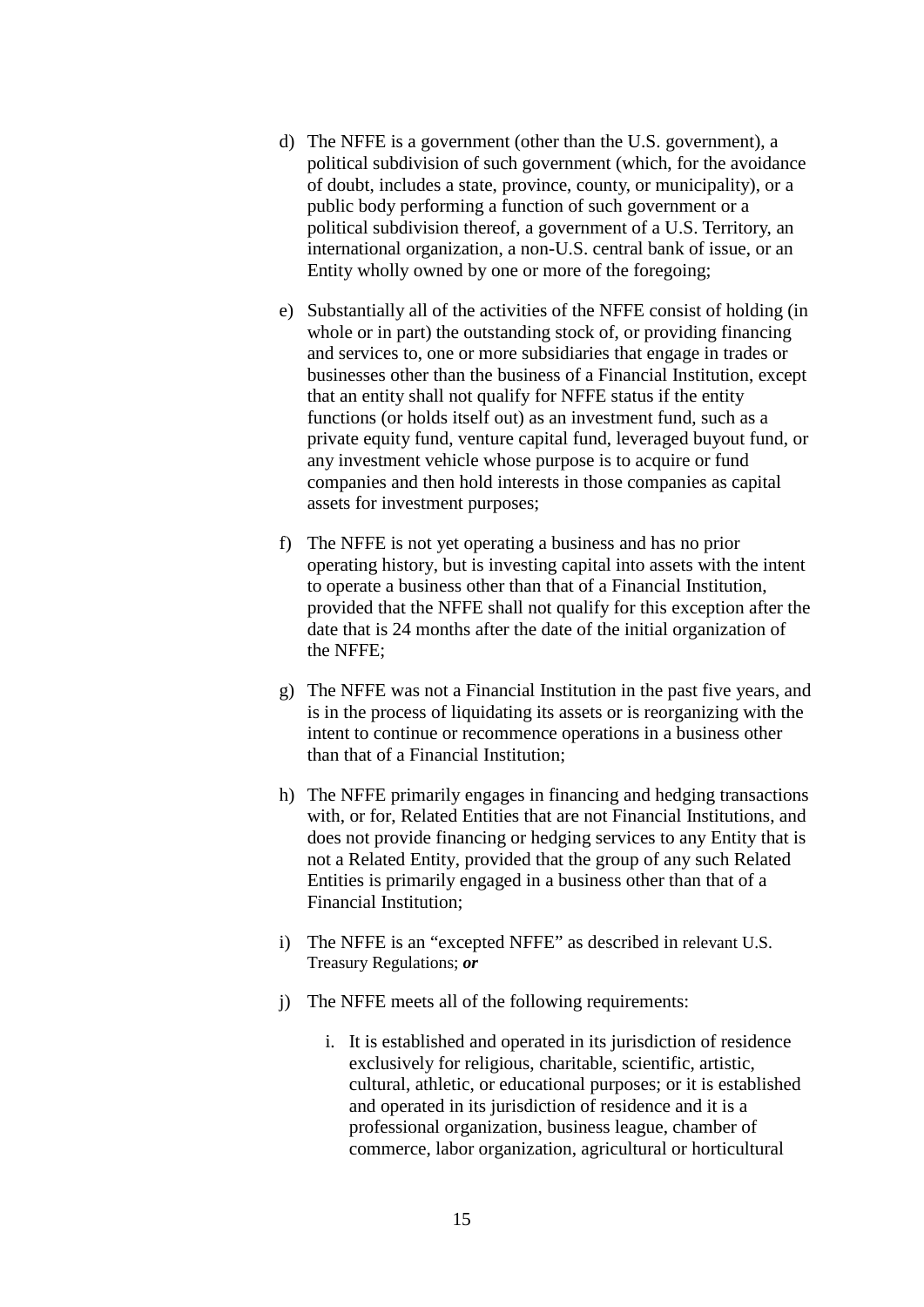d) The NFFE is a government (other than the U.S. government), a political subdivision of such government (which, for the avoidance of doubt, includes a state, province, county, or municipality), or a public body performing a function of such government or a political subdivision thereof, a government of a U.S. Territory, an international organization, a non-U.S. central bank of issue, or an Entity wholly owned by one or more of the foregoing;

e) Substantially all of the activities of the NFFE consist of holding (in whole or in part) the outstanding stock of, or providing financing and services to, one or more subsidiaries that engage in trades or businesses other than the business of a Financial Institution, except that an entity shall not qualify for NFFE status if the entity functions (or holds itself out) as an investment fund, such as a private equity fund, venture capital fund, leveraged buyout fund, or any investment vehicle whose purpose is to acquire or fund companies and then hold interests in those companies as capital assets for investment purposes;

f) The NFFE is not yet operating a business and has no prior operating history, but is investing capital into assets with the intent to operate a business other than that of a Financial Institution, provided that the NFFE shall not qualify for this exception after the date that is 24 months after the date of the initial organization of the NFFE;

g) The NFFE was not a Financial Institution in the past five years, and is in the process of liquidating its assets or is reorganizing with the intent to continue or recommence operations in a business other than that of a Financial Institution;

h) The NFFE primarily engages in financing and hedging transactions with, or for, Related Entities that are not Financial Institutions, and does not provide financing or hedging services to any Entity that is not a Related Entity, provided that the group of any such Related Entities is primarily engaged in a business other than that of a Financial Institution;

i) The NFFE is an "excepted NFFE" as described in relevant U.S. Treasury Regulations; ***or***

j) The NFFE meets all of the following requirements:

   i. It is established and operated in its jurisdiction of residence exclusively for religious, charitable, scientific, artistic, cultural, athletic, or educational purposes; or it is established and operated in its jurisdiction of residence and it is a professional organization, business league, chamber of commerce, labor organization, agricultural or horticultural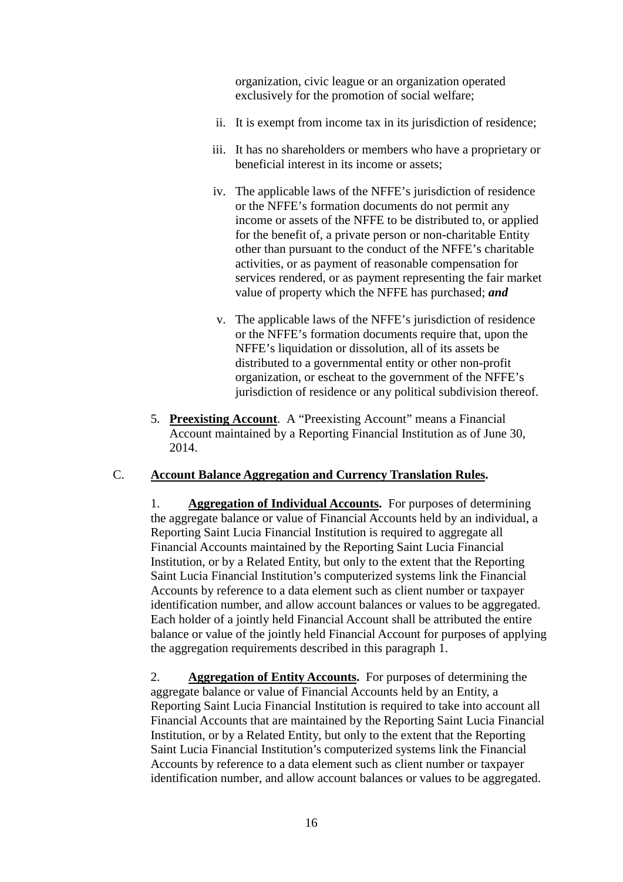organization, civic league or an organization operated exclusively for the promotion of social welfare;

ii. It is exempt from income tax in its jurisdiction of residence;

iii. It has no shareholders or members who have a proprietary or beneficial interest in its income or assets;

iv. The applicable laws of the NFFE's jurisdiction of residence or the NFFE's formation documents do not permit any income or assets of the NFFE to be distributed to, or applied for the benefit of, a private person or non-charitable Entity other than pursuant to the conduct of the NFFE's charitable activities, or as payment of reasonable compensation for services rendered, or as payment representing the fair market value of property which the NFFE has purchased; ***and***

v. The applicable laws of the NFFE's jurisdiction of residence or the NFFE's formation documents require that, upon the NFFE's liquidation or dissolution, all of its assets be distributed to a governmental entity or other non-profit organization, or escheat to the government of the NFFE's jurisdiction of residence or any political subdivision thereof.

5. **Preexisting Account**. A "Preexisting Account" means a Financial Account maintained by a Reporting Financial Institution as of June 30, 2014.

C. **Account Balance Aggregation and Currency Translation Rules.**

1. **Aggregation of Individual Accounts.** For purposes of determining the aggregate balance or value of Financial Accounts held by an individual, a Reporting Saint Lucia Financial Institution is required to aggregate all Financial Accounts maintained by the Reporting Saint Lucia Financial Institution, or by a Related Entity, but only to the extent that the Reporting Saint Lucia Financial Institution's computerized systems link the Financial Accounts by reference to a data element such as client number or taxpayer identification number, and allow account balances or values to be aggregated. Each holder of a jointly held Financial Account shall be attributed the entire balance or value of the jointly held Financial Account for purposes of applying the aggregation requirements described in this paragraph 1.

2. **Aggregation of Entity Accounts.** For purposes of determining the aggregate balance or value of Financial Accounts held by an Entity, a Reporting Saint Lucia Financial Institution is required to take into account all Financial Accounts that are maintained by the Reporting Saint Lucia Financial Institution, or by a Related Entity, but only to the extent that the Reporting Saint Lucia Financial Institution's computerized systems link the Financial Accounts by reference to a data element such as client number or taxpayer identification number, and allow account balances or values to be aggregated.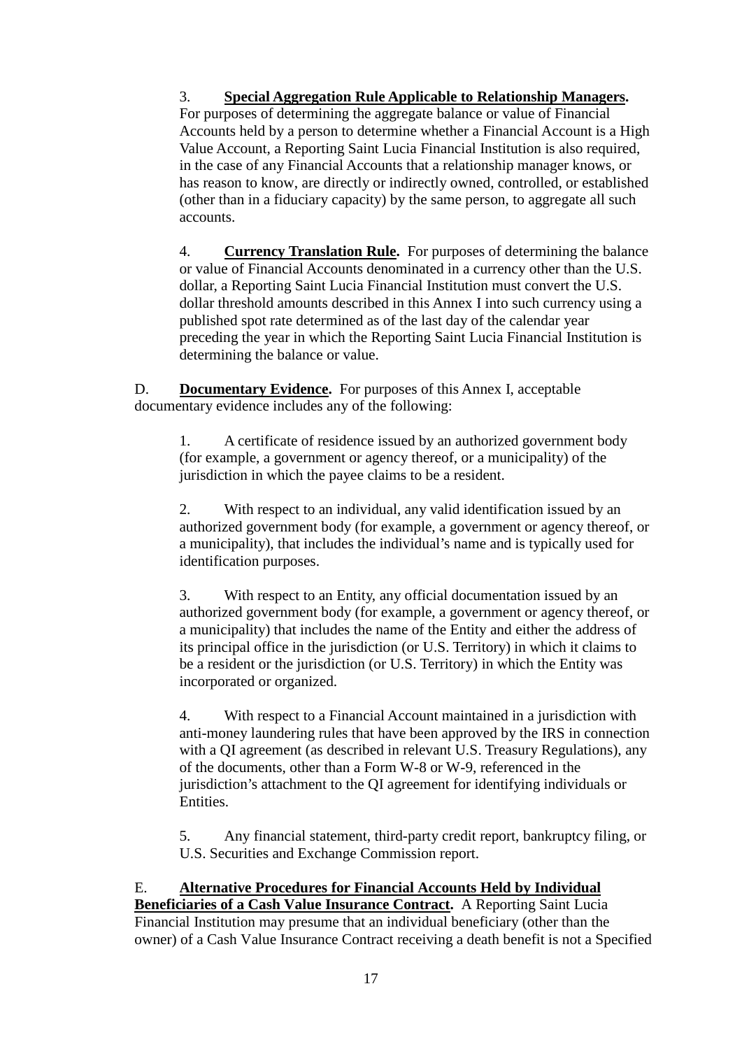3. **Special Aggregation Rule Applicable to Relationship Managers.** For purposes of determining the aggregate balance or value of Financial Accounts held by a person to determine whether a Financial Account is a High Value Account, a Reporting Saint Lucia Financial Institution is also required, in the case of any Financial Accounts that a relationship manager knows, or has reason to know, are directly or indirectly owned, controlled, or established (other than in a fiduciary capacity) by the same person, to aggregate all such accounts.

4. **Currency Translation Rule.** For purposes of determining the balance or value of Financial Accounts denominated in a currency other than the U.S. dollar, a Reporting Saint Lucia Financial Institution must convert the U.S. dollar threshold amounts described in this Annex I into such currency using a published spot rate determined as of the last day of the calendar year preceding the year in which the Reporting Saint Lucia Financial Institution is determining the balance or value.

D. **Documentary Evidence.** For purposes of this Annex I, acceptable documentary evidence includes any of the following:

1. A certificate of residence issued by an authorized government body (for example, a government or agency thereof, or a municipality) of the jurisdiction in which the payee claims to be a resident.

2. With respect to an individual, any valid identification issued by an authorized government body (for example, a government or agency thereof, or a municipality), that includes the individual's name and is typically used for identification purposes.

3. With respect to an Entity, any official documentation issued by an authorized government body (for example, a government or agency thereof, or a municipality) that includes the name of the Entity and either the address of its principal office in the jurisdiction (or U.S. Territory) in which it claims to be a resident or the jurisdiction (or U.S. Territory) in which the Entity was incorporated or organized.

4. With respect to a Financial Account maintained in a jurisdiction with anti-money laundering rules that have been approved by the IRS in connection with a QI agreement (as described in relevant U.S. Treasury Regulations), any of the documents, other than a Form W-8 or W-9, referenced in the jurisdiction's attachment to the QI agreement for identifying individuals or Entities.

5. Any financial statement, third-party credit report, bankruptcy filing, or U.S. Securities and Exchange Commission report.

E. **Alternative Procedures for Financial Accounts Held by Individual Beneficiaries of a Cash Value Insurance Contract.** A Reporting Saint Lucia Financial Institution may presume that an individual beneficiary (other than the owner) of a Cash Value Insurance Contract receiving a death benefit is not a Specified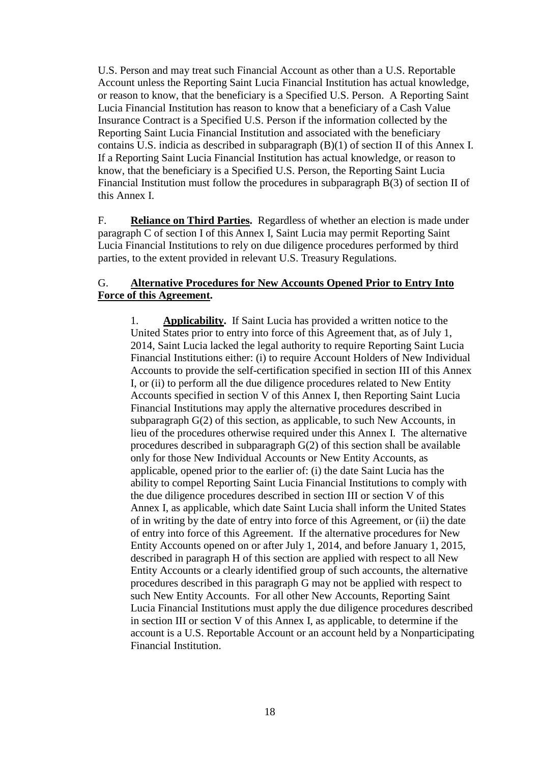U.S. Person and may treat such Financial Account as other than a U.S. Reportable Account unless the Reporting Saint Lucia Financial Institution has actual knowledge, or reason to know, that the beneficiary is a Specified U.S. Person. A Reporting Saint Lucia Financial Institution has reason to know that a beneficiary of a Cash Value Insurance Contract is a Specified U.S. Person if the information collected by the Reporting Saint Lucia Financial Institution and associated with the beneficiary contains U.S. indicia as described in subparagraph (B)(1) of section II of this Annex I. If a Reporting Saint Lucia Financial Institution has actual knowledge, or reason to know, that the beneficiary is a Specified U.S. Person, the Reporting Saint Lucia Financial Institution must follow the procedures in subparagraph B(3) of section II of this Annex I.

F. **Reliance on Third Parties.** Regardless of whether an election is made under paragraph C of section I of this Annex I, Saint Lucia may permit Reporting Saint Lucia Financial Institutions to rely on due diligence procedures performed by third parties, to the extent provided in relevant U.S. Treasury Regulations.

G. **Alternative Procedures for New Accounts Opened Prior to Entry Into Force of this Agreement.**

1. **Applicability.** If Saint Lucia has provided a written notice to the United States prior to entry into force of this Agreement that, as of July 1, 2014, Saint Lucia lacked the legal authority to require Reporting Saint Lucia Financial Institutions either: (i) to require Account Holders of New Individual Accounts to provide the self-certification specified in section III of this Annex I, or (ii) to perform all the due diligence procedures related to New Entity Accounts specified in section V of this Annex I, then Reporting Saint Lucia Financial Institutions may apply the alternative procedures described in subparagraph G(2) of this section, as applicable, to such New Accounts, in lieu of the procedures otherwise required under this Annex I. The alternative procedures described in subparagraph G(2) of this section shall be available only for those New Individual Accounts or New Entity Accounts, as applicable, opened prior to the earlier of: (i) the date Saint Lucia has the ability to compel Reporting Saint Lucia Financial Institutions to comply with the due diligence procedures described in section III or section V of this Annex I, as applicable, which date Saint Lucia shall inform the United States of in writing by the date of entry into force of this Agreement, or (ii) the date of entry into force of this Agreement. If the alternative procedures for New Entity Accounts opened on or after July 1, 2014, and before January 1, 2015, described in paragraph H of this section are applied with respect to all New Entity Accounts or a clearly identified group of such accounts, the alternative procedures described in this paragraph G may not be applied with respect to such New Entity Accounts. For all other New Accounts, Reporting Saint Lucia Financial Institutions must apply the due diligence procedures described in section III or section V of this Annex I, as applicable, to determine if the account is a U.S. Reportable Account or an account held by a Nonparticipating Financial Institution.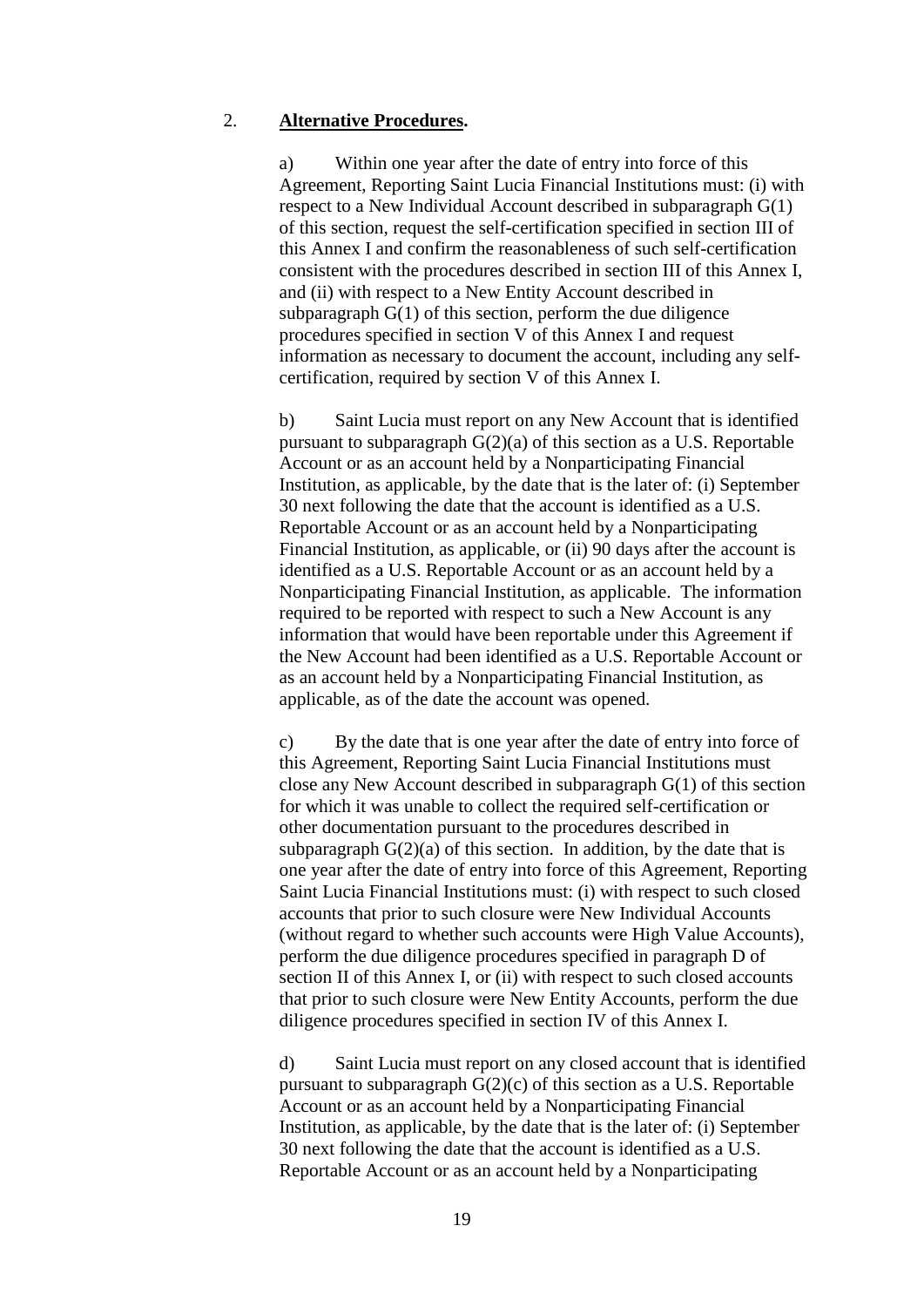2. **Alternative Procedures.**

a) Within one year after the date of entry into force of this Agreement, Reporting Saint Lucia Financial Institutions must: (i) with respect to a New Individual Account described in subparagraph G(1) of this section, request the self-certification specified in section III of this Annex I and confirm the reasonableness of such self-certification consistent with the procedures described in section III of this Annex I, and (ii) with respect to a New Entity Account described in subparagraph G(1) of this section, perform the due diligence procedures specified in section V of this Annex I and request information as necessary to document the account, including any self-certification, required by section V of this Annex I.

b) Saint Lucia must report on any New Account that is identified pursuant to subparagraph G(2)(a) of this section as a U.S. Reportable Account or as an account held by a Nonparticipating Financial Institution, as applicable, by the date that is the later of: (i) September 30 next following the date that the account is identified as a U.S. Reportable Account or as an account held by a Nonparticipating Financial Institution, as applicable, or (ii) 90 days after the account is identified as a U.S. Reportable Account or as an account held by a Nonparticipating Financial Institution, as applicable. The information required to be reported with respect to such a New Account is any information that would have been reportable under this Agreement if the New Account had been identified as a U.S. Reportable Account or as an account held by a Nonparticipating Financial Institution, as applicable, as of the date the account was opened.

c) By the date that is one year after the date of entry into force of this Agreement, Reporting Saint Lucia Financial Institutions must close any New Account described in subparagraph G(1) of this section for which it was unable to collect the required self-certification or other documentation pursuant to the procedures described in subparagraph G(2)(a) of this section. In addition, by the date that is one year after the date of entry into force of this Agreement, Reporting Saint Lucia Financial Institutions must: (i) with respect to such closed accounts that prior to such closure were New Individual Accounts (without regard to whether such accounts were High Value Accounts), perform the due diligence procedures specified in paragraph D of section II of this Annex I, or (ii) with respect to such closed accounts that prior to such closure were New Entity Accounts, perform the due diligence procedures specified in section IV of this Annex I.

d) Saint Lucia must report on any closed account that is identified pursuant to subparagraph G(2)(c) of this section as a U.S. Reportable Account or as an account held by a Nonparticipating Financial Institution, as applicable, by the date that is the later of: (i) September 30 next following the date that the account is identified as a U.S. Reportable Account or as an account held by a Nonparticipating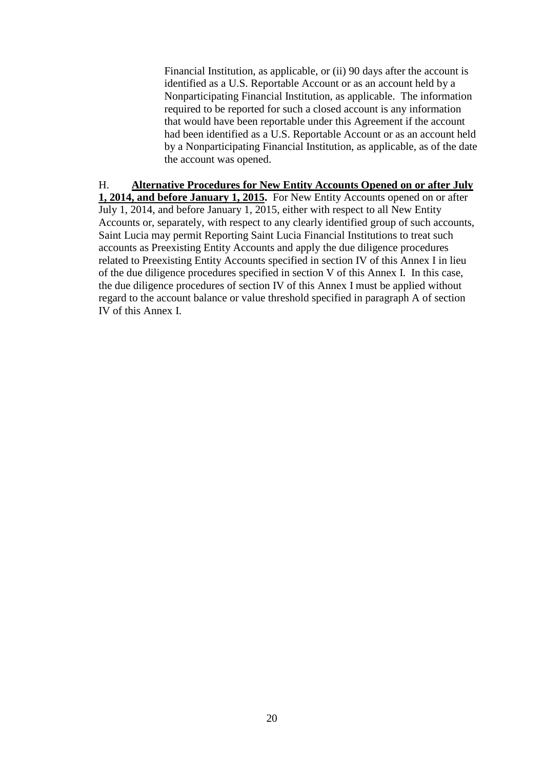Financial Institution, as applicable, or (ii) 90 days after the account is identified as a U.S. Reportable Account or as an account held by a Nonparticipating Financial Institution, as applicable. The information required to be reported for such a closed account is any information that would have been reportable under this Agreement if the account had been identified as a U.S. Reportable Account or as an account held by a Nonparticipating Financial Institution, as applicable, as of the date the account was opened.

H. **Alternative Procedures for New Entity Accounts Opened on or after July 1, 2014, and before January 1, 2015.** For New Entity Accounts opened on or after July 1, 2014, and before January 1, 2015, either with respect to all New Entity Accounts or, separately, with respect to any clearly identified group of such accounts, Saint Lucia may permit Reporting Saint Lucia Financial Institutions to treat such accounts as Preexisting Entity Accounts and apply the due diligence procedures related to Preexisting Entity Accounts specified in section IV of this Annex I in lieu of the due diligence procedures specified in section V of this Annex I. In this case, the due diligence procedures of section IV of this Annex I must be applied without regard to the account balance or value threshold specified in paragraph A of section IV of this Annex I.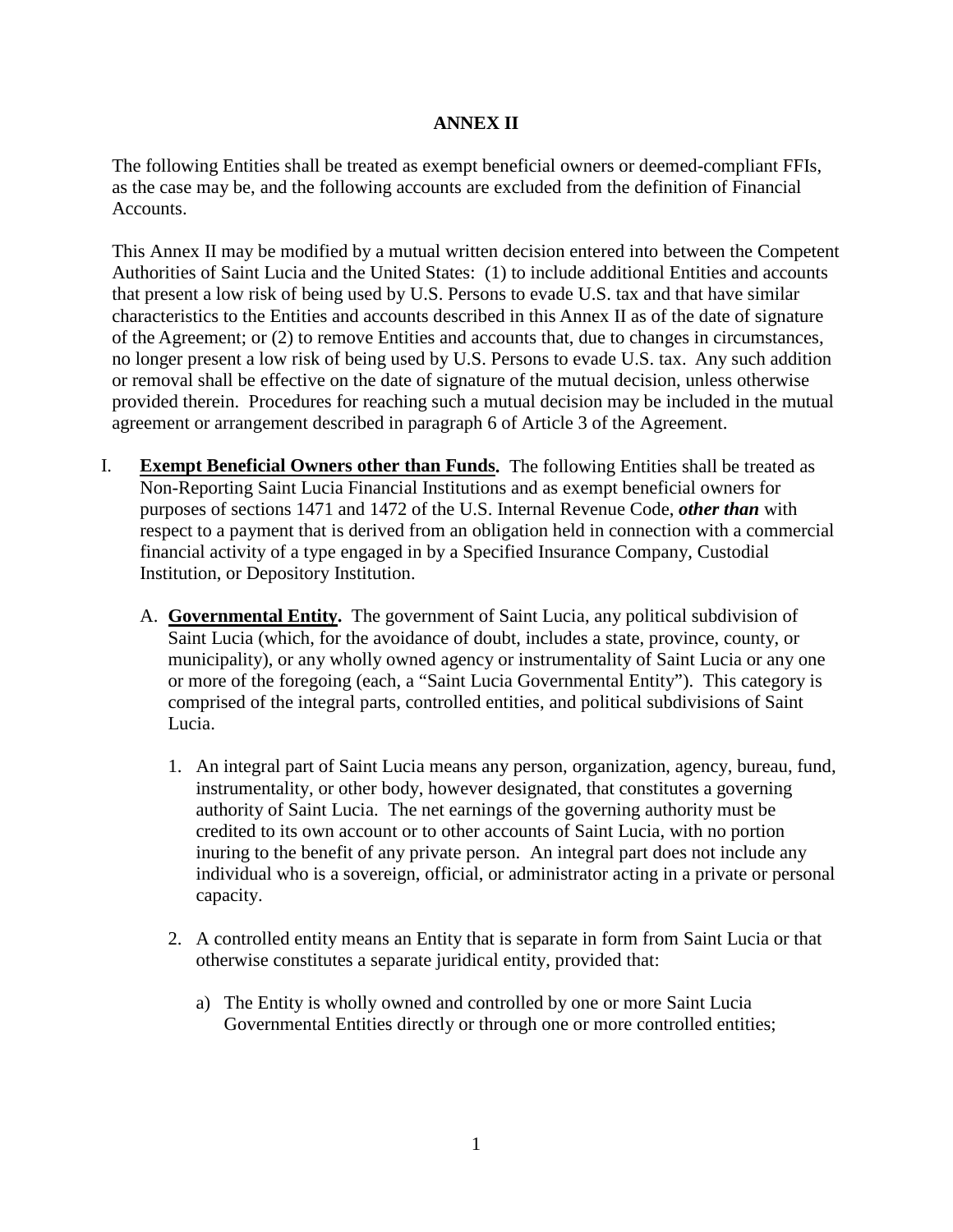# ANNEX II

The following Entities shall be treated as exempt beneficial owners or deemed-compliant FFIs, as the case may be, and the following accounts are excluded from the definition of Financial Accounts.

This Annex II may be modified by a mutual written decision entered into between the Competent Authorities of Saint Lucia and the United States: (1) to include additional Entities and accounts that present a low risk of being used by U.S. Persons to evade U.S. tax and that have similar characteristics to the Entities and accounts described in this Annex II as of the date of signature of the Agreement; or (2) to remove Entities and accounts that, due to changes in circumstances, no longer present a low risk of being used by U.S. Persons to evade U.S. tax. Any such addition or removal shall be effective on the date of signature of the mutual decision, unless otherwise provided therein. Procedures for reaching such a mutual decision may be included in the mutual agreement or arrangement described in paragraph 6 of Article 3 of the Agreement.

I. **Exempt Beneficial Owners other than Funds.** The following Entities shall be treated as Non-Reporting Saint Lucia Financial Institutions and as exempt beneficial owners for purposes of sections 1471 and 1472 of the U.S. Internal Revenue Code, ***other than*** with respect to a payment that is derived from an obligation held in connection with a commercial financial activity of a type engaged in by a Specified Insurance Company, Custodial Institution, or Depository Institution.

   A. **Governmental Entity.** The government of Saint Lucia, any political subdivision of Saint Lucia (which, for the avoidance of doubt, includes a state, province, county, or municipality), or any wholly owned agency or instrumentality of Saint Lucia or any one or more of the foregoing (each, a "Saint Lucia Governmental Entity"). This category is comprised of the integral parts, controlled entities, and political subdivisions of Saint Lucia.

      1. An integral part of Saint Lucia means any person, organization, agency, bureau, fund, instrumentality, or other body, however designated, that constitutes a governing authority of Saint Lucia. The net earnings of the governing authority must be credited to its own account or to other accounts of Saint Lucia, with no portion inuring to the benefit of any private person. An integral part does not include any individual who is a sovereign, official, or administrator acting in a private or personal capacity.

      2. A controlled entity means an Entity that is separate in form from Saint Lucia or that otherwise constitutes a separate juridical entity, provided that:

         a) The Entity is wholly owned and controlled by one or more Saint Lucia Governmental Entities directly or through one or more controlled entities;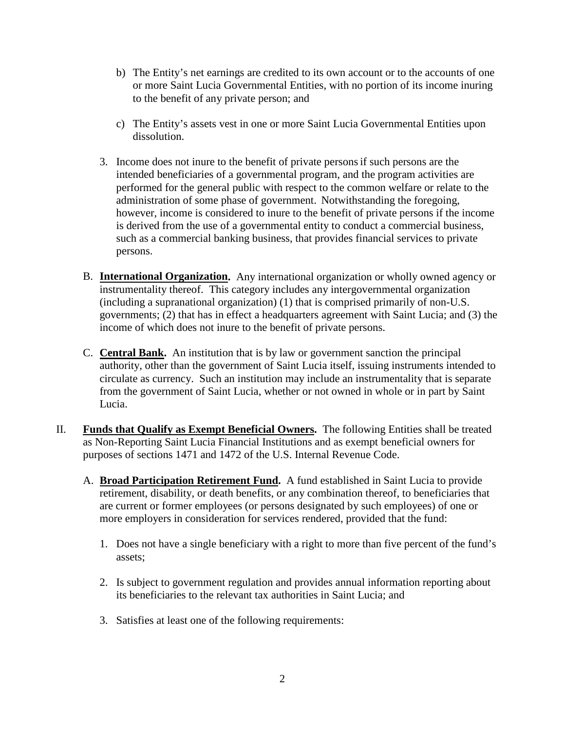b) The Entity's net earnings are credited to its own account or to the accounts of one or more Saint Lucia Governmental Entities, with no portion of its income inuring to the benefit of any private person; and

c) The Entity's assets vest in one or more Saint Lucia Governmental Entities upon dissolution.

3. Income does not inure to the benefit of private persons if such persons are the intended beneficiaries of a governmental program, and the program activities are performed for the general public with respect to the common welfare or relate to the administration of some phase of government. Notwithstanding the foregoing, however, income is considered to inure to the benefit of private persons if the income is derived from the use of a governmental entity to conduct a commercial business, such as a commercial banking business, that provides financial services to private persons.

B. **International Organization.** Any international organization or wholly owned agency or instrumentality thereof. This category includes any intergovernmental organization (including a supranational organization) (1) that is comprised primarily of non-U.S. governments; (2) that has in effect a headquarters agreement with Saint Lucia; and (3) the income of which does not inure to the benefit of private persons.

C. **Central Bank.** An institution that is by law or government sanction the principal authority, other than the government of Saint Lucia itself, issuing instruments intended to circulate as currency. Such an institution may include an instrumentality that is separate from the government of Saint Lucia, whether or not owned in whole or in part by Saint Lucia.

II. **Funds that Qualify as Exempt Beneficial Owners.** The following Entities shall be treated as Non-Reporting Saint Lucia Financial Institutions and as exempt beneficial owners for purposes of sections 1471 and 1472 of the U.S. Internal Revenue Code.

A. **Broad Participation Retirement Fund.** A fund established in Saint Lucia to provide retirement, disability, or death benefits, or any combination thereof, to beneficiaries that are current or former employees (or persons designated by such employees) of one or more employers in consideration for services rendered, provided that the fund:

1. Does not have a single beneficiary with a right to more than five percent of the fund's assets;

2. Is subject to government regulation and provides annual information reporting about its beneficiaries to the relevant tax authorities in Saint Lucia; and

3. Satisfies at least one of the following requirements: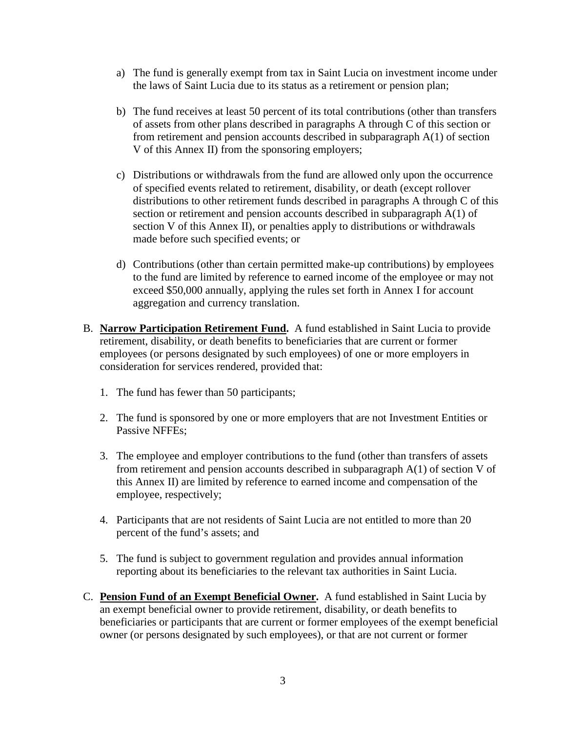a) The fund is generally exempt from tax in Saint Lucia on investment income under the laws of Saint Lucia due to its status as a retirement or pension plan;

b) The fund receives at least 50 percent of its total contributions (other than transfers of assets from other plans described in paragraphs A through C of this section or from retirement and pension accounts described in subparagraph A(1) of section V of this Annex II) from the sponsoring employers;

c) Distributions or withdrawals from the fund are allowed only upon the occurrence of specified events related to retirement, disability, or death (except rollover distributions to other retirement funds described in paragraphs A through C of this section or retirement and pension accounts described in subparagraph A(1) of section V of this Annex II), or penalties apply to distributions or withdrawals made before such specified events; or

d) Contributions (other than certain permitted make-up contributions) by employees to the fund are limited by reference to earned income of the employee or may not exceed $50,000 annually, applying the rules set forth in Annex I for account aggregation and currency translation.

B. **Narrow Participation Retirement Fund.** A fund established in Saint Lucia to provide retirement, disability, or death benefits to beneficiaries that are current or former employees (or persons designated by such employees) of one or more employers in consideration for services rendered, provided that:

1. The fund has fewer than 50 participants;

2. The fund is sponsored by one or more employers that are not Investment Entities or Passive NFFEs;

3. The employee and employer contributions to the fund (other than transfers of assets from retirement and pension accounts described in subparagraph A(1) of section V of this Annex II) are limited by reference to earned income and compensation of the employee, respectively;

4. Participants that are not residents of Saint Lucia are not entitled to more than 20 percent of the fund's assets; and

5. The fund is subject to government regulation and provides annual information reporting about its beneficiaries to the relevant tax authorities in Saint Lucia.

C. **Pension Fund of an Exempt Beneficial Owner.** A fund established in Saint Lucia by an exempt beneficial owner to provide retirement, disability, or death benefits to beneficiaries or participants that are current or former employees of the exempt beneficial owner (or persons designated by such employees), or that are not current or former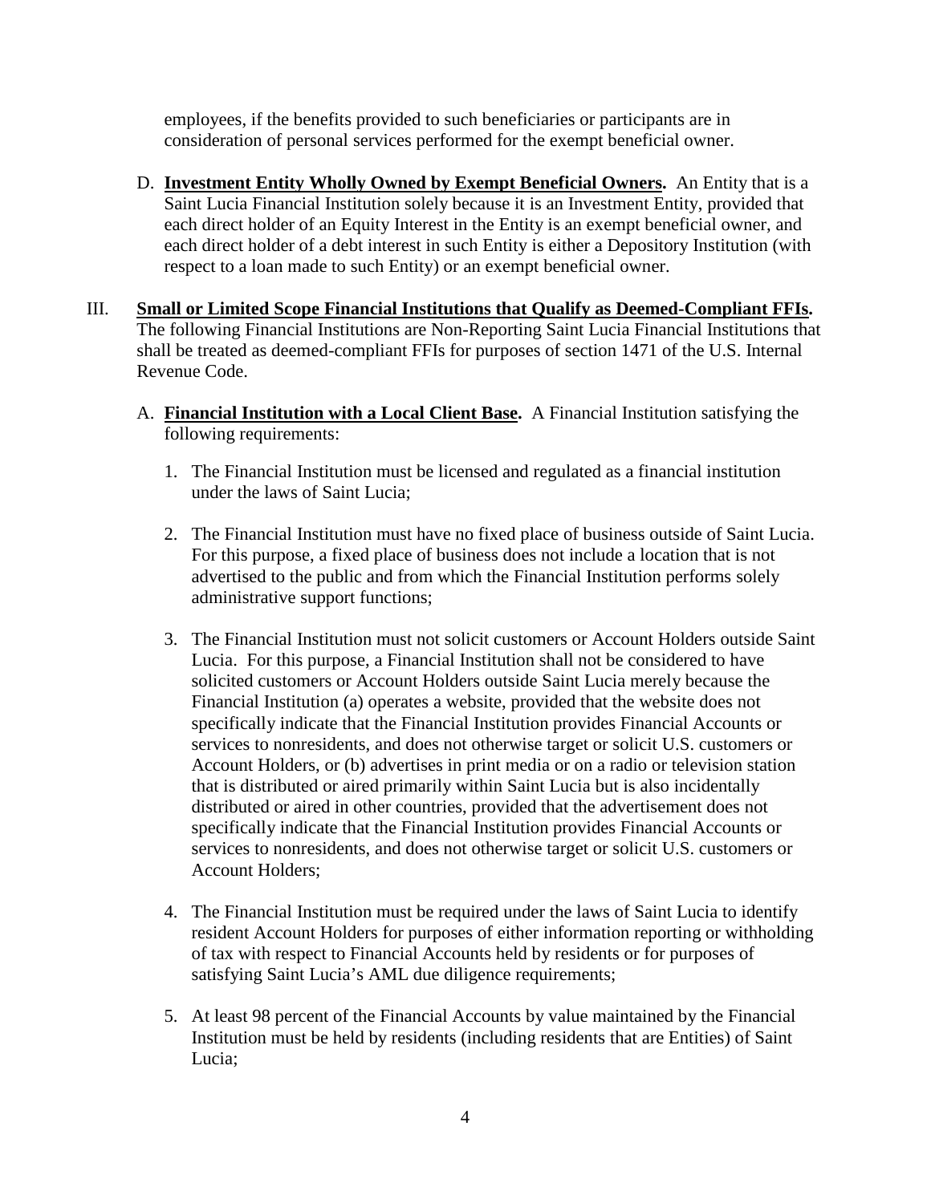employees, if the benefits provided to such beneficiaries or participants are in consideration of personal services performed for the exempt beneficial owner.

D. **Investment Entity Wholly Owned by Exempt Beneficial Owners.** An Entity that is a Saint Lucia Financial Institution solely because it is an Investment Entity, provided that each direct holder of an Equity Interest in the Entity is an exempt beneficial owner, and each direct holder of a debt interest in such Entity is either a Depository Institution (with respect to a loan made to such Entity) or an exempt beneficial owner.

III. **Small or Limited Scope Financial Institutions that Qualify as Deemed-Compliant FFIs.** The following Financial Institutions are Non-Reporting Saint Lucia Financial Institutions that shall be treated as deemed-compliant FFIs for purposes of section 1471 of the U.S. Internal Revenue Code.

A. **Financial Institution with a Local Client Base.** A Financial Institution satisfying the following requirements:

1. The Financial Institution must be licensed and regulated as a financial institution under the laws of Saint Lucia;

2. The Financial Institution must have no fixed place of business outside of Saint Lucia. For this purpose, a fixed place of business does not include a location that is not advertised to the public and from which the Financial Institution performs solely administrative support functions;

3. The Financial Institution must not solicit customers or Account Holders outside Saint Lucia. For this purpose, a Financial Institution shall not be considered to have solicited customers or Account Holders outside Saint Lucia merely because the Financial Institution (a) operates a website, provided that the website does not specifically indicate that the Financial Institution provides Financial Accounts or services to nonresidents, and does not otherwise target or solicit U.S. customers or Account Holders, or (b) advertises in print media or on a radio or television station that is distributed or aired primarily within Saint Lucia but is also incidentally distributed or aired in other countries, provided that the advertisement does not specifically indicate that the Financial Institution provides Financial Accounts or services to nonresidents, and does not otherwise target or solicit U.S. customers or Account Holders;

4. The Financial Institution must be required under the laws of Saint Lucia to identify resident Account Holders for purposes of either information reporting or withholding of tax with respect to Financial Accounts held by residents or for purposes of satisfying Saint Lucia's AML due diligence requirements;

5. At least 98 percent of the Financial Accounts by value maintained by the Financial Institution must be held by residents (including residents that are Entities) of Saint Lucia;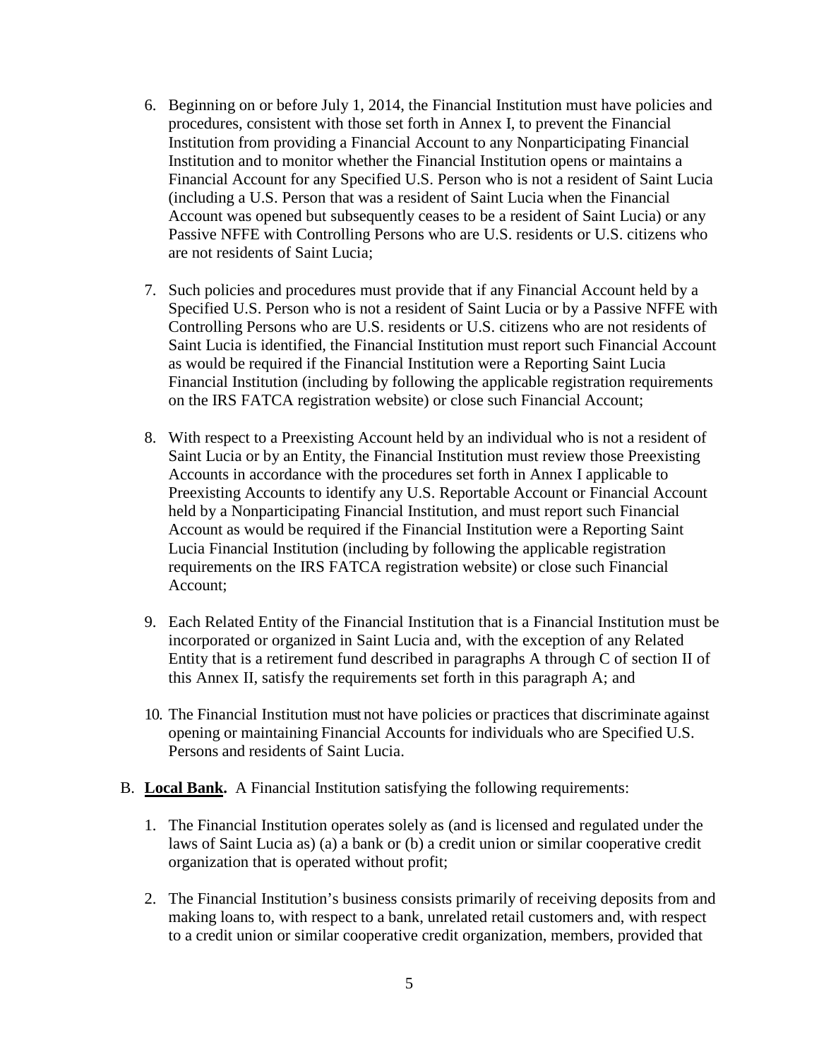6. Beginning on or before July 1, 2014, the Financial Institution must have policies and procedures, consistent with those set forth in Annex I, to prevent the Financial Institution from providing a Financial Account to any Nonparticipating Financial Institution and to monitor whether the Financial Institution opens or maintains a Financial Account for any Specified U.S. Person who is not a resident of Saint Lucia (including a U.S. Person that was a resident of Saint Lucia when the Financial Account was opened but subsequently ceases to be a resident of Saint Lucia) or any Passive NFFE with Controlling Persons who are U.S. residents or U.S. citizens who are not residents of Saint Lucia;

7. Such policies and procedures must provide that if any Financial Account held by a Specified U.S. Person who is not a resident of Saint Lucia or by a Passive NFFE with Controlling Persons who are U.S. residents or U.S. citizens who are not residents of Saint Lucia is identified, the Financial Institution must report such Financial Account as would be required if the Financial Institution were a Reporting Saint Lucia Financial Institution (including by following the applicable registration requirements on the IRS FATCA registration website) or close such Financial Account;

8. With respect to a Preexisting Account held by an individual who is not a resident of Saint Lucia or by an Entity, the Financial Institution must review those Preexisting Accounts in accordance with the procedures set forth in Annex I applicable to Preexisting Accounts to identify any U.S. Reportable Account or Financial Account held by a Nonparticipating Financial Institution, and must report such Financial Account as would be required if the Financial Institution were a Reporting Saint Lucia Financial Institution (including by following the applicable registration requirements on the IRS FATCA registration website) or close such Financial Account;

9. Each Related Entity of the Financial Institution that is a Financial Institution must be incorporated or organized in Saint Lucia and, with the exception of any Related Entity that is a retirement fund described in paragraphs A through C of section II of this Annex II, satisfy the requirements set forth in this paragraph A; and

10. The Financial Institution must not have policies or practices that discriminate against opening or maintaining Financial Accounts for individuals who are Specified U.S. Persons and residents of Saint Lucia.

B. **Local Bank.** A Financial Institution satisfying the following requirements:

1. The Financial Institution operates solely as (and is licensed and regulated under the laws of Saint Lucia as) (a) a bank or (b) a credit union or similar cooperative credit organization that is operated without profit;

2. The Financial Institution's business consists primarily of receiving deposits from and making loans to, with respect to a bank, unrelated retail customers and, with respect to a credit union or similar cooperative credit organization, members, provided that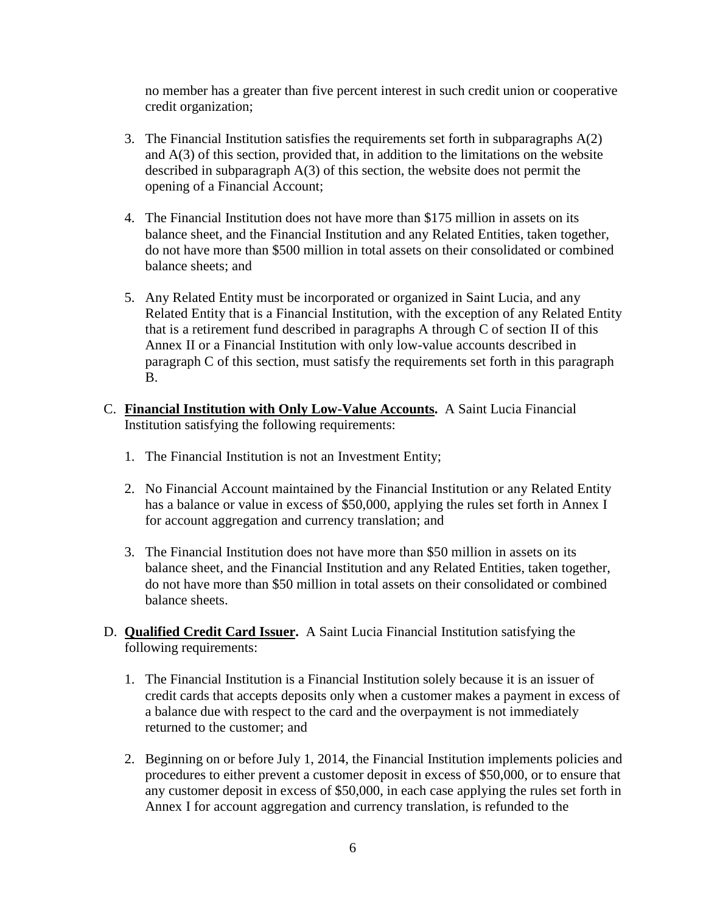no member has a greater than five percent interest in such credit union or cooperative credit organization;

3. The Financial Institution satisfies the requirements set forth in subparagraphs A(2) and A(3) of this section, provided that, in addition to the limitations on the website described in subparagraph A(3) of this section, the website does not permit the opening of a Financial Account;

4. The Financial Institution does not have more than $175 million in assets on its balance sheet, and the Financial Institution and any Related Entities, taken together, do not have more than $500 million in total assets on their consolidated or combined balance sheets; and

5. Any Related Entity must be incorporated or organized in Saint Lucia, and any Related Entity that is a Financial Institution, with the exception of any Related Entity that is a retirement fund described in paragraphs A through C of section II of this Annex II or a Financial Institution with only low-value accounts described in paragraph C of this section, must satisfy the requirements set forth in this paragraph B.

C. **Financial Institution with Only Low-Value Accounts.** A Saint Lucia Financial Institution satisfying the following requirements:

1. The Financial Institution is not an Investment Entity;

2. No Financial Account maintained by the Financial Institution or any Related Entity has a balance or value in excess of $50,000, applying the rules set forth in Annex I for account aggregation and currency translation; and

3. The Financial Institution does not have more than $50 million in assets on its balance sheet, and the Financial Institution and any Related Entities, taken together, do not have more than $50 million in total assets on their consolidated or combined balance sheets.

D. **Qualified Credit Card Issuer.** A Saint Lucia Financial Institution satisfying the following requirements:

1. The Financial Institution is a Financial Institution solely because it is an issuer of credit cards that accepts deposits only when a customer makes a payment in excess of a balance due with respect to the card and the overpayment is not immediately returned to the customer; and

2. Beginning on or before July 1, 2014, the Financial Institution implements policies and procedures to either prevent a customer deposit in excess of $50,000, or to ensure that any customer deposit in excess of $50,000, in each case applying the rules set forth in Annex I for account aggregation and currency translation, is refunded to the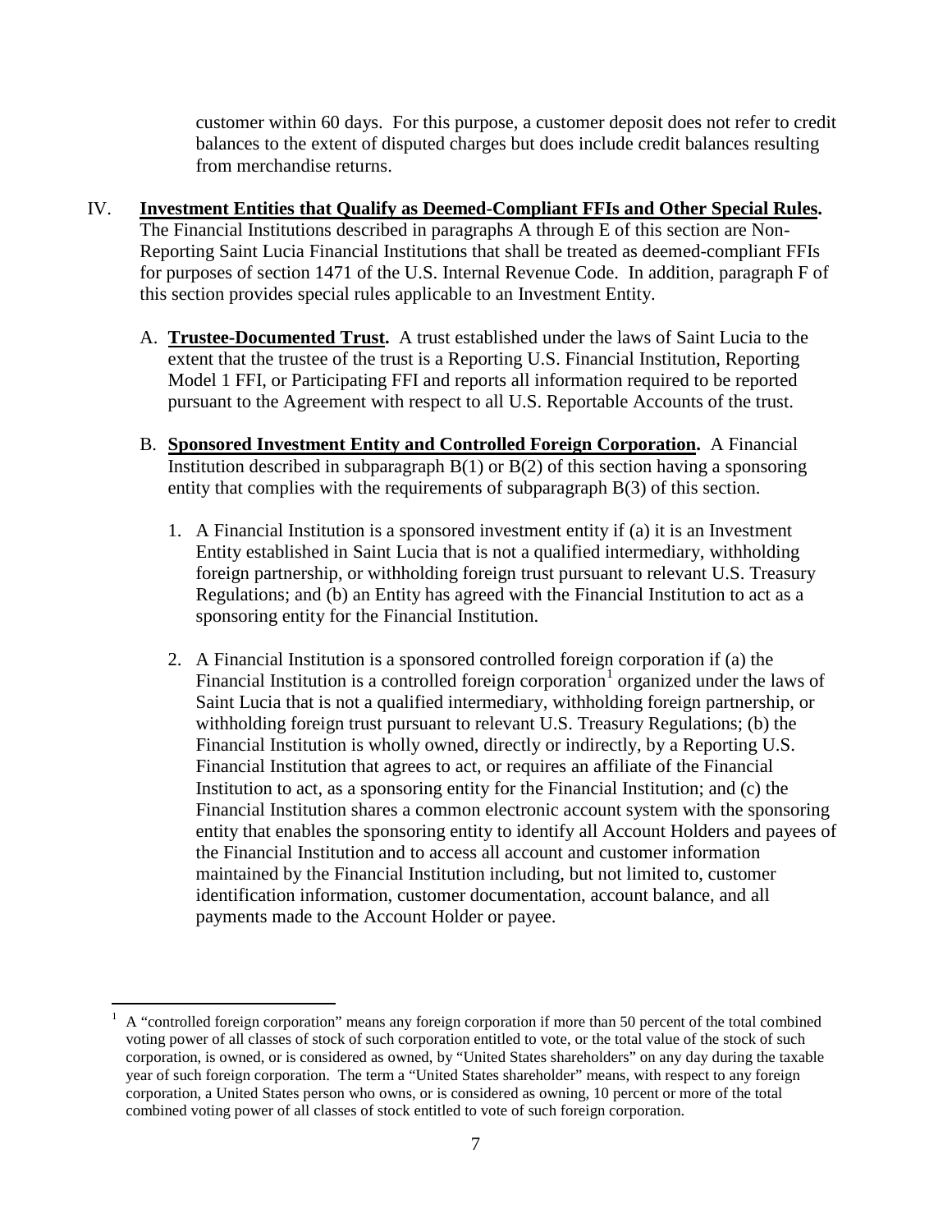customer within 60 days. For this purpose, a customer deposit does not refer to credit balances to the extent of disputed charges but does include credit balances resulting from merchandise returns.

IV. **Investment Entities that Qualify as Deemed-Compliant FFIs and Other Special Rules.** The Financial Institutions described in paragraphs A through E of this section are Non-Reporting Saint Lucia Financial Institutions that shall be treated as deemed-compliant FFIs for purposes of section 1471 of the U.S. Internal Revenue Code. In addition, paragraph F of this section provides special rules applicable to an Investment Entity.

A. **Trustee-Documented Trust.** A trust established under the laws of Saint Lucia to the extent that the trustee of the trust is a Reporting U.S. Financial Institution, Reporting Model 1 FFI, or Participating FFI and reports all information required to be reported pursuant to the Agreement with respect to all U.S. Reportable Accounts of the trust.

B. **Sponsored Investment Entity and Controlled Foreign Corporation.** A Financial Institution described in subparagraph B(1) or B(2) of this section having a sponsoring entity that complies with the requirements of subparagraph B(3) of this section.

1. A Financial Institution is a sponsored investment entity if (a) it is an Investment Entity established in Saint Lucia that is not a qualified intermediary, withholding foreign partnership, or withholding foreign trust pursuant to relevant U.S. Treasury Regulations; and (b) an Entity has agreed with the Financial Institution to act as a sponsoring entity for the Financial Institution.

2. A Financial Institution is a sponsored controlled foreign corporation if (a) the Financial Institution is a controlled foreign corporation[1] organized under the laws of Saint Lucia that is not a qualified intermediary, withholding foreign partnership, or withholding foreign trust pursuant to relevant U.S. Treasury Regulations; (b) the Financial Institution is wholly owned, directly or indirectly, by a Reporting U.S. Financial Institution that agrees to act, or requires an affiliate of the Financial Institution to act, as a sponsoring entity for the Financial Institution; and (c) the Financial Institution shares a common electronic account system with the sponsoring entity that enables the sponsoring entity to identify all Account Holders and payees of the Financial Institution and to access all account and customer information maintained by the Financial Institution including, but not limited to, customer identification information, customer documentation, account balance, and all payments made to the Account Holder or payee.

[1] A "controlled foreign corporation" means any foreign corporation if more than 50 percent of the total combined voting power of all classes of stock of such corporation entitled to vote, or the total value of the stock of such corporation, is owned, or is considered as owned, by "United States shareholders" on any day during the taxable year of such foreign corporation. The term a "United States shareholder" means, with respect to any foreign corporation, a United States person who owns, or is considered as owning, 10 percent or more of the total combined voting power of all classes of stock entitled to vote of such foreign corporation.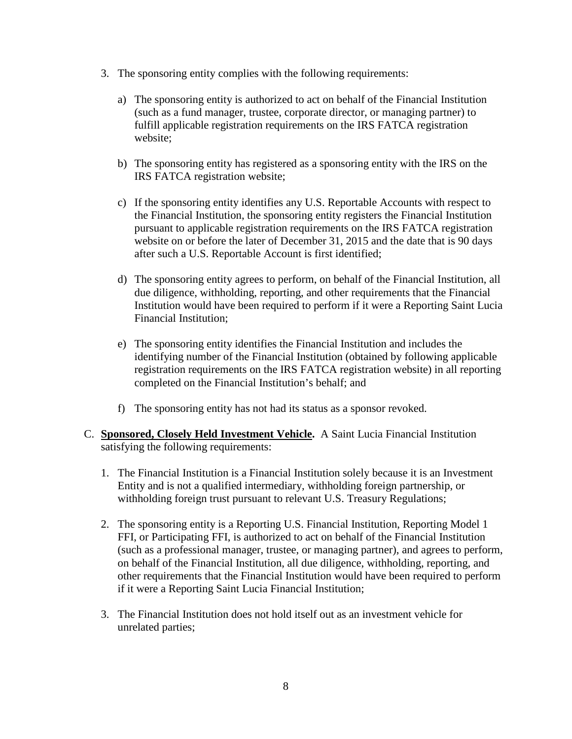3. The sponsoring entity complies with the following requirements:

   a) The sponsoring entity is authorized to act on behalf of the Financial Institution (such as a fund manager, trustee, corporate director, or managing partner) to fulfill applicable registration requirements on the IRS FATCA registration website;

   b) The sponsoring entity has registered as a sponsoring entity with the IRS on the IRS FATCA registration website;

   c) If the sponsoring entity identifies any U.S. Reportable Accounts with respect to the Financial Institution, the sponsoring entity registers the Financial Institution pursuant to applicable registration requirements on the IRS FATCA registration website on or before the later of December 31, 2015 and the date that is 90 days after such a U.S. Reportable Account is first identified;

   d) The sponsoring entity agrees to perform, on behalf of the Financial Institution, all due diligence, withholding, reporting, and other requirements that the Financial Institution would have been required to perform if it were a Reporting Saint Lucia Financial Institution;

   e) The sponsoring entity identifies the Financial Institution and includes the identifying number of the Financial Institution (obtained by following applicable registration requirements on the IRS FATCA registration website) in all reporting completed on the Financial Institution's behalf; and

   f) The sponsoring entity has not had its status as a sponsor revoked.

C. **<u>Sponsored, Closely Held Investment Vehicle</u>.** A Saint Lucia Financial Institution satisfying the following requirements:

   1. The Financial Institution is a Financial Institution solely because it is an Investment Entity and is not a qualified intermediary, withholding foreign partnership, or withholding foreign trust pursuant to relevant U.S. Treasury Regulations;

   2. The sponsoring entity is a Reporting U.S. Financial Institution, Reporting Model 1 FFI, or Participating FFI, is authorized to act on behalf of the Financial Institution (such as a professional manager, trustee, or managing partner), and agrees to perform, on behalf of the Financial Institution, all due diligence, withholding, reporting, and other requirements that the Financial Institution would have been required to perform if it were a Reporting Saint Lucia Financial Institution;

   3. The Financial Institution does not hold itself out as an investment vehicle for unrelated parties;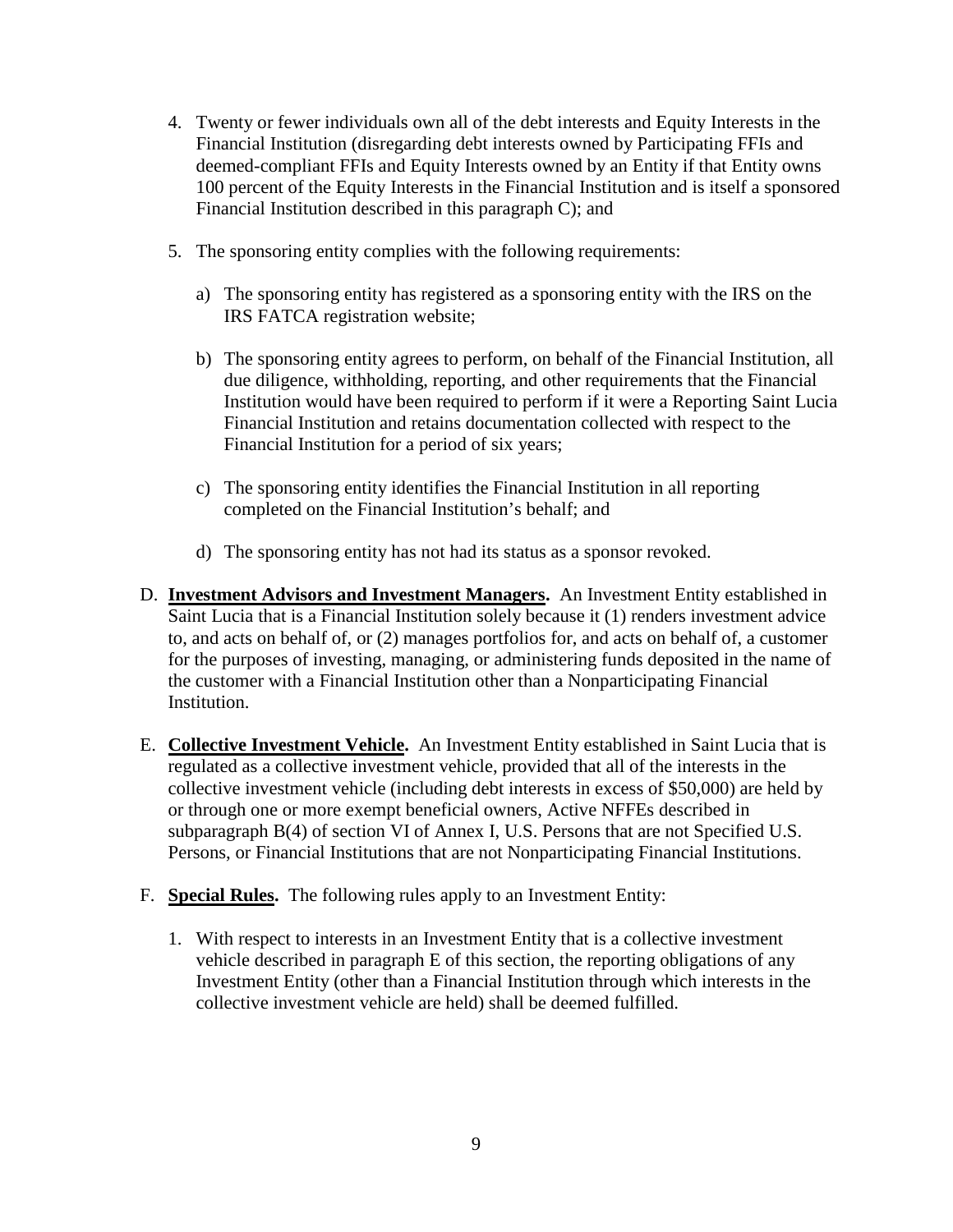4. Twenty or fewer individuals own all of the debt interests and Equity Interests in the Financial Institution (disregarding debt interests owned by Participating FFIs and deemed-compliant FFIs and Equity Interests owned by an Entity if that Entity owns 100 percent of the Equity Interests in the Financial Institution and is itself a sponsored Financial Institution described in this paragraph C); and

5. The sponsoring entity complies with the following requirements:

   a) The sponsoring entity has registered as a sponsoring entity with the IRS on the IRS FATCA registration website;

   b) The sponsoring entity agrees to perform, on behalf of the Financial Institution, all due diligence, withholding, reporting, and other requirements that the Financial Institution would have been required to perform if it were a Reporting Saint Lucia Financial Institution and retains documentation collected with respect to the Financial Institution for a period of six years;

   c) The sponsoring entity identifies the Financial Institution in all reporting completed on the Financial Institution's behalf; and

   d) The sponsoring entity has not had its status as a sponsor revoked.

D. **Investment Advisors and Investment Managers.** An Investment Entity established in Saint Lucia that is a Financial Institution solely because it (1) renders investment advice to, and acts on behalf of, or (2) manages portfolios for, and acts on behalf of, a customer for the purposes of investing, managing, or administering funds deposited in the name of the customer with a Financial Institution other than a Nonparticipating Financial Institution.

E. **Collective Investment Vehicle.** An Investment Entity established in Saint Lucia that is regulated as a collective investment vehicle, provided that all of the interests in the collective investment vehicle (including debt interests in excess of $50,000) are held by or through one or more exempt beneficial owners, Active NFFEs described in subparagraph B(4) of section VI of Annex I, U.S. Persons that are not Specified U.S. Persons, or Financial Institutions that are not Nonparticipating Financial Institutions.

F. **Special Rules.** The following rules apply to an Investment Entity:

   1. With respect to interests in an Investment Entity that is a collective investment vehicle described in paragraph E of this section, the reporting obligations of any Investment Entity (other than a Financial Institution through which interests in the collective investment vehicle are held) shall be deemed fulfilled.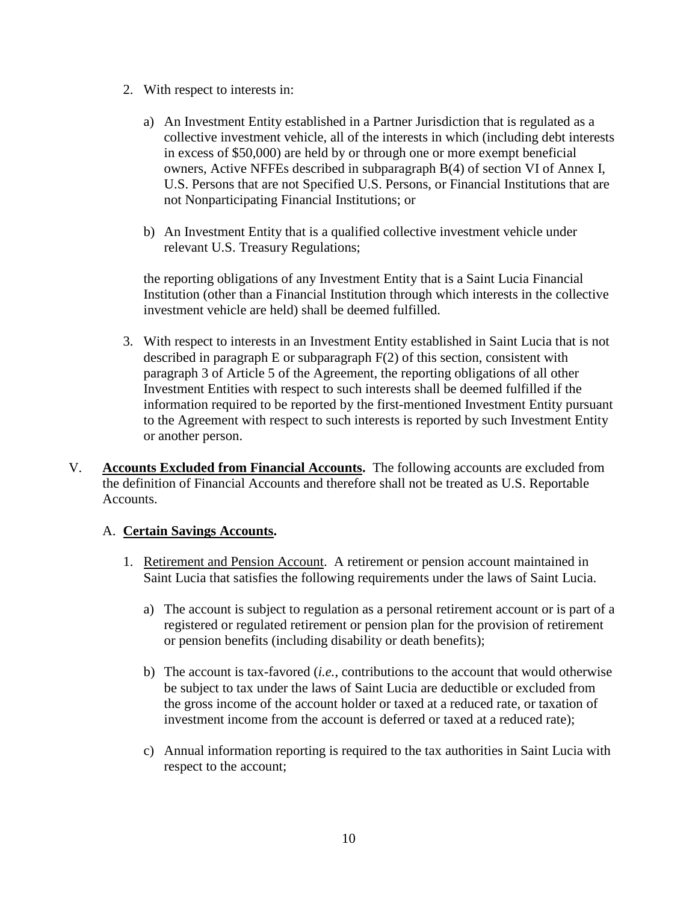2. With respect to interests in:

   a) An Investment Entity established in a Partner Jurisdiction that is regulated as a collective investment vehicle, all of the interests in which (including debt interests in excess of $50,000) are held by or through one or more exempt beneficial owners, Active NFFEs described in subparagraph B(4) of section VI of Annex I, U.S. Persons that are not Specified U.S. Persons, or Financial Institutions that are not Nonparticipating Financial Institutions; or

   b) An Investment Entity that is a qualified collective investment vehicle under relevant U.S. Treasury Regulations;

   the reporting obligations of any Investment Entity that is a Saint Lucia Financial Institution (other than a Financial Institution through which interests in the collective investment vehicle are held) shall be deemed fulfilled.

3. With respect to interests in an Investment Entity established in Saint Lucia that is not described in paragraph E or subparagraph F(2) of this section, consistent with paragraph 3 of Article 5 of the Agreement, the reporting obligations of all other Investment Entities with respect to such interests shall be deemed fulfilled if the information required to be reported by the first-mentioned Investment Entity pursuant to the Agreement with respect to such interests is reported by such Investment Entity or another person.

V. **Accounts Excluded from Financial Accounts.** The following accounts are excluded from the definition of Financial Accounts and therefore shall not be treated as U.S. Reportable Accounts.

   A. **Certain Savings Accounts.**

   1. Retirement and Pension Account. A retirement or pension account maintained in Saint Lucia that satisfies the following requirements under the laws of Saint Lucia.

      a) The account is subject to regulation as a personal retirement account or is part of a registered or regulated retirement or pension plan for the provision of retirement or pension benefits (including disability or death benefits);

      b) The account is tax-favored (*i.e.*, contributions to the account that would otherwise be subject to tax under the laws of Saint Lucia are deductible or excluded from the gross income of the account holder or taxed at a reduced rate, or taxation of investment income from the account is deferred or taxed at a reduced rate);

      c) Annual information reporting is required to the tax authorities in Saint Lucia with respect to the account;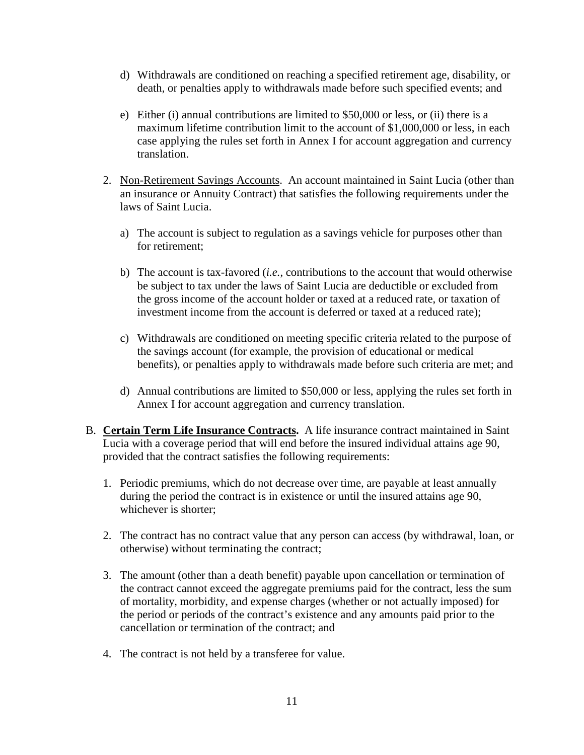d) Withdrawals are conditioned on reaching a specified retirement age, disability, or death, or penalties apply to withdrawals made before such specified events; and

e) Either (i) annual contributions are limited to $50,000 or less, or (ii) there is a maximum lifetime contribution limit to the account of $1,000,000 or less, in each case applying the rules set forth in Annex I for account aggregation and currency translation.

2. Non-Retirement Savings Accounts. An account maintained in Saint Lucia (other than an insurance or Annuity Contract) that satisfies the following requirements under the laws of Saint Lucia.

   a) The account is subject to regulation as a savings vehicle for purposes other than for retirement;

   b) The account is tax-favored (*i.e.*, contributions to the account that would otherwise be subject to tax under the laws of Saint Lucia are deductible or excluded from the gross income of the account holder or taxed at a reduced rate, or taxation of investment income from the account is deferred or taxed at a reduced rate);

   c) Withdrawals are conditioned on meeting specific criteria related to the purpose of the savings account (for example, the provision of educational or medical benefits), or penalties apply to withdrawals made before such criteria are met; and

   d) Annual contributions are limited to $50,000 or less, applying the rules set forth in Annex I for account aggregation and currency translation.

B. **Certain Term Life Insurance Contracts.** A life insurance contract maintained in Saint Lucia with a coverage period that will end before the insured individual attains age 90, provided that the contract satisfies the following requirements:

1. Periodic premiums, which do not decrease over time, are payable at least annually during the period the contract is in existence or until the insured attains age 90, whichever is shorter;

2. The contract has no contract value that any person can access (by withdrawal, loan, or otherwise) without terminating the contract;

3. The amount (other than a death benefit) payable upon cancellation or termination of the contract cannot exceed the aggregate premiums paid for the contract, less the sum of mortality, morbidity, and expense charges (whether or not actually imposed) for the period or periods of the contract's existence and any amounts paid prior to the cancellation or termination of the contract; and

4. The contract is not held by a transferee for value.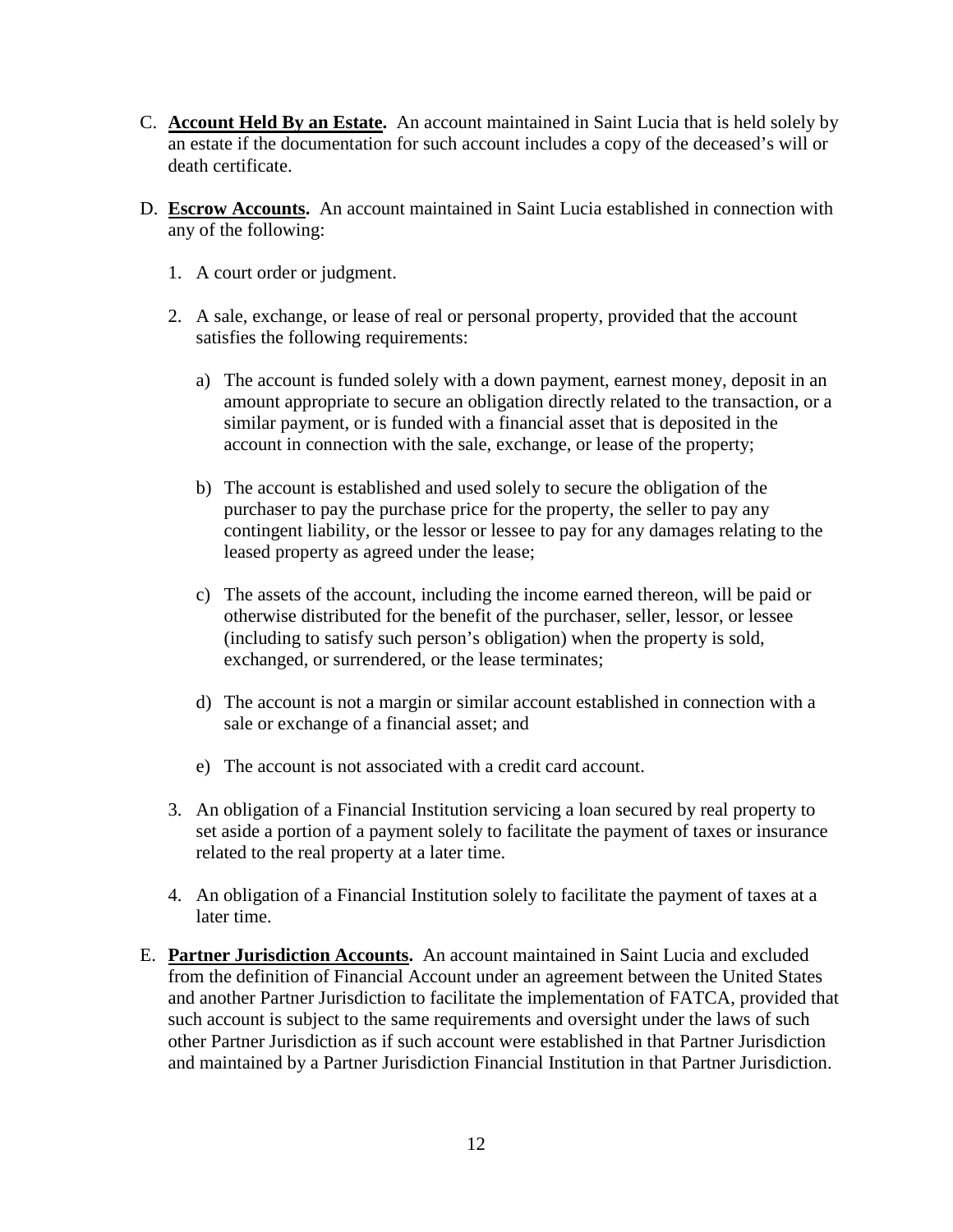C. **<u>Account Held By an Estate</u>.** An account maintained in Saint Lucia that is held solely by an estate if the documentation for such account includes a copy of the deceased's will or death certificate.

D. **<u>Escrow Accounts</u>.** An account maintained in Saint Lucia established in connection with any of the following:

   1. A court order or judgment.

   2. A sale, exchange, or lease of real or personal property, provided that the account satisfies the following requirements:

      a) The account is funded solely with a down payment, earnest money, deposit in an amount appropriate to secure an obligation directly related to the transaction, or a similar payment, or is funded with a financial asset that is deposited in the account in connection with the sale, exchange, or lease of the property;

      b) The account is established and used solely to secure the obligation of the purchaser to pay the purchase price for the property, the seller to pay any contingent liability, or the lessor or lessee to pay for any damages relating to the leased property as agreed under the lease;

      c) The assets of the account, including the income earned thereon, will be paid or otherwise distributed for the benefit of the purchaser, seller, lessor, or lessee (including to satisfy such person's obligation) when the property is sold, exchanged, or surrendered, or the lease terminates;

      d) The account is not a margin or similar account established in connection with a sale or exchange of a financial asset; and

      e) The account is not associated with a credit card account.

   3. An obligation of a Financial Institution servicing a loan secured by real property to set aside a portion of a payment solely to facilitate the payment of taxes or insurance related to the real property at a later time.

   4. An obligation of a Financial Institution solely to facilitate the payment of taxes at a later time.

E. **<u>Partner Jurisdiction Accounts</u>.** An account maintained in Saint Lucia and excluded from the definition of Financial Account under an agreement between the United States and another Partner Jurisdiction to facilitate the implementation of FATCA, provided that such account is subject to the same requirements and oversight under the laws of such other Partner Jurisdiction as if such account were established in that Partner Jurisdiction and maintained by a Partner Jurisdiction Financial Institution in that Partner Jurisdiction.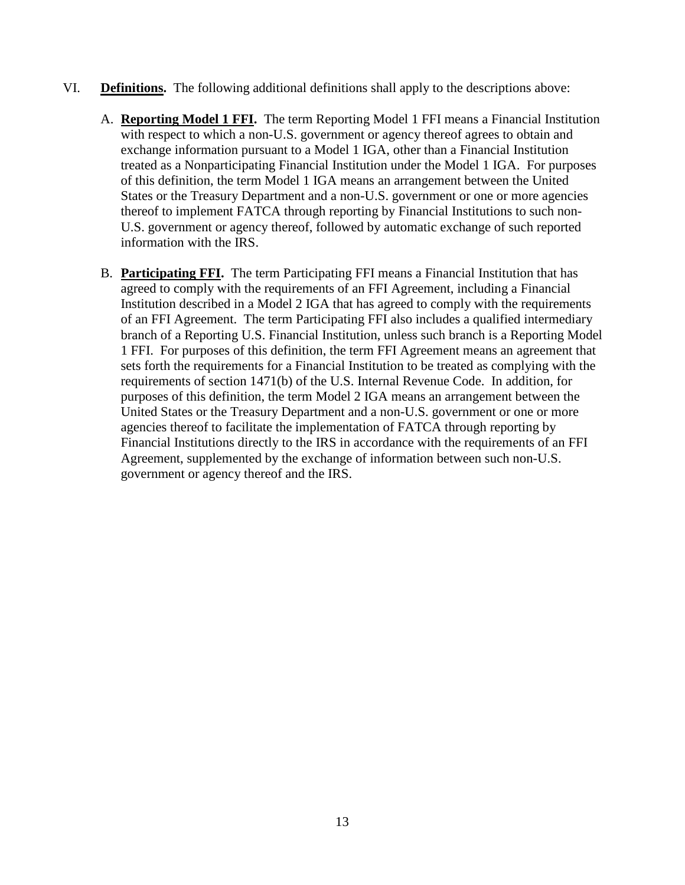VI. **Definitions.** The following additional definitions shall apply to the descriptions above:

A. **Reporting Model 1 FFI.** The term Reporting Model 1 FFI means a Financial Institution with respect to which a non-U.S. government or agency thereof agrees to obtain and exchange information pursuant to a Model 1 IGA, other than a Financial Institution treated as a Nonparticipating Financial Institution under the Model 1 IGA. For purposes of this definition, the term Model 1 IGA means an arrangement between the United States or the Treasury Department and a non-U.S. government or one or more agencies thereof to implement FATCA through reporting by Financial Institutions to such non-U.S. government or agency thereof, followed by automatic exchange of such reported information with the IRS.

B. **Participating FFI.** The term Participating FFI means a Financial Institution that has agreed to comply with the requirements of an FFI Agreement, including a Financial Institution described in a Model 2 IGA that has agreed to comply with the requirements of an FFI Agreement. The term Participating FFI also includes a qualified intermediary branch of a Reporting U.S. Financial Institution, unless such branch is a Reporting Model 1 FFI. For purposes of this definition, the term FFI Agreement means an agreement that sets forth the requirements for a Financial Institution to be treated as complying with the requirements of section 1471(b) of the U.S. Internal Revenue Code. In addition, for purposes of this definition, the term Model 2 IGA means an arrangement between the United States or the Treasury Department and a non-U.S. government or one or more agencies thereof to facilitate the implementation of FATCA through reporting by Financial Institutions directly to the IRS in accordance with the requirements of an FFI Agreement, supplemented by the exchange of information between such non-U.S. government or agency thereof and the IRS.